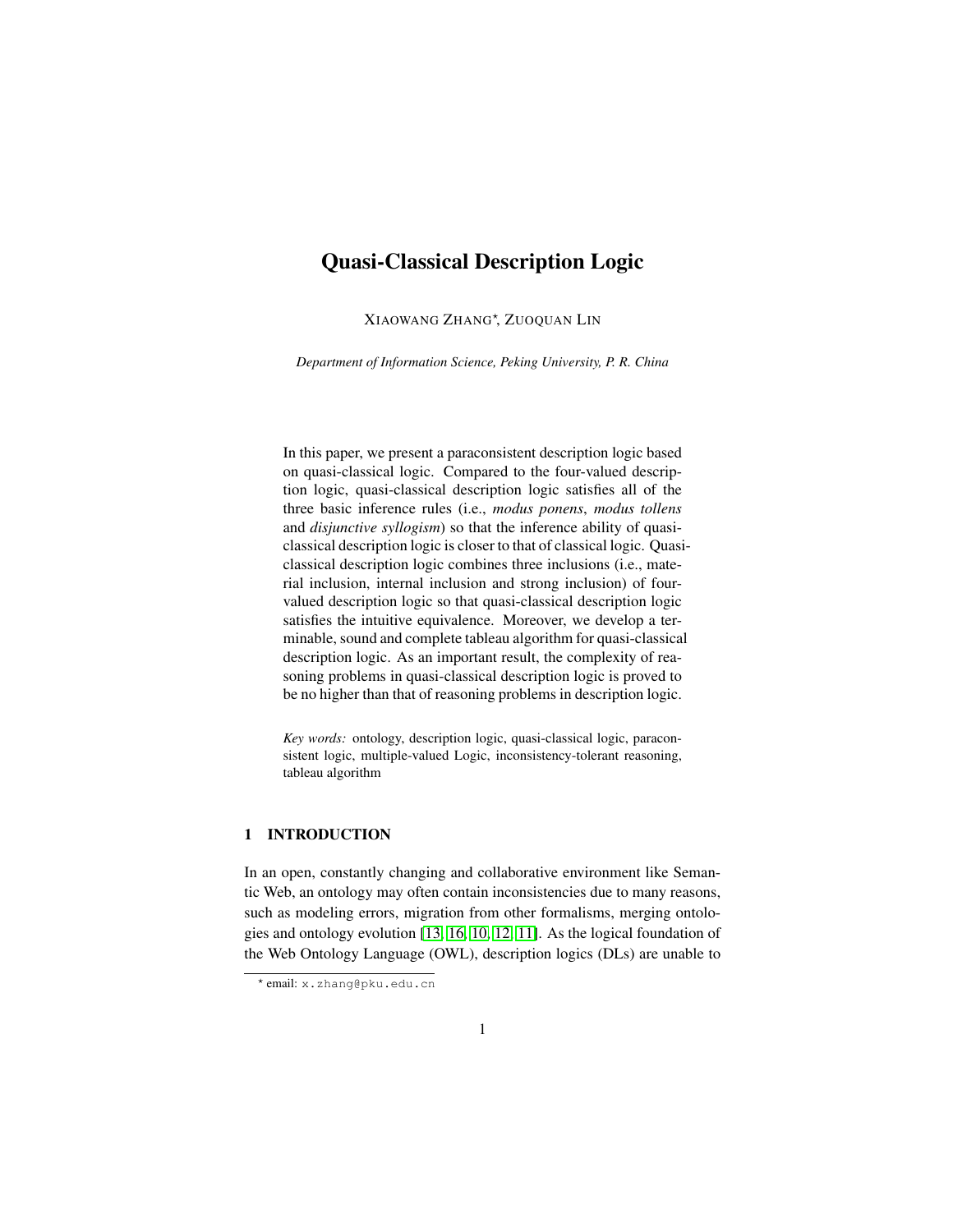# Quasi-Classical Description Logic

Xiaowang Zhang*, Zuoquan Lin

*Department of Information Science, Peking University, P. R. China*

In this paper, we present a paraconsistent description logic based on quasi-classical logic. Compared to the four-valued description logic, quasi-classical description logic satisfies all of the three basic inference rules (i.e., *modus ponens*, *modus tollens* and *disjunctive syllogism*) so that the inference ability of quasi-classical description logic is closer to that of classical logic. Quasi-classical description logic combines three inclusions (i.e., material inclusion, internal inclusion and strong inclusion) of four-valued description logic so that quasi-classical description logic satisfies the intuitive equivalence. Moreover, we develop a terminable, sound and complete tableau algorithm for quasi-classical description logic. As an important result, the complexity of reasoning problems in quasi-classical description logic is proved to be no higher than that of reasoning problems in description logic.

*Key words:* ontology, description logic, quasi-classical logic, paraconsistent logic, multiple-valued Logic, inconsistency-tolerant reasoning, tableau algorithm

## 1 INTRODUCTION

In an open, constantly changing and collaborative environment like Semantic Web, an ontology may often contain inconsistencies due to many reasons, such as modeling errors, migration from other formalisms, merging ontologies and ontology evolution [13, 16, 10, 12, 11]. As the logical foundation of the Web Ontology Language (OWL), description logics (DLs) are unable to

* email: x.zhang@pku.edu.cn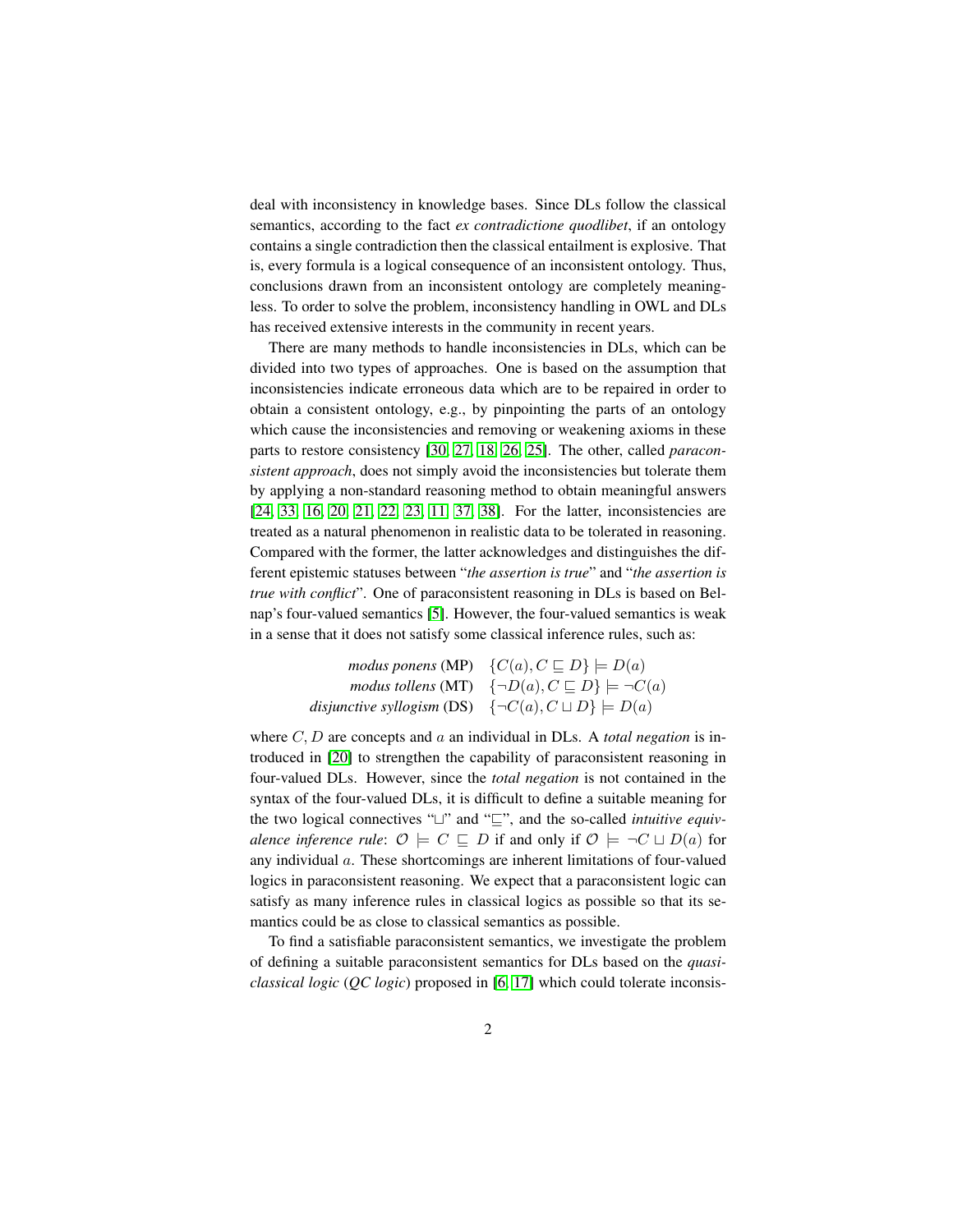deal with inconsistency in knowledge bases. Since DLs follow the classical semantics, according to the fact *ex contradictione quodlibet*, if an ontology contains a single contradiction then the classical entailment is explosive. That is, every formula is a logical consequence of an inconsistent ontology. Thus, conclusions drawn from an inconsistent ontology are completely meaningless. To order to solve the problem, inconsistency handling in OWL and DLs has received extensive interests in the community in recent years.

There are many methods to handle inconsistencies in DLs, which can be divided into two types of approaches. One is based on the assumption that inconsistencies indicate erroneous data which are to be repaired in order to obtain a consistent ontology, e.g., by pinpointing the parts of an ontology which cause the inconsistencies and removing or weakening axioms in these parts to restore consistency [30, 27, 18, 26, 25]. The other, called *paraconsistent approach*, does not simply avoid the inconsistencies but tolerate them by applying a non-standard reasoning method to obtain meaningful answers [24, 33, 16, 20, 21, 22, 23, 11, 37, 38]. For the latter, inconsistencies are treated as a natural phenomenon in realistic data to be tolerated in reasoning. Compared with the former, the latter acknowledges and distinguishes the different epistemic statuses between "*the assertion is true*" and "*the assertion is true with conflict*". One of paraconsistent reasoning in DLs is based on Belnap's four-valued semantics [5]. However, the four-valued semantics is weak in a sense that it does not satisfy some classical inference rules, such as:

$$
\begin{aligned}
\textit{modus ponens} \text{ (MP)} \quad & \{C(a), C \sqsubseteq D\} \models D(a) \\
\textit{modus tollens} \text{ (MT)} \quad & \{\neg D(a), C \sqsubseteq D\} \models \neg C(a) \\
\textit{disjunctive syllogism} \text{ (DS)} \quad & \{\neg C(a), C \sqcup D\} \models D(a)
\end{aligned}
$$

where $C, D$ are concepts and $a$ an individual in DLs. A *total negation* is introduced in [20] to strengthen the capability of paraconsistent reasoning in four-valued DLs. However, since the *total negation* is not contained in the syntax of the four-valued DLs, it is difficult to define a suitable meaning for the two logical connectives "$\sqcup$" and "$\sqsubseteq$", and the so-called *intuitive equivalence inference rule*: $\mathcal{O} \models C \sqsubseteq D$ if and only if $\mathcal{O} \models \neg C \sqcup D(a)$ for any individual $a$. These shortcomings are inherent limitations of four-valued logics in paraconsistent reasoning. We expect that a paraconsistent logic can satisfy as many inference rules in classical logics as possible so that its semantics could be as close to classical semantics as possible.

To find a satisfiable paraconsistent semantics, we investigate the problem of defining a suitable paraconsistent semantics for DLs based on the *quasi-classical logic* (*QC logic*) proposed in [6, 17] which could tolerate inconsis-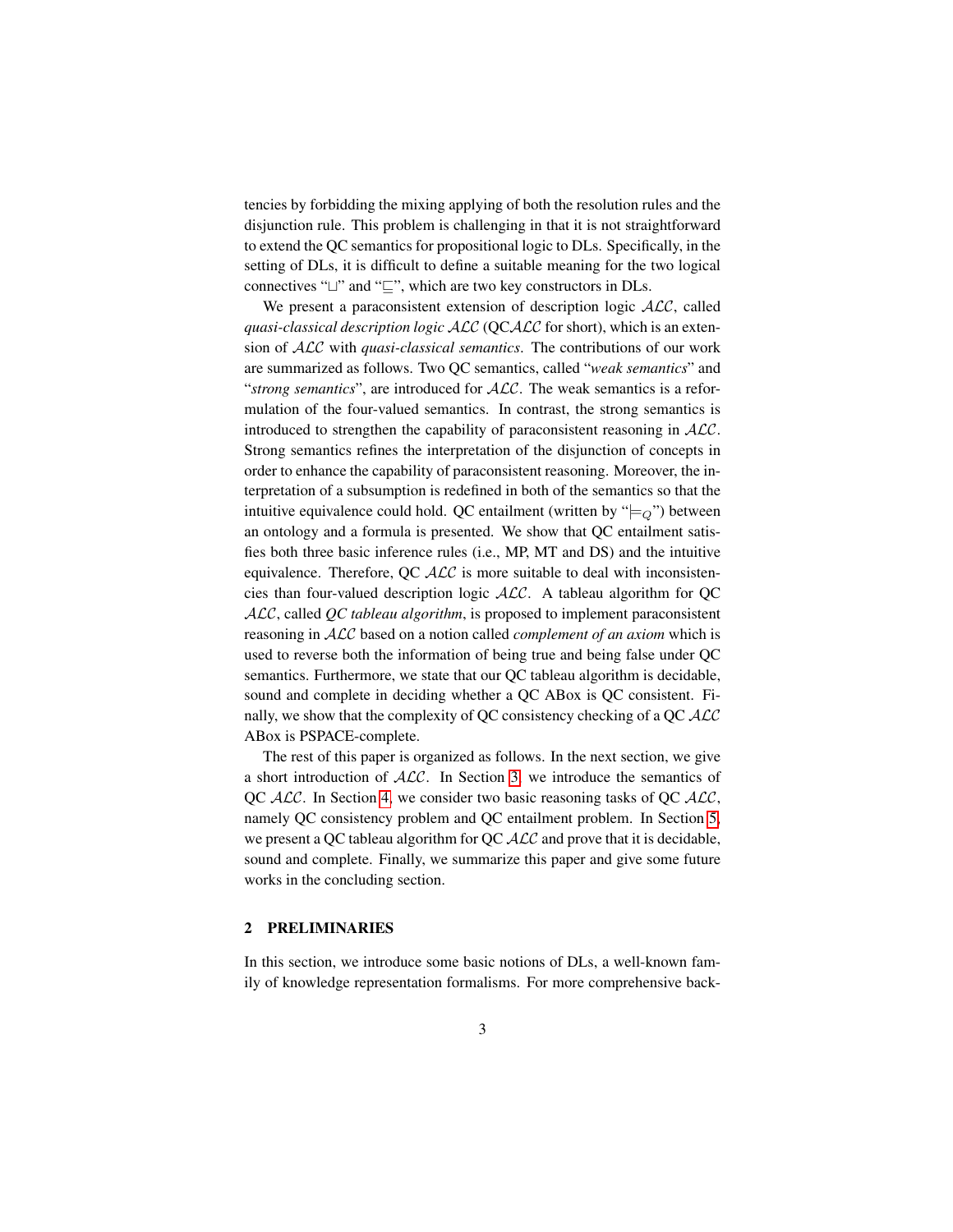tencies by forbidding the mixing applying of both the resolution rules and the disjunction rule. This problem is challenging in that it is not straightforward to extend the QC semantics for propositional logic to DLs. Specifically, in the setting of DLs, it is difficult to define a suitable meaning for the two logical connectives "$\sqcup$" and "$\sqsubseteq$", which are two key constructors in DLs.

We present a paraconsistent extension of description logic $\mathcal{ALC}$, called *quasi-classical description logic* $\mathcal{ALC}$ (QC$\mathcal{ALC}$ for short), which is an extension of $\mathcal{ALC}$ with *quasi-classical semantics*. The contributions of our work are summarized as follows. Two QC semantics, called "*weak semantics*" and "*strong semantics*", are introduced for $\mathcal{ALC}$. The weak semantics is a reformulation of the four-valued semantics. In contrast, the strong semantics is introduced to strengthen the capability of paraconsistent reasoning in $\mathcal{ALC}$. Strong semantics refines the interpretation of the disjunction of concepts in order to enhance the capability of paraconsistent reasoning. Moreover, the interpretation of a subsumption is redefined in both of the semantics so that the intuitive equivalence could hold. QC entailment (written by "$\models_Q$") between an ontology and a formula is presented. We show that QC entailment satisfies both three basic inference rules (i.e., MP, MT and DS) and the intuitive equivalence. Therefore, QC $\mathcal{ALC}$ is more suitable to deal with inconsistencies than four-valued description logic $\mathcal{ALC}$. A tableau algorithm for QC $\mathcal{ALC}$, called *QC tableau algorithm*, is proposed to implement paraconsistent reasoning in $\mathcal{ALC}$ based on a notion called *complement of an axiom* which is used to reverse both the information of being true and being false under QC semantics. Furthermore, we state that our QC tableau algorithm is decidable, sound and complete in deciding whether a QC ABox is QC consistent. Finally, we show that the complexity of QC consistency checking of a QC $\mathcal{ALC}$ ABox is PSPACE-complete.

The rest of this paper is organized as follows. In the next section, we give a short introduction of $\mathcal{ALC}$. In Section 3, we introduce the semantics of QC $\mathcal{ALC}$. In Section 4, we consider two basic reasoning tasks of QC $\mathcal{ALC}$, namely QC consistency problem and QC entailment problem. In Section 5, we present a QC tableau algorithm for QC $\mathcal{ALC}$ and prove that it is decidable, sound and complete. Finally, we summarize this paper and give some future works in the concluding section.

## 2 PRELIMINARIES

In this section, we introduce some basic notions of DLs, a well-known family of knowledge representation formalisms. For more comprehensive back-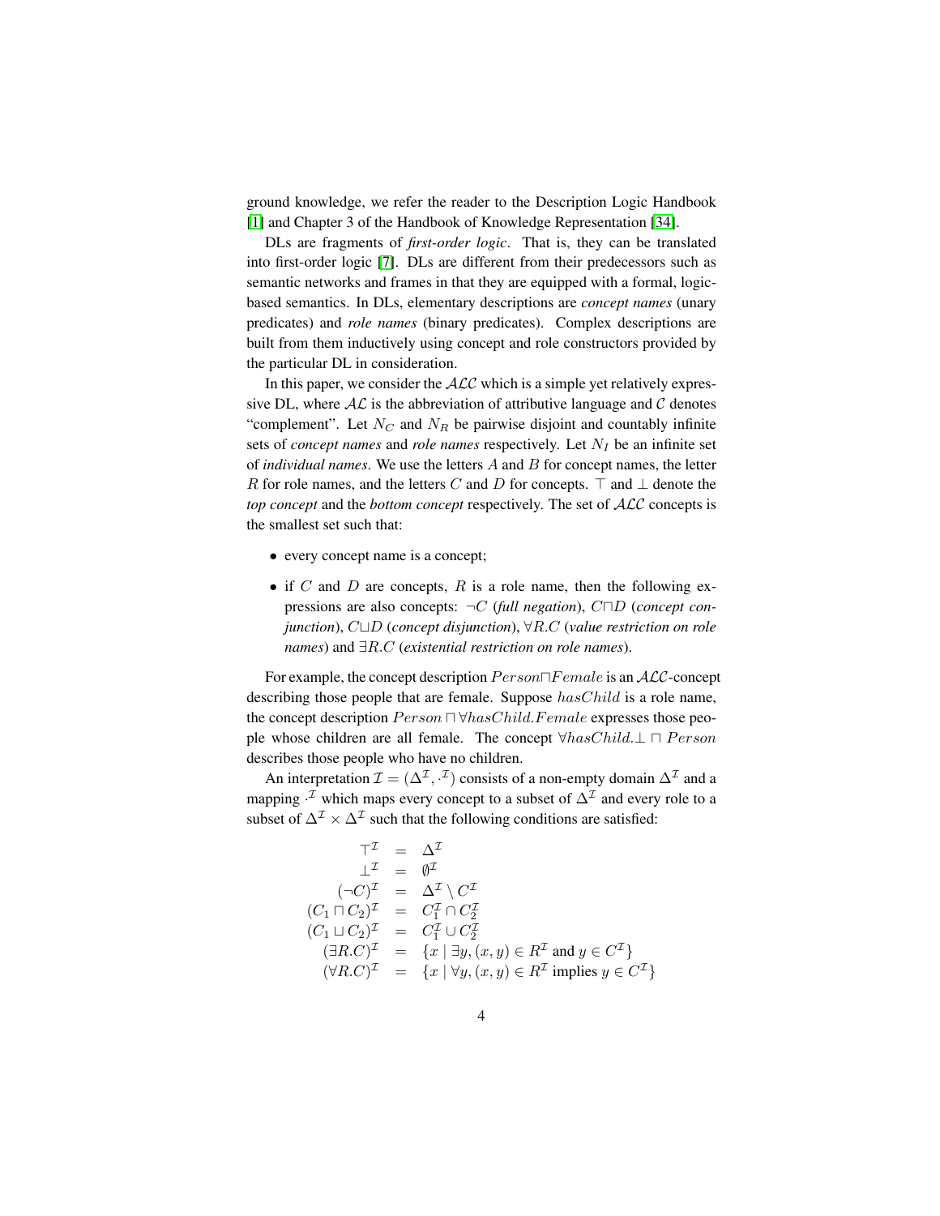ground knowledge, we refer the reader to the Description Logic Handbook [1] and Chapter 3 of the Handbook of Knowledge Representation [34].

DLs are fragments of *first-order logic*. That is, they can be translated into first-order logic [7]. DLs are different from their predecessors such as semantic networks and frames in that they are equipped with a formal, logic-based semantics. In DLs, elementary descriptions are *concept names* (unary predicates) and *role names* (binary predicates). Complex descriptions are built from them inductively using concept and role constructors provided by the particular DL in consideration.

In this paper, we consider the $\mathcal{ALC}$ which is a simple yet relatively expressive DL, where $\mathcal{AL}$ is the abbreviation of attributive language and $\mathcal{C}$ denotes "complement". Let $N_C$ and $N_R$ be pairwise disjoint and countably infinite sets of *concept names* and *role names* respectively. Let $N_I$ be an infinite set of *individual names*. We use the letters $A$ and $B$ for concept names, the letter $R$ for role names, and the letters $C$ and $D$ for concepts. $\top$ and $\bot$ denote the *top concept* and the *bottom concept* respectively. The set of $\mathcal{ALC}$ concepts is the smallest set such that:

- every concept name is a concept;
- if $C$ and $D$ are concepts, $R$ is a role name, then the following expressions are also concepts: $\neg C$ (*full negation*), $C \sqcap D$ (*concept conjunction*), $C \sqcup D$ (*concept disjunction*), $\forall R.C$ (*value restriction on role names*) and $\exists R.C$ (*existential restriction on role names*).

For example, the concept description $Person \sqcap Female$ is an $\mathcal{ALC}$-concept describing those people that are female. Suppose $hasChild$ is a role name, the concept description $Person \sqcap \forall hasChild.Female$ expresses those people whose children are all female. The concept $\forall hasChild.\bot \sqcap Person$ describes those people who have no children.

An interpretation $\mathcal{I} = (\Delta^{\mathcal{I}}, \cdot^{\mathcal{I}})$ consists of a non-empty domain $\Delta^{\mathcal{I}}$ and a mapping $\cdot^{\mathcal{I}}$ which maps every concept to a subset of $\Delta^{\mathcal{I}}$ and every role to a subset of $\Delta^{\mathcal{I}} \times \Delta^{\mathcal{I}}$ such that the following conditions are satisfied:

$$
\begin{array}{rcl}
\top^{\mathcal{I}} & = & \Delta^{\mathcal{I}} \\
\bot^{\mathcal{I}} & = & \emptyset^{\mathcal{I}} \\
(\neg C)^{\mathcal{I}} & = & \Delta^{\mathcal{I}} \setminus C^{\mathcal{I}} \\
(C_1 \sqcap C_2)^{\mathcal{I}} & = & C_1^{\mathcal{I}} \cap C_2^{\mathcal{I}} \\
(C_1 \sqcup C_2)^{\mathcal{I}} & = & C_1^{\mathcal{I}} \cup C_2^{\mathcal{I}} \\
(\exists R.C)^{\mathcal{I}} & = & \{x \mid \exists y, (x, y) \in R^{\mathcal{I}} \text{ and } y \in C^{\mathcal{I}}\} \\
(\forall R.C)^{\mathcal{I}} & = & \{x \mid \forall y, (x, y) \in R^{\mathcal{I}} \text{ implies } y \in C^{\mathcal{I}}\}
\end{array}
$$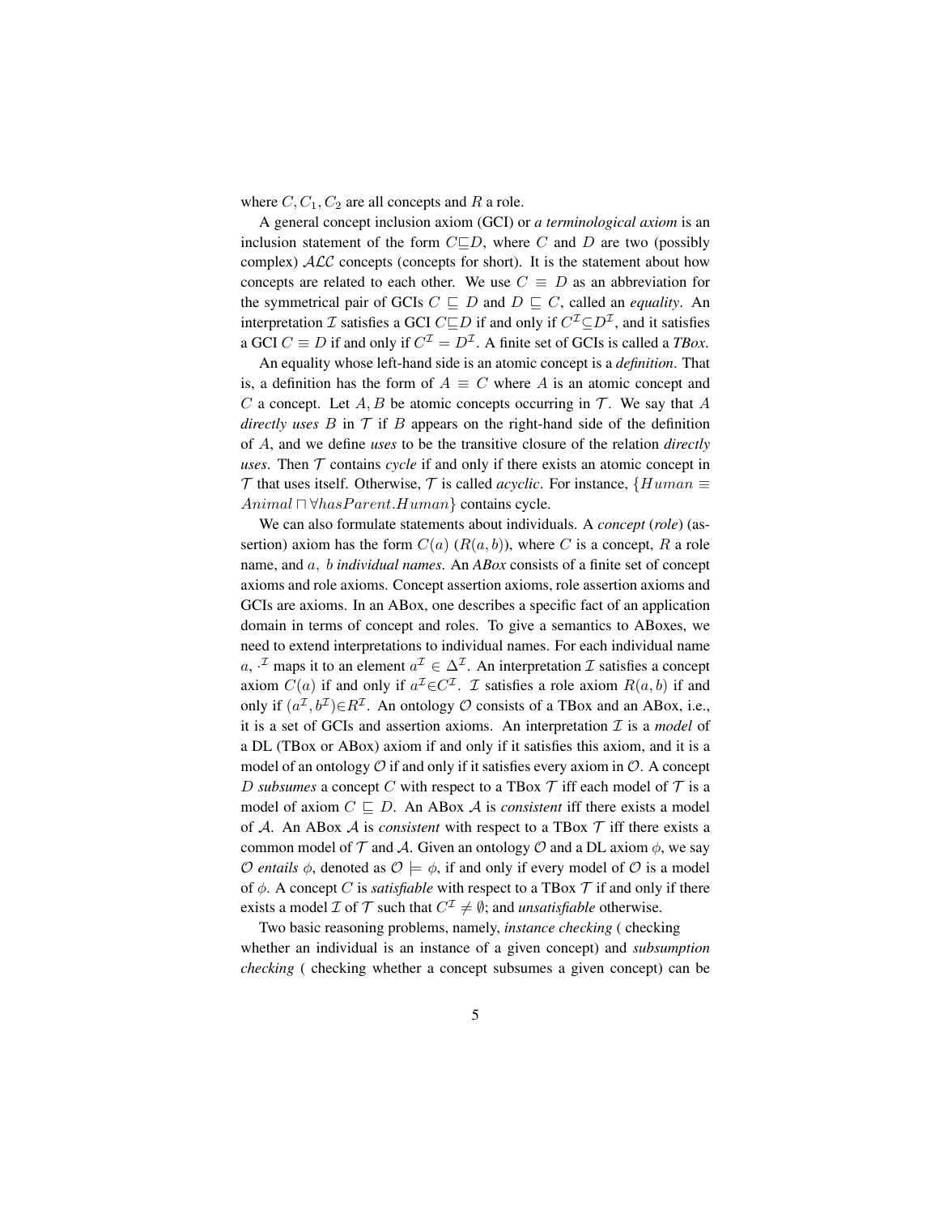where $C, C_1, C_2$ are all concepts and $R$ a role.

A general concept inclusion axiom (GCI) or *a terminological axiom* is an inclusion statement of the form $C \sqsubseteq D$, where $C$ and $D$ are two (possibly complex) $\mathcal{ALC}$ concepts (concepts for short). It is the statement about how concepts are related to each other. We use $C \equiv D$ as an abbreviation for the symmetrical pair of GCIs $C \sqsubseteq D$ and $D \sqsubseteq C$, called an *equality*. An interpretation $\mathcal{I}$ satisfies a GCI $C \sqsubseteq D$ if and only if $C^{\mathcal{I}} \subseteq D^{\mathcal{I}}$, and it satisfies a GCI $C \equiv D$ if and only if $C^{\mathcal{I}} = D^{\mathcal{I}}$. A finite set of GCIs is called a *TBox*.

An equality whose left-hand side is an atomic concept is a *definition*. That is, a definition has the form of $A \equiv C$ where $A$ is an atomic concept and $C$ a concept. Let $A, B$ be atomic concepts occurring in $\mathcal{T}$. We say that $A$ *directly uses* $B$ in $\mathcal{T}$ if $B$ appears on the right-hand side of the definition of $A$, and we define *uses* to be the transitive closure of the relation *directly uses*. Then $\mathcal{T}$ contains *cycle* if and only if there exists an atomic concept in $\mathcal{T}$ that uses itself. Otherwise, $\mathcal{T}$ is called *acyclic*. For instance, $\{Human \equiv Animal \sqcap \forall hasParent.Human\}$ contains cycle.

We can also formulate statements about individuals. A *concept* (*role*) (assertion) axiom has the form $C(a)$ ($R(a, b)$), where $C$ is a concept, $R$ a role name, and $a,\ b$ *individual names*. An *ABox* consists of a finite set of concept axioms and role axioms. Concept assertion axioms, role assertion axioms and GCIs are axioms. In an ABox, one describes a specific fact of an application domain in terms of concept and roles. To give a semantics to ABoxes, we need to extend interpretations to individual names. For each individual name $a$, $\cdot^{\mathcal{I}}$ maps it to an element $a^{\mathcal{I}} \in \Delta^{\mathcal{I}}$. An interpretation $\mathcal{I}$ satisfies a concept axiom $C(a)$ if and only if $a^{\mathcal{I}} \in C^{\mathcal{I}}$. $\mathcal{I}$ satisfies a role axiom $R(a, b)$ if and only if $(a^{\mathcal{I}}, b^{\mathcal{I}}) \in R^{\mathcal{I}}$. An ontology $\mathcal{O}$ consists of a TBox and an ABox, i.e., it is a set of GCIs and assertion axioms. An interpretation $\mathcal{I}$ is a *model* of a DL (TBox or ABox) axiom if and only if it satisfies this axiom, and it is a model of an ontology $\mathcal{O}$ if and only if it satisfies every axiom in $\mathcal{O}$. A concept $D$ *subsumes* a concept $C$ with respect to a TBox $\mathcal{T}$ iff each model of $\mathcal{T}$ is a model of axiom $C \sqsubseteq D$. An ABox $\mathcal{A}$ is *consistent* iff there exists a model of $\mathcal{A}$. An ABox $\mathcal{A}$ is *consistent* with respect to a TBox $\mathcal{T}$ iff there exists a common model of $\mathcal{T}$ and $\mathcal{A}$. Given an ontology $\mathcal{O}$ and a DL axiom $\phi$, we say $\mathcal{O}$ *entails* $\phi$, denoted as $\mathcal{O} \models \phi$, if and only if every model of $\mathcal{O}$ is a model of $\phi$. A concept $C$ is *satisfiable* with respect to a TBox $\mathcal{T}$ if and only if there exists a model $\mathcal{I}$ of $\mathcal{T}$ such that $C^{\mathcal{I}} \neq \emptyset$; and *unsatisfiable* otherwise.

Two basic reasoning problems, namely, *instance checking* ( checking whether an individual is an instance of a given concept) and *subsumption checking* ( checking whether a concept subsumes a given concept) can be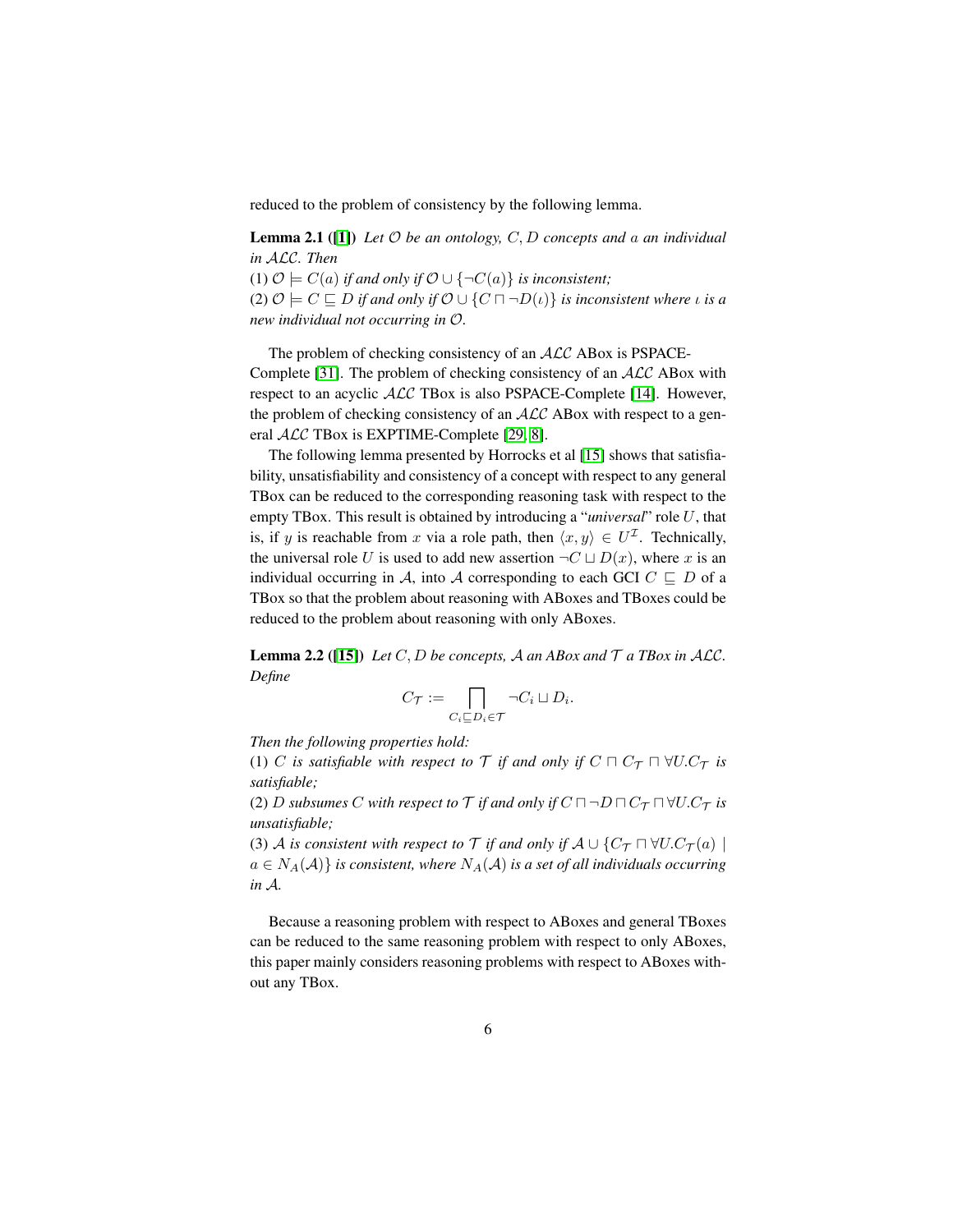reduced to the problem of consistency by the following lemma.

**Lemma 2.1** ([1]) *Let $\mathcal{O}$ be an ontology, $C, D$ concepts and $a$ an individual in $\mathcal{ALC}$. Then*
(1) $\mathcal{O} \models C(a)$ *if and only if* $\mathcal{O} \cup \{\neg C(a)\}$ *is inconsistent;*
(2) $\mathcal{O} \models C \sqsubseteq D$ *if and only if* $\mathcal{O} \cup \{C \sqcap \neg D(\iota)\}$ *is inconsistent where $\iota$ is a new individual not occurring in $\mathcal{O}$.*

The problem of checking consistency of an $\mathcal{ALC}$ ABox is PSPACE-Complete [31]. The problem of checking consistency of an $\mathcal{ALC}$ ABox with respect to an acyclic $\mathcal{ALC}$ TBox is also PSPACE-Complete [14]. However, the problem of checking consistency of an $\mathcal{ALC}$ ABox with respect to a general $\mathcal{ALC}$ TBox is EXPTIME-Complete [29, 8].

The following lemma presented by Horrocks et al [15] shows that satisfiability, unsatisfiability and consistency of a concept with respect to any general TBox can be reduced to the corresponding reasoning task with respect to the empty TBox. This result is obtained by introducing a "*universal*" role $U$, that is, if $y$ is reachable from $x$ via a role path, then $\langle x, y\rangle \in U^{\mathcal{I}}$. Technically, the universal role $U$ is used to add new assertion $\neg C \sqcup D(x)$, where $x$ is an individual occurring in $\mathcal{A}$, into $\mathcal{A}$ corresponding to each GCI $C \sqsubseteq D$ of a TBox so that the problem about reasoning with ABoxes and TBoxes could be reduced to the problem about reasoning with only ABoxes.

**Lemma 2.2** ([15]) *Let $C, D$ be concepts, $\mathcal{A}$ an ABox and $\mathcal{T}$ a TBox in $\mathcal{ALC}$. Define*

$$C_{\mathcal{T}} := \bigsqcap_{C_i \sqsubseteq D_i \in \mathcal{T}} \neg C_i \sqcup D_i.$$

*Then the following properties hold:*
(1) *$C$ is satisfiable with respect to $\mathcal{T}$ if and only if $C \sqcap C_{\mathcal{T}} \sqcap \forall U.C_{\mathcal{T}}$ is satisfiable;*
(2) *$D$ subsumes $C$ with respect to $\mathcal{T}$ if and only if $C \sqcap \neg D \sqcap C_{\mathcal{T}} \sqcap \forall U.C_{\mathcal{T}}$ is unsatisfiable;*
(3) *$\mathcal{A}$ is consistent with respect to $\mathcal{T}$ if and only if $\mathcal{A} \cup \{C_{\mathcal{T}} \sqcap \forall U.C_{\mathcal{T}}(a) \mid a \in N_A(\mathcal{A})\}$ is consistent, where $N_A(\mathcal{A})$ is a set of all individuals occurring in $\mathcal{A}$.*

Because a reasoning problem with respect to ABoxes and general TBoxes can be reduced to the same reasoning problem with respect to only ABoxes, this paper mainly considers reasoning problems with respect to ABoxes without any TBox.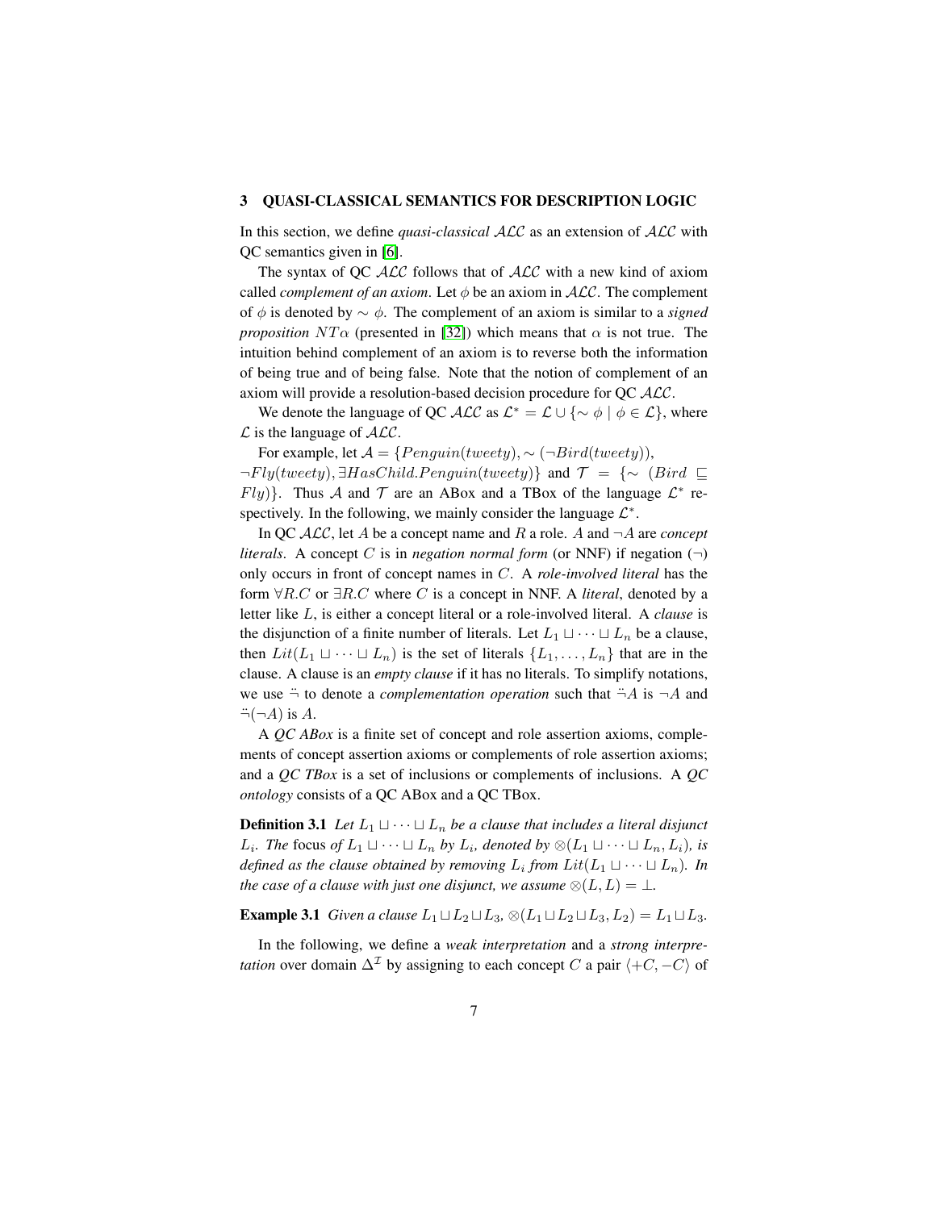## 3 QUASI-CLASSICAL SEMANTICS FOR DESCRIPTION LOGIC

In this section, we define *quasi-classical* $\mathcal{ALC}$ as an extension of $\mathcal{ALC}$ with QC semantics given in [6].

The syntax of QC $\mathcal{ALC}$ follows that of $\mathcal{ALC}$ with a new kind of axiom called *complement of an axiom*. Let $\phi$ be an axiom in $\mathcal{ALC}$. The complement of $\phi$ is denoted by $\sim \phi$. The complement of an axiom is similar to a *signed proposition* $NT\alpha$ (presented in [32]) which means that $\alpha$ is not true. The intuition behind complement of an axiom is to reverse both the information of being true and of being false. Note that the notion of complement of an axiom will provide a resolution-based decision procedure for QC $\mathcal{ALC}$.

We denote the language of QC $\mathcal{ALC}$ as $\mathcal{L}^* = \mathcal{L} \cup \{\sim \phi \mid \phi \in \mathcal{L}\}$, where $\mathcal{L}$ is the language of $\mathcal{ALC}$.

For example, let $\mathcal{A} = \{Penguin(tweety), \sim (\neg Bird(tweety)), \neg Fly(tweety), \exists HasChild.Penguin(tweety)\}$ and $\mathcal{T} = \{\sim (Bird \sqsubseteq Fly)\}$. Thus $\mathcal{A}$ and $\mathcal{T}$ are an ABox and a TBox of the language $\mathcal{L}^*$ respectively. In the following, we mainly consider the language $\mathcal{L}^*$.

In QC $\mathcal{ALC}$, let $A$ be a concept name and $R$ a role. $A$ and $\neg A$ are *concept literals*. A concept $C$ is in *negation normal form* (or NNF) if negation ($\neg$) only occurs in front of concept names in $C$. A *role-involved literal* has the form $\forall R.C$ or $\exists R.C$ where $C$ is a concept in NNF. A *literal*, denoted by a letter like $L$, is either a concept literal or a role-involved literal. A *clause* is the disjunction of a finite number of literals. Let $L_1 \sqcup \cdots \sqcup L_n$ be a clause, then $Lit(L_1 \sqcup \cdots \sqcup L_n)$ is the set of literals $\{L_1, \ldots, L_n\}$ that are in the clause. A clause is an *empty clause* if it has no literals. To simplify notations, we use $\ddot{\neg}$ to denote a *complementation operation* such that $\ddot{\neg} A$ is $\neg A$ and $\ddot{\neg}(\neg A)$ is $A$.

A *QC ABox* is a finite set of concept and role assertion axioms, complements of concept assertion axioms or complements of role assertion axioms; and a *QC TBox* is a set of inclusions or complements of inclusions. A *QC ontology* consists of a QC ABox and a QC TBox.

**Definition 3.1** *Let $L_1 \sqcup \cdots \sqcup L_n$ be a clause that includes a literal disjunct $L_i$. The* focus *of $L_1 \sqcup \cdots \sqcup L_n$ by $L_i$, denoted by $\otimes(L_1 \sqcup \cdots \sqcup L_n, L_i)$, is defined as the clause obtained by removing $L_i$ from $Lit(L_1 \sqcup \cdots \sqcup L_n)$. In the case of a clause with just one disjunct, we assume $\otimes(L, L) = \bot$.*

**Example 3.1** *Given a clause $L_1 \sqcup L_2 \sqcup L_3$, $\otimes(L_1 \sqcup L_2 \sqcup L_3, L_2) = L_1 \sqcup L_3$.*

In the following, we define a *weak interpretation* and a *strong interpretation* over domain $\Delta^{\mathcal{I}}$ by assigning to each concept $C$ a pair $\langle +C, -C \rangle$ of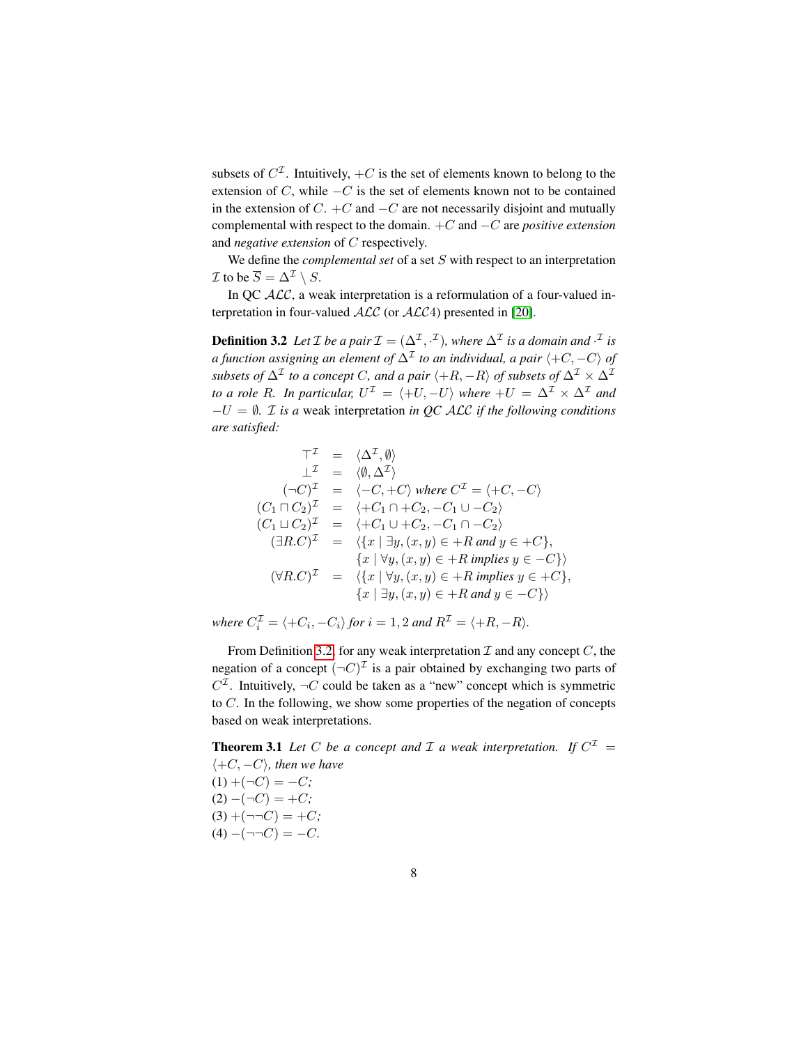subsets of $C^{\mathcal{I}}$. Intuitively, $+C$ is the set of elements known to belong to the extension of $C$, while $-C$ is the set of elements known not to be contained in the extension of $C$. $+C$ and $-C$ are not necessarily disjoint and mutually complemental with respect to the domain. $+C$ and $-C$ are *positive extension* and *negative extension* of $C$ respectively.

We define the *complemental set* of a set $S$ with respect to an interpretation $\mathcal{I}$ to be $\overline{S} = \Delta^{\mathcal{I}} \setminus S$.

In QC $\mathcal{ALC}$, a weak interpretation is a reformulation of a four-valued interpretation in four-valued $\mathcal{ALC}$ (or $\mathcal{ALC}4$) presented in [20].

**Definition 3.2** *Let $\mathcal{I}$ be a pair $\mathcal{I} = (\Delta^{\mathcal{I}}, \cdot^{\mathcal{I}})$, where $\Delta^{\mathcal{I}}$ is a domain and $\cdot^{\mathcal{I}}$ is a function assigning an element of $\Delta^{\mathcal{I}}$ to an individual, a pair $\langle +C, -C\rangle$ of subsets of $\Delta^{\mathcal{I}}$ to a concept $C$, and a pair $\langle +R, -R\rangle$ of subsets of $\Delta^{\mathcal{I}} \times \Delta^{\mathcal{I}}$ to a role $R$. In particular, $U^{\mathcal{I}} = \langle +U, -U\rangle$ where $+U = \Delta^{\mathcal{I}} \times \Delta^{\mathcal{I}}$ and $-U = \emptyset$. $\mathcal{I}$ is a* weak interpretation *in QC $\mathcal{ALC}$ if the following conditions are satisfied:*

$$
\begin{array}{rcl}
\top^{\mathcal{I}} & = & \langle \Delta^{\mathcal{I}}, \emptyset\rangle \\
\bot^{\mathcal{I}} & = & \langle \emptyset, \Delta^{\mathcal{I}}\rangle \\
(\neg C)^{\mathcal{I}} & = & \langle -C, +C\rangle \text{ where } C^{\mathcal{I}} = \langle +C, -C\rangle \\
(C_1 \sqcap C_2)^{\mathcal{I}} & = & \langle +C_1 \cap +C_2, -C_1 \cup -C_2\rangle \\
(C_1 \sqcup C_2)^{\mathcal{I}} & = & \langle +C_1 \cup +C_2, -C_1 \cap -C_2\rangle \\
(\exists R.C)^{\mathcal{I}} & = & \langle \{x \mid \exists y, (x,y) \in +R \text{ and } y \in +C\}, \\
 & & \{x \mid \forall y, (x,y) \in +R \text{ implies } y \in -C\}\rangle \\
(\forall R.C)^{\mathcal{I}} & = & \langle \{x \mid \forall y, (x,y) \in +R \text{ implies } y \in +C\}, \\
 & & \{x \mid \exists y, (x,y) \in +R \text{ and } y \in -C\}\rangle
\end{array}
$$

*where $C_i^{\mathcal{I}} = \langle +C_i, -C_i\rangle$ for $i = 1, 2$ and $R^{\mathcal{I}} = \langle +R, -R\rangle$.*

From Definition 3.2, for any weak interpretation $\mathcal{I}$ and any concept $C$, the negation of a concept $(\neg C)^{\mathcal{I}}$ is a pair obtained by exchanging two parts of $C^{\mathcal{I}}$. Intuitively, $\neg C$ could be taken as a "new" concept which is symmetric to $C$. In the following, we show some properties of the negation of concepts based on weak interpretations.

**Theorem 3.1** *Let $C$ be a concept and $\mathcal{I}$ a weak interpretation. If $C^{\mathcal{I}} = \langle +C, -C\rangle$, then we have*
(1) $+(\neg C) = -C$;
(2) $-(\neg C) = +C$;
(3) $+(\neg\neg C) = +C$;
(4) $-(\neg\neg C) = -C$.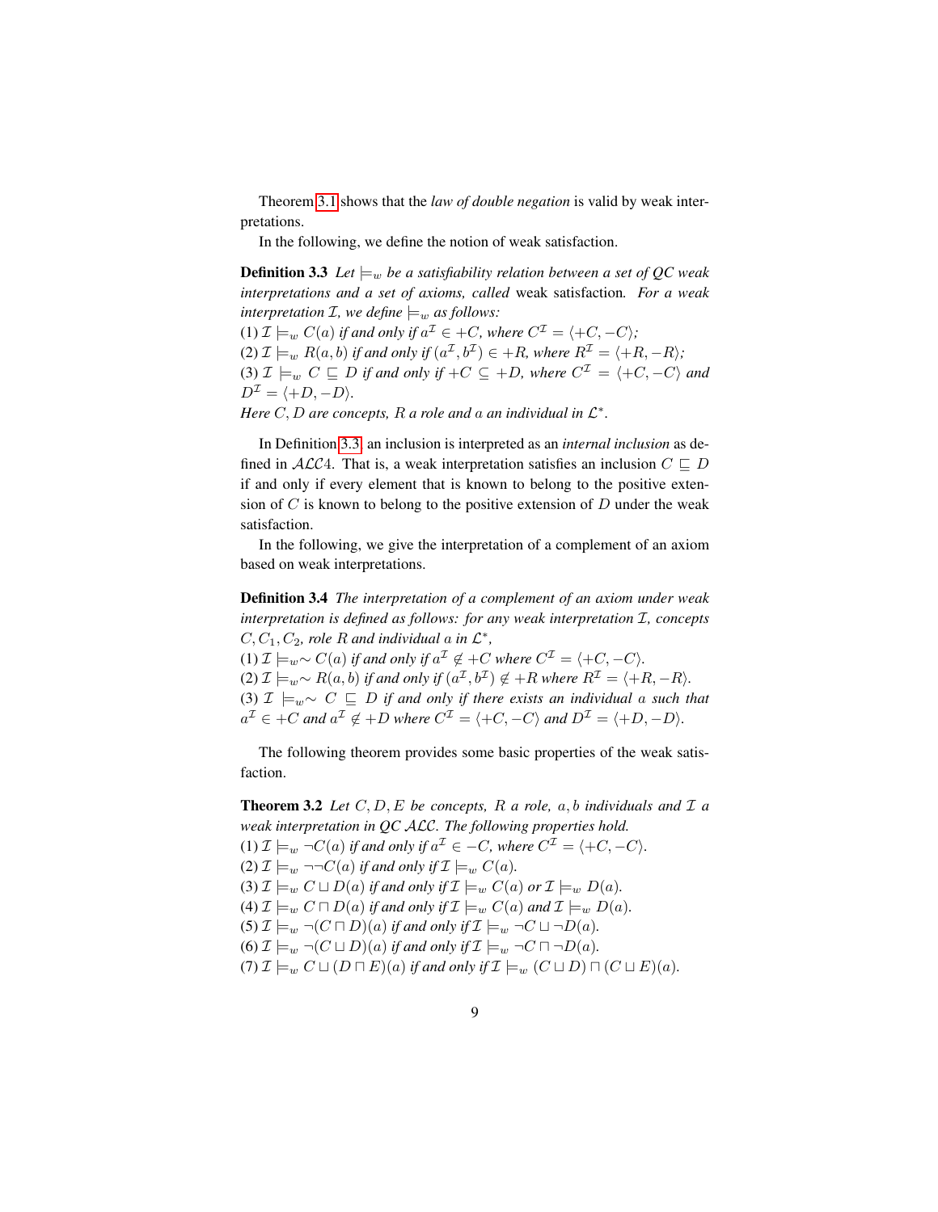Theorem 3.1 shows that the *law of double negation* is valid by weak interpretations.

In the following, we define the notion of weak satisfaction.

**Definition 3.3** *Let $\models_w$ be a satisfiability relation between a set of QC weak interpretations and a set of axioms, called* weak satisfaction*. For a weak interpretation $\mathcal{I}$, we define $\models_w$ as follows:*
*(1) $\mathcal{I} \models_w C(a)$ if and only if $a^{\mathcal{I}} \in +C$, where $C^{\mathcal{I}} = \langle +C, -C \rangle$;*
*(2) $\mathcal{I} \models_w R(a,b)$ if and only if $(a^{\mathcal{I}}, b^{\mathcal{I}}) \in +R$, where $R^{\mathcal{I}} = \langle +R, -R \rangle$;*
*(3) $\mathcal{I} \models_w C \sqsubseteq D$ if and only if $+C \subseteq +D$, where $C^{\mathcal{I}} = \langle +C, -C \rangle$ and $D^{\mathcal{I}} = \langle +D, -D \rangle$.*
*Here $C, D$ are concepts, $R$ a role and $a$ an individual in $\mathcal{L}^*$.*

In Definition 3.3, an inclusion is interpreted as an *internal inclusion* as defined in $\mathcal{ALC}4$. That is, a weak interpretation satisfies an inclusion $C \sqsubseteq D$ if and only if every element that is known to belong to the positive extension of $C$ is known to belong to the positive extension of $D$ under the weak satisfaction.

In the following, we give the interpretation of a complement of an axiom based on weak interpretations.

**Definition 3.4** *The interpretation of a complement of an axiom under weak interpretation is defined as follows: for any weak interpretation $\mathcal{I}$, concepts $C, C_1, C_2$, role $R$ and individual $a$ in $\mathcal{L}^*$,*
*(1) $\mathcal{I} \models_w \sim C(a)$ if and only if $a^{\mathcal{I}} \notin +C$ where $C^{\mathcal{I}} = \langle +C, -C \rangle$.*
*(2) $\mathcal{I} \models_w \sim R(a,b)$ if and only if $(a^{\mathcal{I}}, b^{\mathcal{I}}) \notin +R$ where $R^{\mathcal{I}} = \langle +R, -R \rangle$.*
*(3) $\mathcal{I} \models_w \sim C \sqsubseteq D$ if and only if there exists an individual $a$ such that $a^{\mathcal{I}} \in +C$ and $a^{\mathcal{I}} \notin +D$ where $C^{\mathcal{I}} = \langle +C, -C \rangle$ and $D^{\mathcal{I}} = \langle +D, -D \rangle$.*

The following theorem provides some basic properties of the weak satisfaction.

**Theorem 3.2** *Let $C, D, E$ be concepts, $R$ a role, $a, b$ individuals and $\mathcal{I}$ a weak interpretation in QC $\mathcal{ALC}$. The following properties hold.*
*(1) $\mathcal{I} \models_w \neg C(a)$ if and only if $a^{\mathcal{I}} \in -C$, where $C^{\mathcal{I}} = \langle +C, -C \rangle$.*
*(2) $\mathcal{I} \models_w \neg\neg C(a)$ if and only if $\mathcal{I} \models_w C(a)$.*
*(3) $\mathcal{I} \models_w C \sqcup D(a)$ if and only if $\mathcal{I} \models_w C(a)$ or $\mathcal{I} \models_w D(a)$.*
*(4) $\mathcal{I} \models_w C \sqcap D(a)$ if and only if $\mathcal{I} \models_w C(a)$ and $\mathcal{I} \models_w D(a)$.*
*(5) $\mathcal{I} \models_w \neg(C \sqcap D)(a)$ if and only if $\mathcal{I} \models_w \neg C \sqcup \neg D(a)$.*
*(6) $\mathcal{I} \models_w \neg(C \sqcup D)(a)$ if and only if $\mathcal{I} \models_w \neg C \sqcap \neg D(a)$.*
*(7) $\mathcal{I} \models_w C \sqcup (D \sqcap E)(a)$ if and only if $\mathcal{I} \models_w (C \sqcup D) \sqcap (C \sqcup E)(a)$.*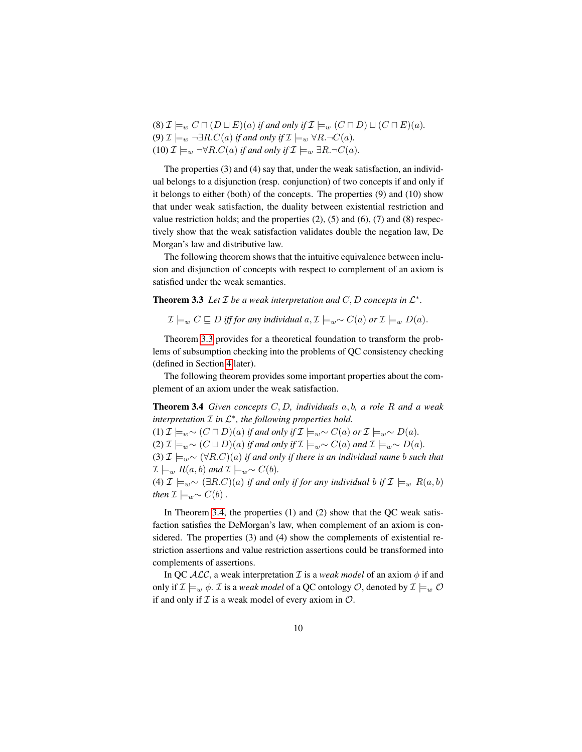(8) $\mathcal{I} \models_w C \sqcap (D \sqcup E)(a)$ *if and only if* $\mathcal{I} \models_w (C \sqcap D) \sqcup (C \sqcap E)(a)$.
(9) $\mathcal{I} \models_w \neg\exists R.C(a)$ *if and only if* $\mathcal{I} \models_w \forall R.\neg C(a)$.
(10) $\mathcal{I} \models_w \neg\forall R.C(a)$ *if and only if* $\mathcal{I} \models_w \exists R.\neg C(a)$.

The properties (3) and (4) say that, under the weak satisfaction, an individual belongs to a disjunction (resp. conjunction) of two concepts if and only if it belongs to either (both) of the concepts. The properties (9) and (10) show that under weak satisfaction, the duality between existential restriction and value restriction holds; and the properties (2), (5) and (6), (7) and (8) respectively show that the weak satisfaction validates double the negation law, De Morgan's law and distributive law.

The following theorem shows that the intuitive equivalence between inclusion and disjunction of concepts with respect to complement of an axiom is satisfied under the weak semantics.

**Theorem 3.3** *Let $\mathcal{I}$ be a weak interpretation and $C, D$ concepts in $\mathcal{L}^*$.*

$$\mathcal{I} \models_w C \sqsubseteq D \text{ iff for any individual } a, \mathcal{I} \models_w \sim C(a) \text{ or } \mathcal{I} \models_w D(a).$$

Theorem 3.3 provides for a theoretical foundation to transform the problems of subsumption checking into the problems of QC consistency checking (defined in Section 4 later).

The following theorem provides some important properties about the complement of an axiom under the weak satisfaction.

**Theorem 3.4** *Given concepts $C, D$, individuals $a, b$, a role $R$ and a weak interpretation $\mathcal{I}$ in $\mathcal{L}^*$, the following properties hold.*
(1) $\mathcal{I} \models_w \sim (C \sqcap D)(a)$ *if and only if* $\mathcal{I} \models_w \sim C(a)$ *or* $\mathcal{I} \models_w \sim D(a)$.
(2) $\mathcal{I} \models_w \sim (C \sqcup D)(a)$ *if and only if* $\mathcal{I} \models_w \sim C(a)$ *and* $\mathcal{I} \models_w \sim D(a)$.
(3) $\mathcal{I} \models_w \sim (\forall R.C)(a)$ *if and only if there is an individual name $b$ such that* $\mathcal{I} \models_w R(a, b)$ *and* $\mathcal{I} \models_w \sim C(b)$.
(4) $\mathcal{I} \models_w \sim (\exists R.C)(a)$ *if and only if for any individual $b$ if* $\mathcal{I} \models_w R(a, b)$ *then* $\mathcal{I} \models_w \sim C(b)$ .

In Theorem 3.4, the properties (1) and (2) show that the QC weak satisfaction satisfies the DeMorgan's law, when complement of an axiom is considered. The properties (3) and (4) show the complements of existential restriction assertions and value restriction assertions could be transformed into complements of assertions.

In QC $\mathcal{ALC}$, a weak interpretation $\mathcal{I}$ is a *weak model* of an axiom $\phi$ if and only if $\mathcal{I} \models_w \phi$. $\mathcal{I}$ is a *weak model* of a QC ontology $\mathcal{O}$, denoted by $\mathcal{I} \models_w \mathcal{O}$ if and only if $\mathcal{I}$ is a weak model of every axiom in $\mathcal{O}$.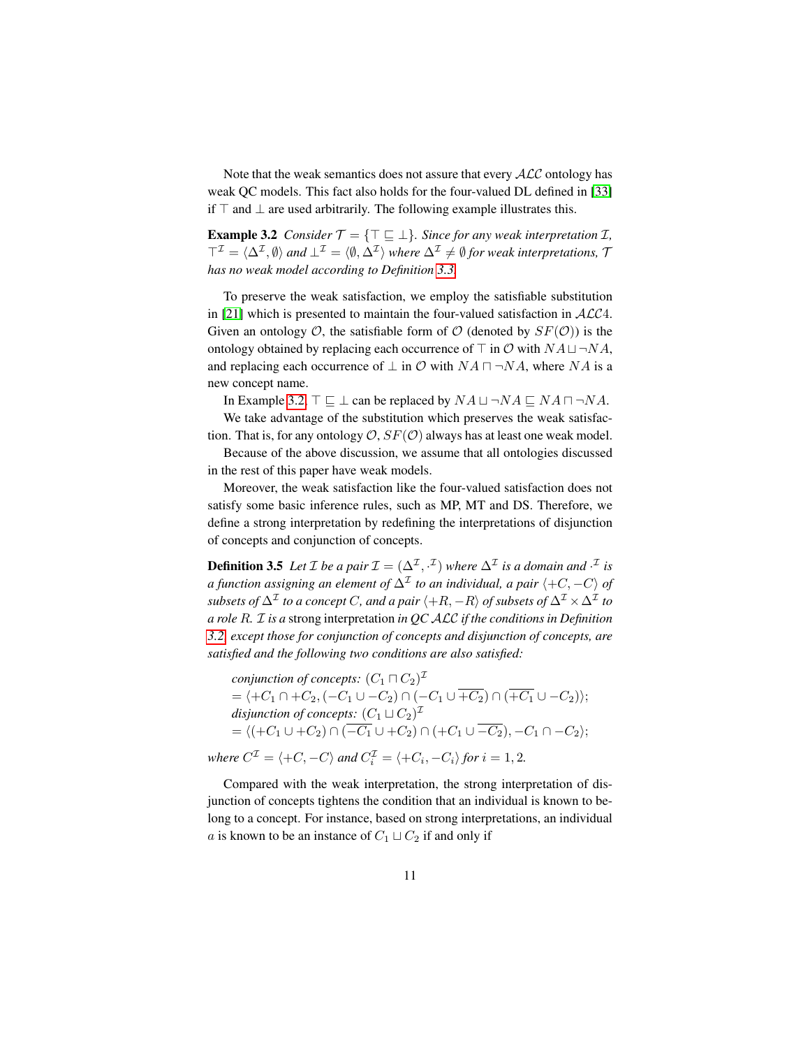Note that the weak semantics does not assure that every $\mathcal{ALC}$ ontology has weak QC models. This fact also holds for the four-valued DL defined in [33] if $\top$ and $\bot$ are used arbitrarily. The following example illustrates this.

**Example 3.2** *Consider $\mathcal{T} = \{\top \sqsubseteq \bot\}$. Since for any weak interpretation $\mathcal{I}$, $\top^{\mathcal{I}} = \langle \Delta^{\mathcal{I}}, \emptyset \rangle$ and $\bot^{\mathcal{I}} = \langle \emptyset, \Delta^{\mathcal{I}} \rangle$ where $\Delta^{\mathcal{I}} \neq \emptyset$ for weak interpretations, $\mathcal{T}$ has no weak model according to Definition 3.3.*

To preserve the weak satisfaction, we employ the satisfiable substitution in [21] which is presented to maintain the four-valued satisfaction in $\mathcal{ALC}4$. Given an ontology $\mathcal{O}$, the satisfiable form of $\mathcal{O}$ (denoted by $SF(\mathcal{O})$) is the ontology obtained by replacing each occurrence of $\top$ in $\mathcal{O}$ with $NA \sqcup \neg NA$, and replacing each occurrence of $\bot$ in $\mathcal{O}$ with $NA \sqcap \neg NA$, where $NA$ is a new concept name.

In Example 3.2, $\top \sqsubseteq \bot$ can be replaced by $NA \sqcup \neg NA \sqsubseteq NA \sqcap \neg NA$.

We take advantage of the substitution which preserves the weak satisfaction. That is, for any ontology $\mathcal{O}$, $SF(\mathcal{O})$ always has at least one weak model.

Because of the above discussion, we assume that all ontologies discussed in the rest of this paper have weak models.

Moreover, the weak satisfaction like the four-valued satisfaction does not satisfy some basic inference rules, such as MP, MT and DS. Therefore, we define a strong interpretation by redefining the interpretations of disjunction of concepts and conjunction of concepts.

**Definition 3.5** *Let $\mathcal{I}$ be a pair $\mathcal{I} = (\Delta^{\mathcal{I}}, \cdot^{\mathcal{I}})$ where $\Delta^{\mathcal{I}}$ is a domain and $\cdot^{\mathcal{I}}$ is a function assigning an element of $\Delta^{\mathcal{I}}$ to an individual, a pair $\langle +C, -C \rangle$ of subsets of $\Delta^{\mathcal{I}}$ to a concept $C$, and a pair $\langle +R, -R \rangle$ of subsets of $\Delta^{\mathcal{I}} \times \Delta^{\mathcal{I}}$ to a role $R$. $\mathcal{I}$ is a* strong interpretation *in QC $\mathcal{ALC}$ if the conditions in Definition 3.2 except those for conjunction of concepts and disjunction of concepts, are satisfied and the following two conditions are also satisfied:*

*conjunction of concepts:* $(C_1 \sqcap C_2)^{\mathcal{I}}$
$= \langle +C_1 \cap +C_2, (-C_1 \cup -C_2) \cap (-C_1 \cup \overline{+C_2}) \cap (\overline{+C_1} \cup -C_2) \rangle$;
*disjunction of concepts:* $(C_1 \sqcup C_2)^{\mathcal{I}}$
$= \langle (+C_1 \cup +C_2) \cap (\overline{-C_1} \cup +C_2) \cap (+C_1 \cup \overline{-C_2}), -C_1 \cap -C_2 \rangle$;

*where $C^{\mathcal{I}} = \langle +C, -C \rangle$ and $C_i^{\mathcal{I}} = \langle +C_i, -C_i \rangle$ for $i = 1, 2$.*

Compared with the weak interpretation, the strong interpretation of disjunction of concepts tightens the condition that an individual is known to belong to a concept. For instance, based on strong interpretations, an individual $a$ is known to be an instance of $C_1 \sqcup C_2$ if and only if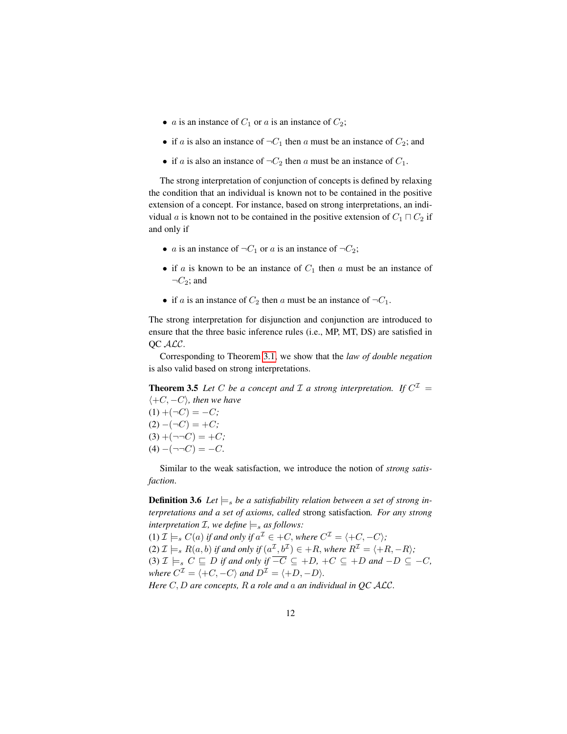- $a$ is an instance of $C_1$ or $a$ is an instance of $C_2$;
- if $a$ is also an instance of $\neg C_1$ then $a$ must be an instance of $C_2$; and
- if $a$ is also an instance of $\neg C_2$ then $a$ must be an instance of $C_1$.

The strong interpretation of conjunction of concepts is defined by relaxing the condition that an individual is known not to be contained in the positive extension of a concept. For instance, based on strong interpretations, an individual $a$ is known not to be contained in the positive extension of $C_1 \sqcap C_2$ if and only if

- $a$ is an instance of $\neg C_1$ or $a$ is an instance of $\neg C_2$;
- if $a$ is known to be an instance of $C_1$ then $a$ must be an instance of $\neg C_2$; and
- if $a$ is an instance of $C_2$ then $a$ must be an instance of $\neg C_1$.

The strong interpretation for disjunction and conjunction are introduced to ensure that the three basic inference rules (i.e., MP, MT, DS) are satisfied in QC $\mathcal{ALC}$.

Corresponding to Theorem 3.1, we show that the *law of double negation* is also valid based on strong interpretations.

**Theorem 3.5** *Let $C$ be a concept and $\mathcal{I}$ a strong interpretation. If $C^{\mathcal{I}} = \langle +C, -C \rangle$, then we have*
(1) $+(\neg C) = -C$;
(2) $-(\neg C) = +C$;
(3) $+(\neg\neg C) = +C$;
(4) $-(\neg\neg C) = -C$.

Similar to the weak satisfaction, we introduce the notion of *strong satisfaction*.

**Definition 3.6** *Let $\models_s$ be a satisfiability relation between a set of strong interpretations and a set of axioms, called* strong satisfaction*. For any strong interpretation $\mathcal{I}$, we define $\models_s$ as follows:*
(1) $\mathcal{I} \models_s C(a)$ *if and only if* $a^{\mathcal{I}} \in +C$, *where* $C^{\mathcal{I}} = \langle +C, -C \rangle$;
(2) $\mathcal{I} \models_s R(a, b)$ *if and only if* $(a^{\mathcal{I}}, b^{\mathcal{I}}) \in +R$, *where* $R^{\mathcal{I}} = \langle +R, -R \rangle$;
(3) $\mathcal{I} \models_s C \sqsubseteq D$ *if and only if* $\overline{-C} \subseteq +D$, $+C \subseteq +D$ *and* $-D \subseteq -C$, *where* $C^{\mathcal{I}} = \langle +C, -C \rangle$ *and* $D^{\mathcal{I}} = \langle +D, -D \rangle$.
*Here $C, D$ are concepts, $R$ a role and $a$ an individual in QC $\mathcal{ALC}$.*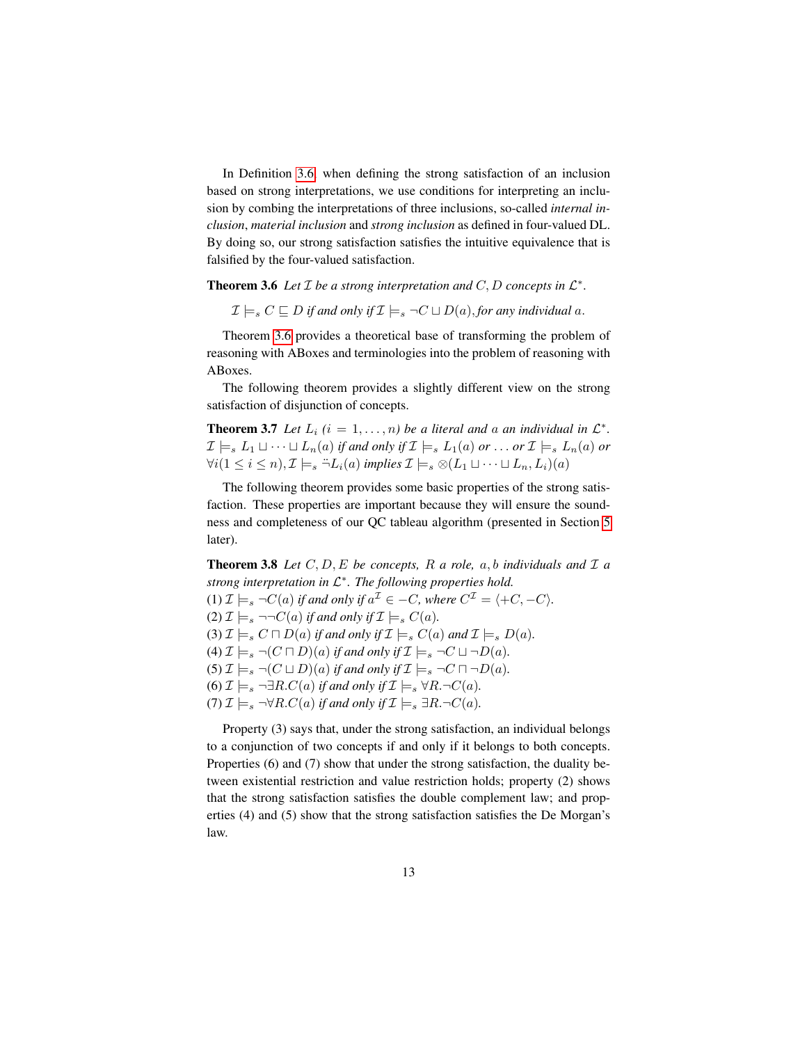In Definition 3.6, when defining the strong satisfaction of an inclusion based on strong interpretations, we use conditions for interpreting an inclusion by combing the interpretations of three inclusions, so-called *internal inclusion*, *material inclusion* and *strong inclusion* as defined in four-valued DL. By doing so, our strong satisfaction satisfies the intuitive equivalence that is falsified by the four-valued satisfaction.

**Theorem 3.6** *Let $\mathcal{I}$ be a strong interpretation and $C, D$ concepts in $\mathcal{L}^*$.*

$$\mathcal{I} \models_s C \sqsubseteq D \text{ if and only if } \mathcal{I} \models_s \neg C \sqcup D(a), \text{for any individual } a.$$

Theorem 3.6 provides a theoretical base of transforming the problem of reasoning with ABoxes and terminologies into the problem of reasoning with ABoxes.

The following theorem provides a slightly different view on the strong satisfaction of disjunction of concepts.

**Theorem 3.7** *Let $L_i$ $(i = 1, \dots, n)$ be a literal and $a$ an individual in $\mathcal{L}^*$. $\mathcal{I} \models_s L_1 \sqcup \cdots \sqcup L_n(a)$ if and only if $\mathcal{I} \models_s L_1(a)$ or $\dots$ or $\mathcal{I} \models_s L_n(a)$ or $\forall i (1 \leq i \leq n), \mathcal{I} \models_s \ddot{\neg} L_i(a)$ implies $\mathcal{I} \models_s \otimes(L_1 \sqcup \cdots \sqcup L_n, L_i)(a)$*

The following theorem provides some basic properties of the strong satisfaction. These properties are important because they will ensure the soundness and completeness of our QC tableau algorithm (presented in Section 5 later).

**Theorem 3.8** *Let $C, D, E$ be concepts, $R$ a role, $a, b$ individuals and $\mathcal{I}$ a strong interpretation in $\mathcal{L}^*$. The following properties hold.*
*(1) $\mathcal{I} \models_s \neg C(a)$ if and only if $a^{\mathcal{I}} \in -C$, where $C^{\mathcal{I}} = \langle +C, -C \rangle$.*
*(2) $\mathcal{I} \models_s \neg\neg C(a)$ if and only if $\mathcal{I} \models_s C(a)$.*
*(3) $\mathcal{I} \models_s C \sqcap D(a)$ if and only if $\mathcal{I} \models_s C(a)$ and $\mathcal{I} \models_s D(a)$.*
*(4) $\mathcal{I} \models_s \neg(C \sqcap D)(a)$ if and only if $\mathcal{I} \models_s \neg C \sqcup \neg D(a)$.*
*(5) $\mathcal{I} \models_s \neg(C \sqcup D)(a)$ if and only if $\mathcal{I} \models_s \neg C \sqcap \neg D(a)$.*
*(6) $\mathcal{I} \models_s \neg\exists R.C(a)$ if and only if $\mathcal{I} \models_s \forall R.\neg C(a)$.*
*(7) $\mathcal{I} \models_s \neg\forall R.C(a)$ if and only if $\mathcal{I} \models_s \exists R.\neg C(a)$.*

Property (3) says that, under the strong satisfaction, an individual belongs to a conjunction of two concepts if and only if it belongs to both concepts. Properties (6) and (7) show that under the strong satisfaction, the duality between existential restriction and value restriction holds; property (2) shows that the strong satisfaction satisfies the double complement law; and properties (4) and (5) show that the strong satisfaction satisfies the De Morgan's law.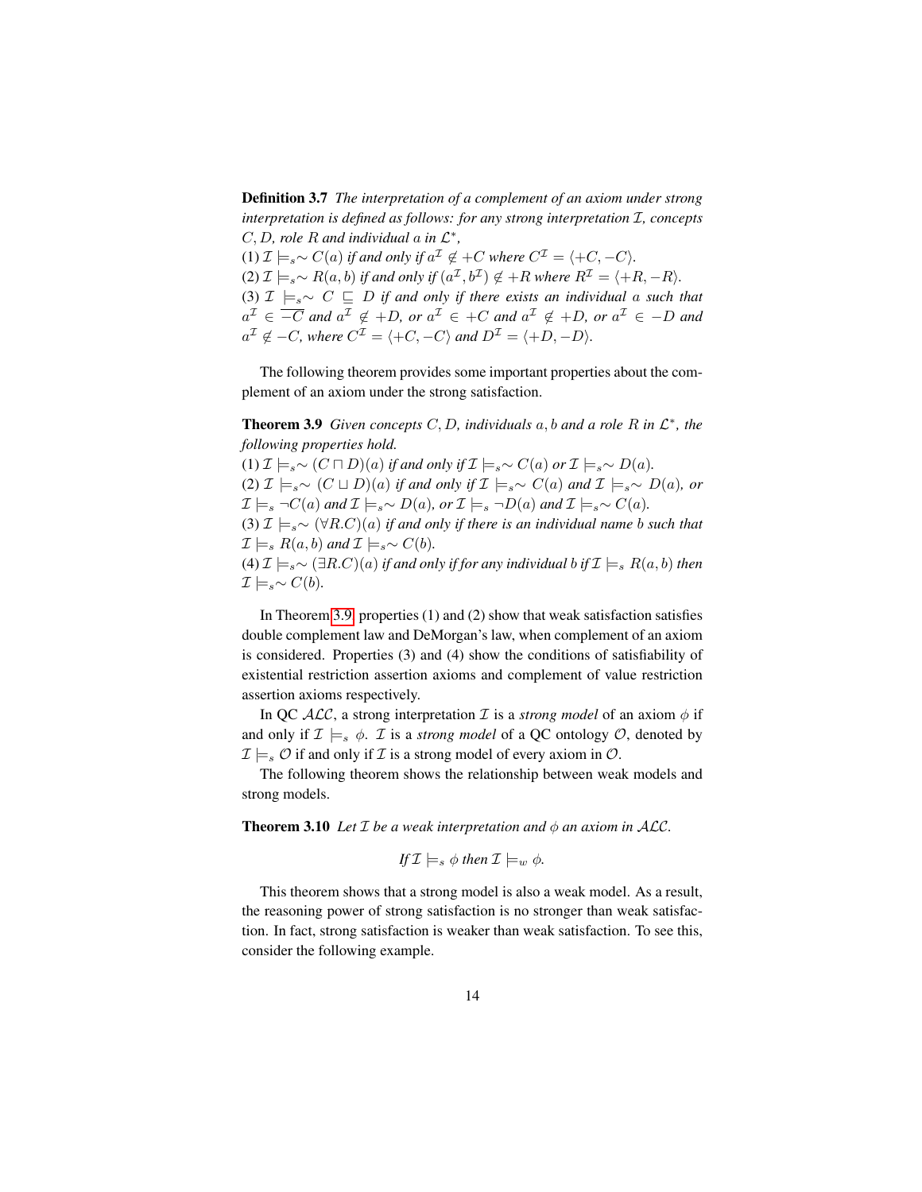**Definition 3.7** *The interpretation of a complement of an axiom under strong interpretation is defined as follows: for any strong interpretation $\mathcal{I}$, concepts $C, D$, role $R$ and individual $a$ in $\mathcal{L}^*$,*

*(1) $\mathcal{I} \models_s \sim C(a)$ if and only if $a^\mathcal{I} \notin +C$ where $C^\mathcal{I} = \langle +C, -C \rangle$.*

*(2) $\mathcal{I} \models_s \sim R(a, b)$ if and only if $(a^\mathcal{I}, b^\mathcal{I}) \notin +R$ where $R^\mathcal{I} = \langle +R, -R \rangle$.*

*(3) $\mathcal{I} \models_s \sim C \sqsubseteq D$ if and only if there exists an individual $a$ such that $a^\mathcal{I} \in \overline{-C}$ and $a^\mathcal{I} \notin +D$, or $a^\mathcal{I} \in +C$ and $a^\mathcal{I} \notin +D$, or $a^\mathcal{I} \in -D$ and $a^\mathcal{I} \notin -C$, where $C^\mathcal{I} = \langle +C, -C \rangle$ and $D^\mathcal{I} = \langle +D, -D \rangle$.*

The following theorem provides some important properties about the complement of an axiom under the strong satisfaction.

**Theorem 3.9** *Given concepts $C, D$, individuals $a, b$ and a role $R$ in $\mathcal{L}^*$, the following properties hold.*

*(1) $\mathcal{I} \models_s \sim (C \sqcap D)(a)$ if and only if $\mathcal{I} \models_s \sim C(a)$ or $\mathcal{I} \models_s \sim D(a)$.*

*(2) $\mathcal{I} \models_s \sim (C \sqcup D)(a)$ if and only if $\mathcal{I} \models_s \sim C(a)$ and $\mathcal{I} \models_s \sim D(a)$, or $\mathcal{I} \models_s \neg C(a)$ and $\mathcal{I} \models_s \sim D(a)$, or $\mathcal{I} \models_s \neg D(a)$ and $\mathcal{I} \models_s \sim C(a)$.*

*(3) $\mathcal{I} \models_s \sim (\forall R.C)(a)$ if and only if there is an individual name $b$ such that $\mathcal{I} \models_s R(a, b)$ and $\mathcal{I} \models_s \sim C(b)$.*

*(4) $\mathcal{I} \models_s \sim (\exists R.C)(a)$ if and only if for any individual $b$ if $\mathcal{I} \models_s R(a, b)$ then $\mathcal{I} \models_s \sim C(b)$.*

In Theorem 3.9, properties (1) and (2) show that weak satisfaction satisfies double complement law and DeMorgan's law, when complement of an axiom is considered. Properties (3) and (4) show the conditions of satisfiability of existential restriction assertion axioms and complement of value restriction assertion axioms respectively.

In QC $\mathcal{ALC}$, a strong interpretation $\mathcal{I}$ is a *strong model* of an axiom $\phi$ if and only if $\mathcal{I} \models_s \phi$. $\mathcal{I}$ is a *strong model* of a QC ontology $\mathcal{O}$, denoted by $\mathcal{I} \models_s \mathcal{O}$ if and only if $\mathcal{I}$ is a strong model of every axiom in $\mathcal{O}$.

The following theorem shows the relationship between weak models and strong models.

**Theorem 3.10** *Let $\mathcal{I}$ be a weak interpretation and $\phi$ an axiom in $\mathcal{ALC}$.*

$$\textit{If } \mathcal{I} \models_s \phi \textit{ then } \mathcal{I} \models_w \phi.$$

This theorem shows that a strong model is also a weak model. As a result, the reasoning power of strong satisfaction is no stronger than weak satisfaction. In fact, strong satisfaction is weaker than weak satisfaction. To see this, consider the following example.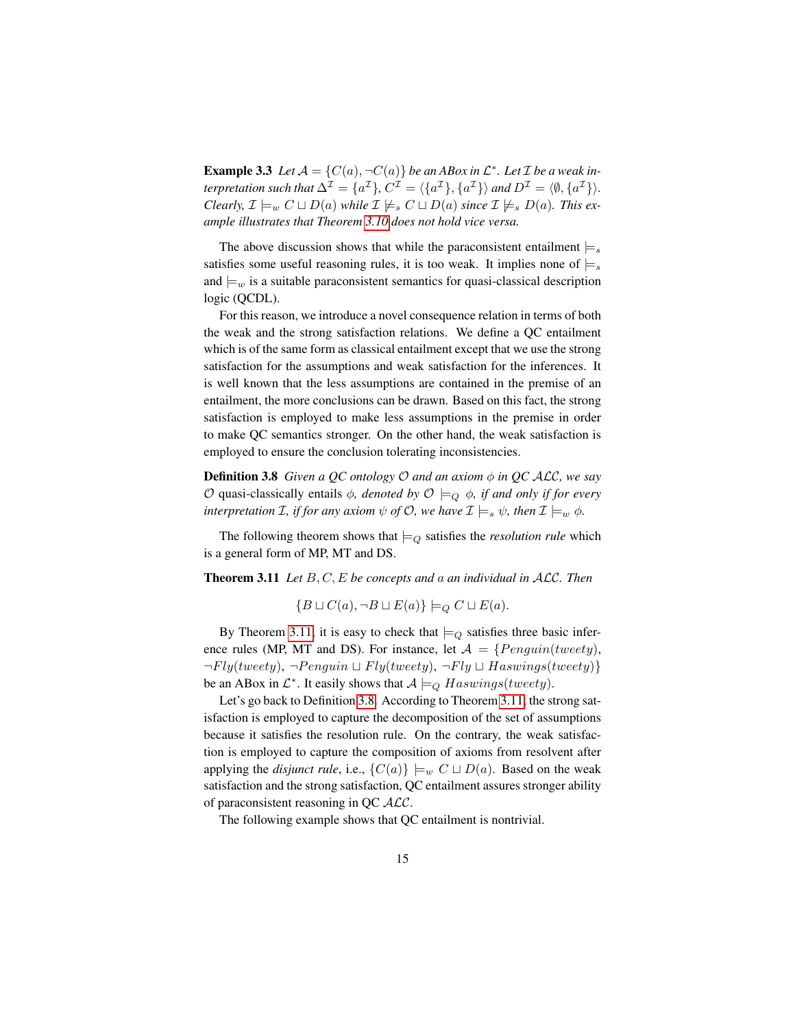**Example 3.3** *Let $\mathcal{A} = \{C(a), \neg C(a)\}$ be an ABox in $\mathcal{L}^*$. Let $\mathcal{I}$ be a weak interpretation such that $\Delta^{\mathcal{I}} = \{a^{\mathcal{I}}\}$, $C^{\mathcal{I}} = \langle \{a^{\mathcal{I}}\}, \{a^{\mathcal{I}}\}\rangle$ and $D^{\mathcal{I}} = \langle \emptyset, \{a^{\mathcal{I}}\}\rangle$. Clearly, $\mathcal{I} \models_w C \sqcup D(a)$ while $\mathcal{I} \not\models_s C \sqcup D(a)$ since $\mathcal{I} \not\models_s D(a)$. This example illustrates that Theorem 3.10 does not hold vice versa.*

The above discussion shows that while the paraconsistent entailment $\models_s$ satisfies some useful reasoning rules, it is too weak. It implies none of $\models_s$ and $\models_w$ is a suitable paraconsistent semantics for quasi-classical description logic (QCDL).

For this reason, we introduce a novel consequence relation in terms of both the weak and the strong satisfaction relations. We define a QC entailment which is of the same form as classical entailment except that we use the strong satisfaction for the assumptions and weak satisfaction for the inferences. It is well known that the less assumptions are contained in the premise of an entailment, the more conclusions can be drawn. Based on this fact, the strong satisfaction is employed to make less assumptions in the premise in order to make QC semantics stronger. On the other hand, the weak satisfaction is employed to ensure the conclusion tolerating inconsistencies.

**Definition 3.8** *Given a QC ontology $\mathcal{O}$ and an axiom $\phi$ in QC $\mathcal{ALC}$, we say $\mathcal{O}$* quasi-classically entails *$\phi$, denoted by $\mathcal{O} \models_Q \phi$, if and only if for every interpretation $\mathcal{I}$, if for any axiom $\psi$ of $\mathcal{O}$, we have $\mathcal{I} \models_s \psi$, then $\mathcal{I} \models_w \phi$.*

The following theorem shows that $\models_Q$ satisfies the *resolution rule* which is a general form of MP, MT and DS.

**Theorem 3.11** *Let $B, C, E$ be concepts and $a$ an individual in $\mathcal{ALC}$. Then*

$$\{B \sqcup C(a), \neg B \sqcup E(a)\} \models_Q C \sqcup E(a).$$

By Theorem 3.11, it is easy to check that $\models_Q$ satisfies three basic inference rules (MP, MT and DS). For instance, let $\mathcal{A} = \{Penguin(tweety), \neg Fly(tweety), \neg Penguin \sqcup Fly(tweety), \neg Fly \sqcup Haswings(tweety)\}$ be an ABox in $\mathcal{L}^*$. It easily shows that $\mathcal{A} \models_Q Haswings(tweety)$.

Let's go back to Definition 3.8. According to Theorem 3.11, the strong satisfaction is employed to capture the decomposition of the set of assumptions because it satisfies the resolution rule. On the contrary, the weak satisfaction is employed to capture the composition of axioms from resolvent after applying the *disjunct rule*, i.e., $\{C(a)\} \models_w C \sqcup D(a)$. Based on the weak satisfaction and the strong satisfaction, QC entailment assures stronger ability of paraconsistent reasoning in QC $\mathcal{ALC}$.

The following example shows that QC entailment is nontrivial.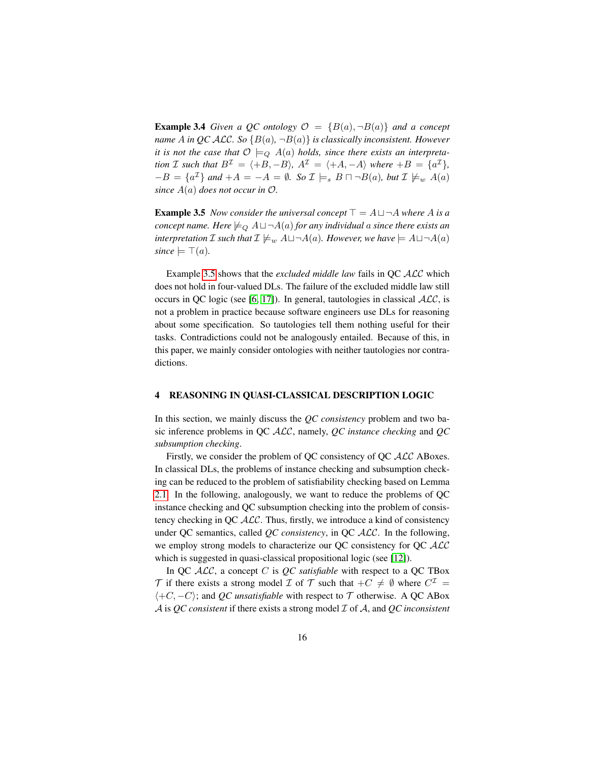**Example 3.4** *Given a QC ontology $\mathcal{O} = \{B(a), \neg B(a)\}$ and a concept name $A$ in QC $\mathcal{ALC}$. So $\{B(a), \neg B(a)\}$ is classically inconsistent. However it is not the case that $\mathcal{O} \models_Q A(a)$ holds, since there exists an interpretation $\mathcal{I}$ such that $B^{\mathcal{I}} = \langle +B, -B \rangle$, $A^{\mathcal{I}} = \langle +A, -A \rangle$ where $+B = \{a^{\mathcal{I}}\}$, $-B = \{a^{\mathcal{I}}\}$ and $+A = -A = \emptyset$. So $\mathcal{I} \models_s B \sqcap \neg B(a)$, but $\mathcal{I} \not\models_w A(a)$ since $A(a)$ does not occur in $\mathcal{O}$.*

**Example 3.5** *Now consider the universal concept $\top = A \sqcup \neg A$ where $A$ is a concept name. Here $\not\models_Q A \sqcup \neg A(a)$ for any individual $a$ since there exists an interpretation $\mathcal{I}$ such that $\mathcal{I} \not\models_w A \sqcup \neg A(a)$. However, we have $\models A \sqcup \neg A(a)$ since $\models \top(a)$.*

Example 3.5 shows that the *excluded middle law* fails in QC $\mathcal{ALC}$ which does not hold in four-valued DLs. The failure of the excluded middle law still occurs in QC logic (see [6, 17]). In general, tautologies in classical $\mathcal{ALC}$, is not a problem in practice because software engineers use DLs for reasoning about some specification. So tautologies tell them nothing useful for their tasks. Contradictions could not be analogously entailed. Because of this, in this paper, we mainly consider ontologies with neither tautologies nor contradictions.

## 4 REASONING IN QUASI-CLASSICAL DESCRIPTION LOGIC

In this section, we mainly discuss the *QC consistency* problem and two basic inference problems in QC $\mathcal{ALC}$, namely, *QC instance checking* and *QC subsumption checking*.

Firstly, we consider the problem of QC consistency of QC $\mathcal{ALC}$ ABoxes. In classical DLs, the problems of instance checking and subsumption checking can be reduced to the problem of satisfiability checking based on Lemma 2.1. In the following, analogously, we want to reduce the problems of QC instance checking and QC subsumption checking into the problem of consistency checking in QC $\mathcal{ALC}$. Thus, firstly, we introduce a kind of consistency under QC semantics, called *QC consistency*, in QC $\mathcal{ALC}$. In the following, we employ strong models to characterize our QC consistency for QC $\mathcal{ALC}$ which is suggested in quasi-classical propositional logic (see [12]).

In QC $\mathcal{ALC}$, a concept $C$ is *QC satisfiable* with respect to a QC TBox $\mathcal{T}$ if there exists a strong model $\mathcal{I}$ of $\mathcal{T}$ such that $+C \neq \emptyset$ where $C^{\mathcal{I}} = \langle +C, -C \rangle$; and *QC unsatisfiable* with respect to $\mathcal{T}$ otherwise. A QC ABox $\mathcal{A}$ is *QC consistent* if there exists a strong model $\mathcal{I}$ of $\mathcal{A}$, and *QC inconsistent*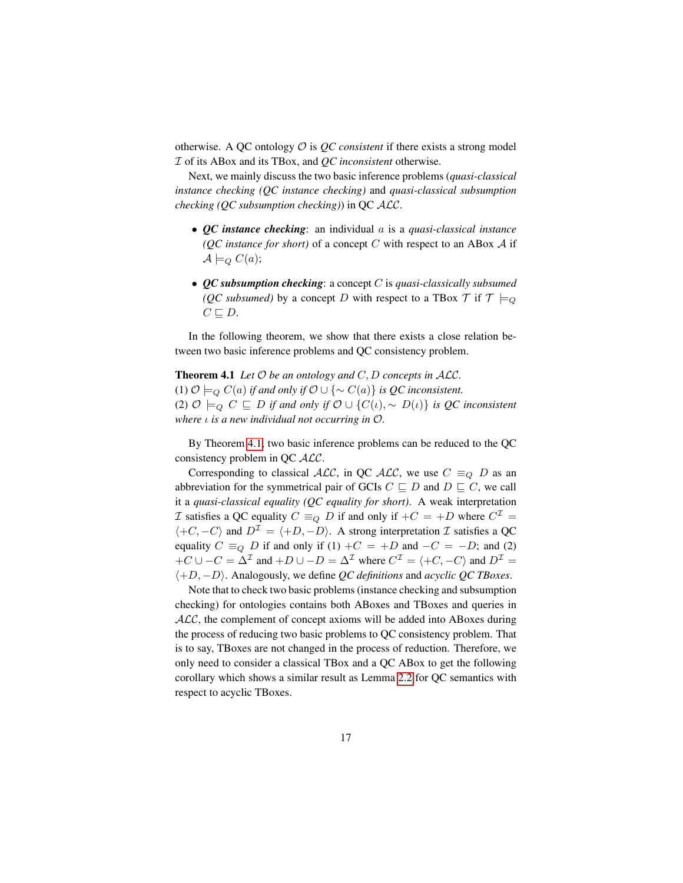otherwise. A QC ontology $\mathcal{O}$ is *QC consistent* if there exists a strong model $\mathcal{I}$ of its ABox and its TBox, and *QC inconsistent* otherwise.

Next, we mainly discuss the two basic inference problems (*quasi-classical instance checking (QC instance checking)* and *quasi-classical subsumption checking (QC subsumption checking)*) in QC $\mathcal{ALC}$.

- ***QC instance checking***: an individual $a$ is a *quasi-classical instance (QC instance for short)* of a concept $C$ with respect to an ABox $\mathcal{A}$ if $\mathcal{A} \models_Q C(a)$;
- ***QC subsumption checking***: a concept $C$ is *quasi-classically subsumed (QC subsumed)* by a concept $D$ with respect to a TBox $\mathcal{T}$ if $\mathcal{T} \models_Q C \sqsubseteq D$.

In the following theorem, we show that there exists a close relation between two basic inference problems and QC consistency problem.

**Theorem 4.1** *Let $\mathcal{O}$ be an ontology and $C, D$ concepts in $\mathcal{ALC}$.*
*(1) $\mathcal{O} \models_Q C(a)$ if and only if $\mathcal{O} \cup \{\sim C(a)\}$ is QC inconsistent.*
*(2) $\mathcal{O} \models_Q C \sqsubseteq D$ if and only if $\mathcal{O} \cup \{C(\iota), \sim D(\iota)\}$ is QC inconsistent where $\iota$ is a new individual not occurring in $\mathcal{O}$.*

By Theorem 4.1, two basic inference problems can be reduced to the QC consistency problem in QC $\mathcal{ALC}$.

Corresponding to classical $\mathcal{ALC}$, in QC $\mathcal{ALC}$, we use $C \equiv_Q D$ as an abbreviation for the symmetrical pair of GCIs $C \sqsubseteq D$ and $D \sqsubseteq C$, we call it a *quasi-classical equality (QC equality for short)*. A weak interpretation $\mathcal{I}$ satisfies a QC equality $C \equiv_Q D$ if and only if $+C = +D$ where $C^{\mathcal{I}} = \langle +C, -C \rangle$ and $D^{\mathcal{I}} = \langle +D, -D \rangle$. A strong interpretation $\mathcal{I}$ satisfies a QC equality $C \equiv_Q D$ if and only if (1) $+C = +D$ and $-C = -D$; and (2) $+C \cup -C = \Delta^{\mathcal{I}}$ and $+D \cup -D = \Delta^{\mathcal{I}}$ where $C^{\mathcal{I}} = \langle +C, -C \rangle$ and $D^{\mathcal{I}} = \langle +D, -D \rangle$. Analogously, we define *QC definitions* and *acyclic QC TBoxes*.

Note that to check two basic problems (instance checking and subsumption checking) for ontologies contains both ABoxes and TBoxes and queries in $\mathcal{ALC}$, the complement of concept axioms will be added into ABoxes during the process of reducing two basic problems to QC consistency problem. That is to say, TBoxes are not changed in the process of reduction. Therefore, we only need to consider a classical TBox and a QC ABox to get the following corollary which shows a similar result as Lemma 2.2 for QC semantics with respect to acyclic TBoxes.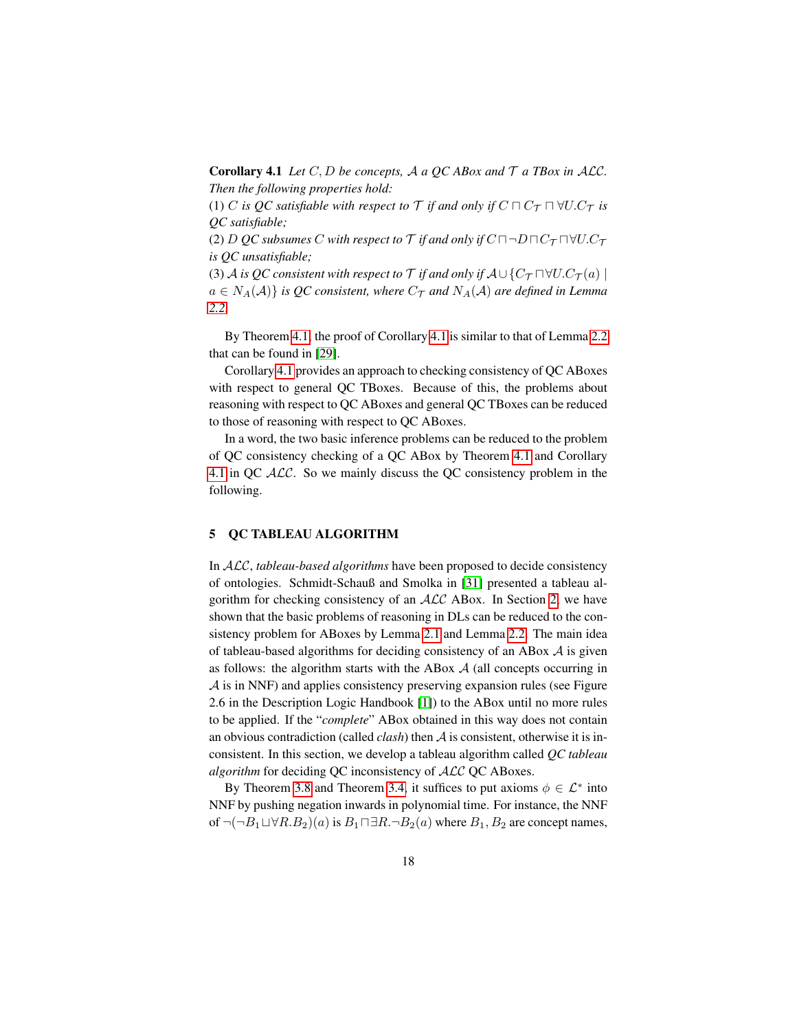**Corollary 4.1** *Let $C, D$ be concepts, $\mathcal{A}$ a QC ABox and $\mathcal{T}$ a TBox in $\mathcal{ALC}$. Then the following properties hold:*

(1) *$C$ is QC satisfiable with respect to $\mathcal{T}$ if and only if $C \sqcap C_{\mathcal{T}} \sqcap \forall U.C_{\mathcal{T}}$ is QC satisfiable;*

(2) *$D$ QC subsumes $C$ with respect to $\mathcal{T}$ if and only if $C \sqcap \neg D \sqcap C_{\mathcal{T}} \sqcap \forall U.C_{\mathcal{T}}$ is QC unsatisfiable;*

(3) *$\mathcal{A}$ is QC consistent with respect to $\mathcal{T}$ if and only if $\mathcal{A} \cup \{C_{\mathcal{T}} \sqcap \forall U.C_{\mathcal{T}}(a) \mid a \in N_A(\mathcal{A})\}$ is QC consistent, where $C_{\mathcal{T}}$ and $N_A(\mathcal{A})$ are defined in Lemma 2.2.*

By Theorem 4.1, the proof of Corollary 4.1 is similar to that of Lemma 2.2 that can be found in [29].

Corollary 4.1 provides an approach to checking consistency of QC ABoxes with respect to general QC TBoxes. Because of this, the problems about reasoning with respect to QC ABoxes and general QC TBoxes can be reduced to those of reasoning with respect to QC ABoxes.

In a word, the two basic inference problems can be reduced to the problem of QC consistency checking of a QC ABox by Theorem 4.1 and Corollary 4.1 in QC $\mathcal{ALC}$. So we mainly discuss the QC consistency problem in the following.

## 5 QC TABLEAU ALGORITHM

In $\mathcal{ALC}$, *tableau-based algorithms* have been proposed to decide consistency of ontologies. Schmidt-Schauß and Smolka in [31] presented a tableau algorithm for checking consistency of an $\mathcal{ALC}$ ABox. In Section 2, we have shown that the basic problems of reasoning in DLs can be reduced to the consistency problem for ABoxes by Lemma 2.1 and Lemma 2.2. The main idea of tableau-based algorithms for deciding consistency of an ABox $\mathcal{A}$ is given as follows: the algorithm starts with the ABox $\mathcal{A}$ (all concepts occurring in $\mathcal{A}$ is in NNF) and applies consistency preserving expansion rules (see Figure 2.6 in the Description Logic Handbook [1]) to the ABox until no more rules to be applied. If the "*complete*" ABox obtained in this way does not contain an obvious contradiction (called *clash*) then $\mathcal{A}$ is consistent, otherwise it is inconsistent. In this section, we develop a tableau algorithm called *QC tableau algorithm* for deciding QC inconsistency of $\mathcal{ALC}$ QC ABoxes.

By Theorem 3.8 and Theorem 3.4, it suffices to put axioms $\phi \in \mathcal{L}^*$ into NNF by pushing negation inwards in polynomial time. For instance, the NNF of $\neg(\neg B_1 \sqcup \forall R.B_2)(a)$ is $B_1 \sqcap \exists R.\neg B_2(a)$ where $B_1, B_2$ are concept names,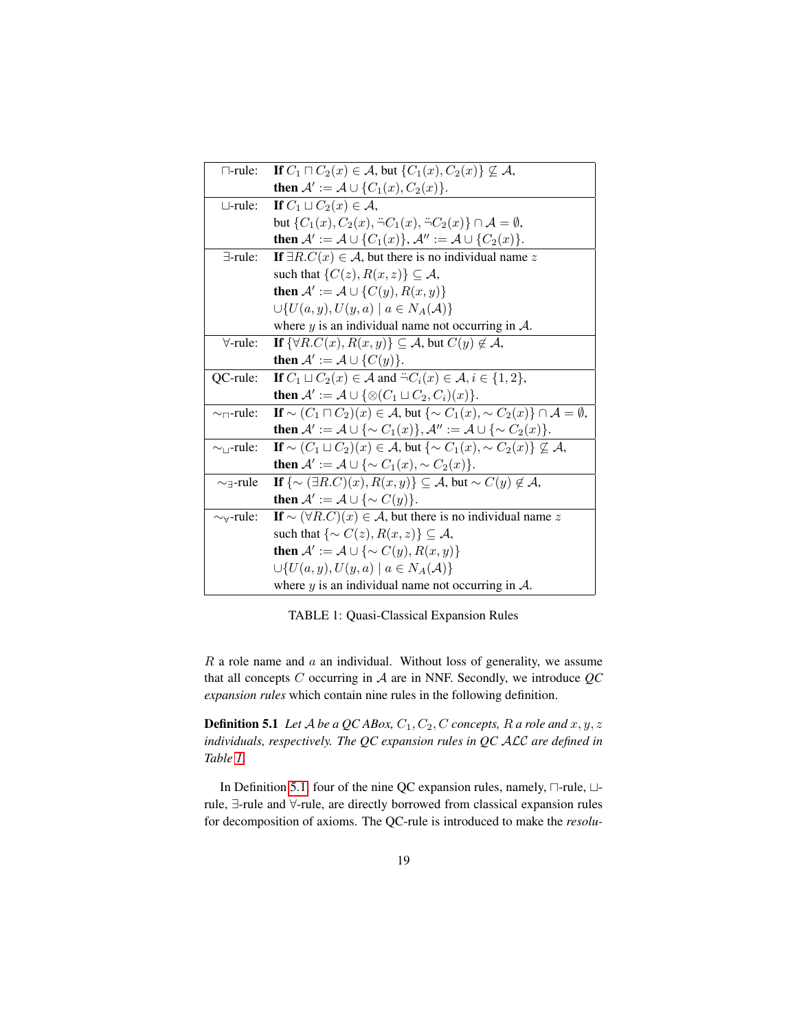| Rule | Definition |
|---|---|
| $\sqcap$-rule: | **If** $C_1 \sqcap C_2(x) \in \mathcal{A}$, but $\{C_1(x), C_2(x)\} \not\subseteq \mathcal{A}$, **then** $\mathcal{A}' := \mathcal{A} \cup \{C_1(x), C_2(x)\}$. |
| $\sqcup$-rule: | **If** $C_1 \sqcup C_2(x) \in \mathcal{A}$, but $\{C_1(x), C_2(x), \ddot{\neg} C_1(x), \ddot{\neg} C_2(x)\} \cap \mathcal{A} = \emptyset$, **then** $\mathcal{A}' := \mathcal{A} \cup \{C_1(x)\}$, $\mathcal{A}'' := \mathcal{A} \cup \{C_2(x)\}$. |
| $\exists$-rule: | **If** $\exists R.C(x) \in \mathcal{A}$, but there is no individual name $z$ such that $\{C(z), R(x,z)\} \subseteq \mathcal{A}$, **then** $\mathcal{A}' := \mathcal{A} \cup \{C(y), R(x,y)\} \cup \{U(a,y), U(y,a) \mid a \in N_A(\mathcal{A})\}$ where $y$ is an individual name not occurring in $\mathcal{A}$. |
| $\forall$-rule: | **If** $\{\forall R.C(x), R(x,y)\} \subseteq \mathcal{A}$, but $C(y) \notin \mathcal{A}$, **then** $\mathcal{A}' := \mathcal{A} \cup \{C(y)\}$. |
| QC-rule: | **If** $C_1 \sqcup C_2(x) \in \mathcal{A}$ and $\ddot{\neg} C_i(x) \in \mathcal{A}, i \in \{1,2\}$, **then** $\mathcal{A}' := \mathcal{A} \cup \{\otimes(C_1 \sqcup C_2, C_i)(x)\}$. |
| $\sim_{\sqcap}$-rule: | **If** $\sim (C_1 \sqcap C_2)(x) \in \mathcal{A}$, but $\{\sim C_1(x), \sim C_2(x)\} \cap \mathcal{A} = \emptyset$, **then** $\mathcal{A}' := \mathcal{A} \cup \{\sim C_1(x)\}$, $\mathcal{A}'' := \mathcal{A} \cup \{\sim C_2(x)\}$. |
| $\sim_{\sqcup}$-rule: | **If** $\sim (C_1 \sqcup C_2)(x) \in \mathcal{A}$, but $\{\sim C_1(x), \sim C_2(x)\} \not\subseteq \mathcal{A}$, **then** $\mathcal{A}' := \mathcal{A} \cup \{\sim C_1(x), \sim C_2(x)\}$. |
| $\sim_{\exists}$-rule | **If** $\{\sim (\exists R.C)(x), R(x,y)\} \subseteq \mathcal{A}$, but $\sim C(y) \notin \mathcal{A}$, **then** $\mathcal{A}' := \mathcal{A} \cup \{\sim C(y)\}$. |
| $\sim_{\forall}$-rule: | **If** $\sim (\forall R.C)(x) \in \mathcal{A}$, but there is no individual name $z$ such that $\{\sim C(z), R(x,z)\} \subseteq \mathcal{A}$, **then** $\mathcal{A}' := \mathcal{A} \cup \{\sim C(y), R(x,y)\} \cup \{U(a,y), U(y,a) \mid a \in N_A(\mathcal{A})\}$ where $y$ is an individual name not occurring in $\mathcal{A}$. |

TABLE 1: Quasi-Classical Expansion Rules

$R$ a role name and $a$ an individual. Without loss of generality, we assume that all concepts $C$ occurring in $\mathcal{A}$ are in NNF. Secondly, we introduce *QC expansion rules* which contain nine rules in the following definition.

**Definition 5.1** *Let $\mathcal{A}$ be a QC ABox, $C_1, C_2, C$ concepts, $R$ a role and $x, y, z$ individuals, respectively. The QC expansion rules in QC $\mathcal{ALC}$ are defined in Table 1.*

In Definition 5.1, four of the nine QC expansion rules, namely, $\sqcap$-rule, $\sqcup$-rule, $\exists$-rule and $\forall$-rule, are directly borrowed from classical expansion rules for decomposition of axioms. The QC-rule is introduced to make the *resolu-*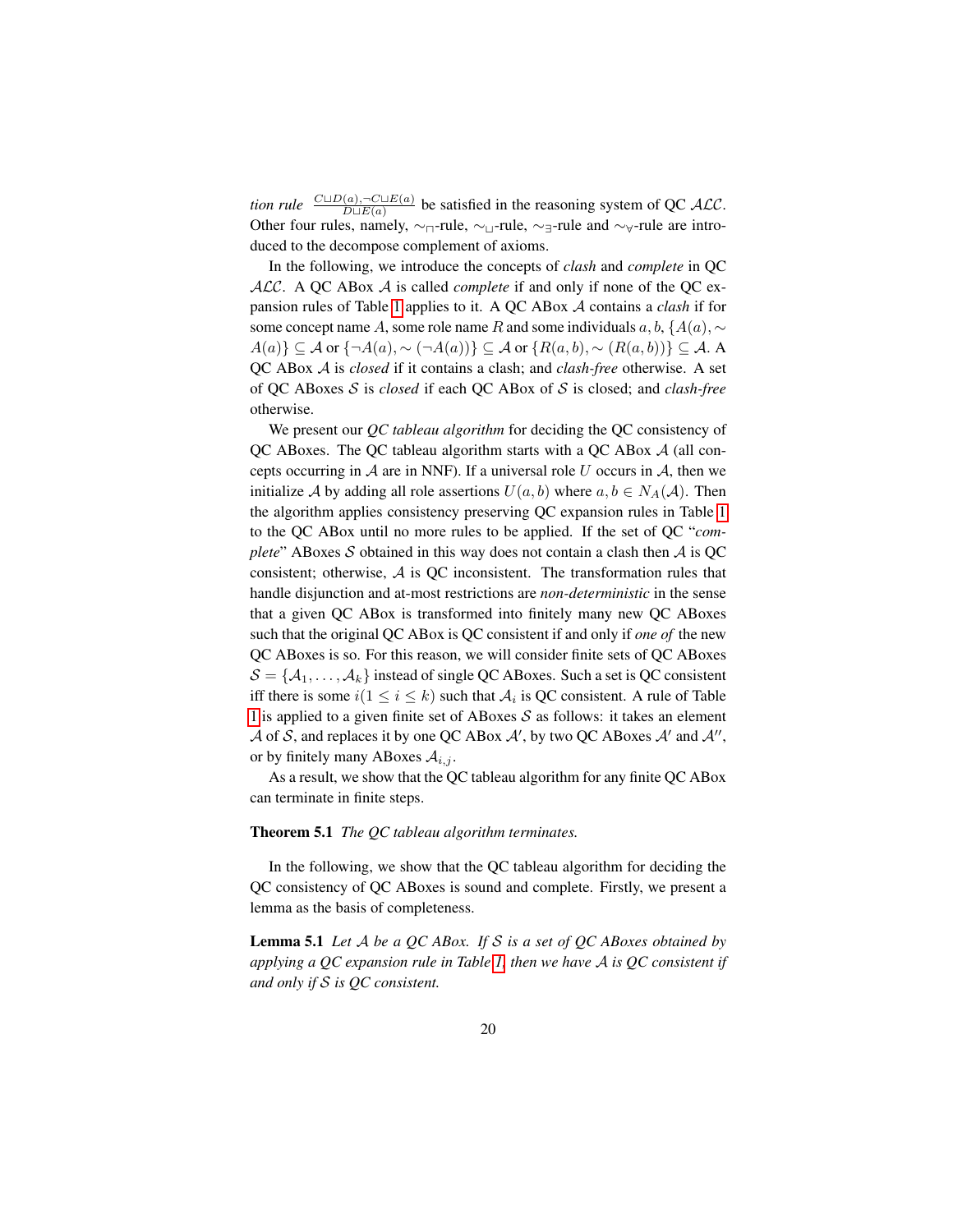*tion rule* $\frac{C \sqcup D(a), \neg C \sqcup E(a)}{D \sqcup E(a)}$ be satisfied in the reasoning system of QC $\mathcal{ALC}$. Other four rules, namely, $\sim_{\sqcap}$-rule, $\sim_{\sqcup}$-rule, $\sim_{\exists}$-rule and $\sim_{\forall}$-rule are introduced to the decompose complement of axioms.

In the following, we introduce the concepts of *clash* and *complete* in QC $\mathcal{ALC}$. A QC ABox $\mathcal{A}$ is called *complete* if and only if none of the QC expansion rules of Table 1 applies to it. A QC ABox $\mathcal{A}$ contains a *clash* if for some concept name $A$, some role name $R$ and some individuals $a, b$, $\{A(a), \sim A(a)\} \subseteq \mathcal{A}$ or $\{\neg A(a), \sim (\neg A(a))\} \subseteq \mathcal{A}$ or $\{R(a,b), \sim (R(a,b))\} \subseteq \mathcal{A}$. A QC ABox $\mathcal{A}$ is *closed* if it contains a clash; and *clash-free* otherwise. A set of QC ABoxes $\mathcal{S}$ is *closed* if each QC ABox of $\mathcal{S}$ is closed; and *clash-free* otherwise.

We present our *QC tableau algorithm* for deciding the QC consistency of QC ABoxes. The QC tableau algorithm starts with a QC ABox $\mathcal{A}$ (all concepts occurring in $\mathcal{A}$ are in NNF). If a universal role $U$ occurs in $\mathcal{A}$, then we initialize $\mathcal{A}$ by adding all role assertions $U(a,b)$ where $a, b \in N_A(\mathcal{A})$. Then the algorithm applies consistency preserving QC expansion rules in Table 1 to the QC ABox until no more rules to be applied. If the set of QC "*complete*" ABoxes $\mathcal{S}$ obtained in this way does not contain a clash then $\mathcal{A}$ is QC consistent; otherwise, $\mathcal{A}$ is QC inconsistent. The transformation rules that handle disjunction and at-most restrictions are *non-deterministic* in the sense that a given QC ABox is transformed into finitely many new QC ABoxes such that the original QC ABox is QC consistent if and only if *one of* the new QC ABoxes is so. For this reason, we will consider finite sets of QC ABoxes $\mathcal{S} = \{\mathcal{A}_1, \ldots, \mathcal{A}_k\}$ instead of single QC ABoxes. Such a set is QC consistent iff there is some $i (1 \leq i \leq k)$ such that $\mathcal{A}_i$ is QC consistent. A rule of Table 1 is applied to a given finite set of ABoxes $\mathcal{S}$ as follows: it takes an element $\mathcal{A}$ of $\mathcal{S}$, and replaces it by one QC ABox $\mathcal{A}'$, by two QC ABoxes $\mathcal{A}'$ and $\mathcal{A}''$, or by finitely many ABoxes $\mathcal{A}_{i,j}$.

As a result, we show that the QC tableau algorithm for any finite QC ABox can terminate in finite steps.

**Theorem 5.1** *The QC tableau algorithm terminates.*

In the following, we show that the QC tableau algorithm for deciding the QC consistency of QC ABoxes is sound and complete. Firstly, we present a lemma as the basis of completeness.

**Lemma 5.1** *Let $\mathcal{A}$ be a QC ABox. If $\mathcal{S}$ is a set of QC ABoxes obtained by applying a QC expansion rule in Table 1, then we have $\mathcal{A}$ is QC consistent if and only if $\mathcal{S}$ is QC consistent.*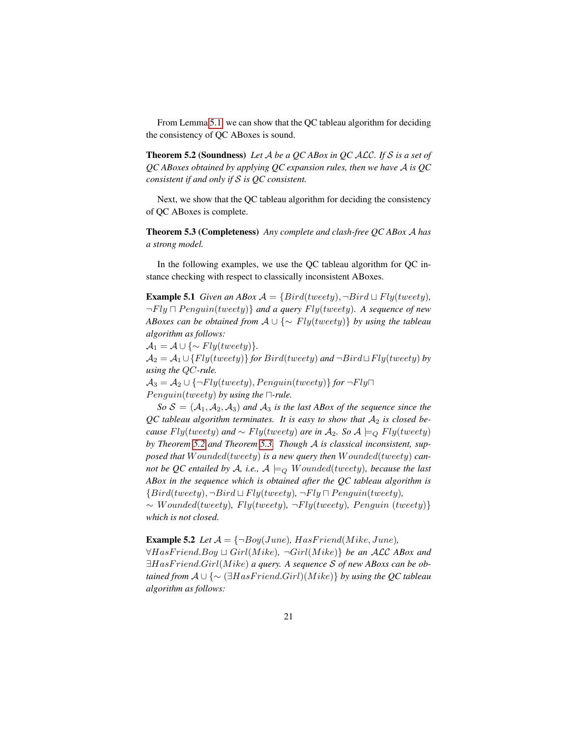From Lemma 5.1, we can show that the QC tableau algorithm for deciding the consistency of QC ABoxes is sound.

**Theorem 5.2 (Soundness)** *Let $\mathcal{A}$ be a QC ABox in QC $\mathcal{ALC}$. If $\mathcal{S}$ is a set of QC ABoxes obtained by applying QC expansion rules, then we have $\mathcal{A}$ is QC consistent if and only if $\mathcal{S}$ is QC consistent.*

Next, we show that the QC tableau algorithm for deciding the consistency of QC ABoxes is complete.

**Theorem 5.3 (Completeness)** *Any complete and clash-free QC ABox $\mathcal{A}$ has a strong model.*

In the following examples, we use the QC tableau algorithm for QC instance checking with respect to classically inconsistent ABoxes.

**Example 5.1** *Given an ABox $\mathcal{A} = \{Bird(tweety), \neg Bird \sqcup Fly(tweety), \neg Fly \sqcap Penguin(tweety)\}$ and a query $Fly(tweety)$. A sequence of new ABoxes can be obtained from $\mathcal{A} \cup \{\sim Fly(tweety)\}$ by using the tableau algorithm as follows:*

*$\mathcal{A}_1 = \mathcal{A} \cup \{\sim Fly(tweety)\}$.*

*$\mathcal{A}_2 = \mathcal{A}_1 \cup \{Fly(tweety)\}$ for $Bird(tweety)$ and $\neg Bird \sqcup Fly(tweety)$ by using the $QC$-rule.*

*$\mathcal{A}_3 = \mathcal{A}_2 \cup \{\neg Fly(tweety), Penguin(tweety)\}$ for $\neg Fly \sqcap Penguin(tweety)$ by using the $\sqcap$-rule.*

*So $\mathcal{S} = (\mathcal{A}_1, \mathcal{A}_2, \mathcal{A}_3)$ and $\mathcal{A}_3$ is the last ABox of the sequence since the QC tableau algorithm terminates. It is easy to show that $\mathcal{A}_2$ is closed because $Fly(tweety)$ and $\sim Fly(tweety)$ are in $\mathcal{A}_2$. So $\mathcal{A} \models_Q Fly(tweety)$ by Theorem 5.2 and Theorem 5.3. Though $\mathcal{A}$ is classical inconsistent, supposed that $Wounded(tweety)$ is a new query then $Wounded(tweety)$ cannot be QC entailed by $\mathcal{A}$, i.e., $\mathcal{A} \models_Q Wounded(tweety)$, because the last ABox in the sequence which is obtained after the QC tableau algorithm is $\{Bird(tweety), \neg Bird \sqcup Fly(tweety), \neg Fly \sqcap Penguin(tweety), \sim Wounded(tweety), Fly(tweety), \neg Fly(tweety), Penguin\ (tweety)\}$ which is not closed.*

**Example 5.2** *Let $\mathcal{A} = \{\neg Boy(June), HasFriend(Mike, June), \forall HasFriend.Boy \sqcup Girl(Mike), \neg Girl(Mike)\}$ be an $\mathcal{ALC}$ ABox and $\exists HasFriend.Girl(Mike)$ a query. A sequence $\mathcal{S}$ of new ABoxs can be obtained from $\mathcal{A} \cup \{\sim (\exists HasFriend.Girl)(Mike)\}$ by using the QC tableau algorithm as follows:*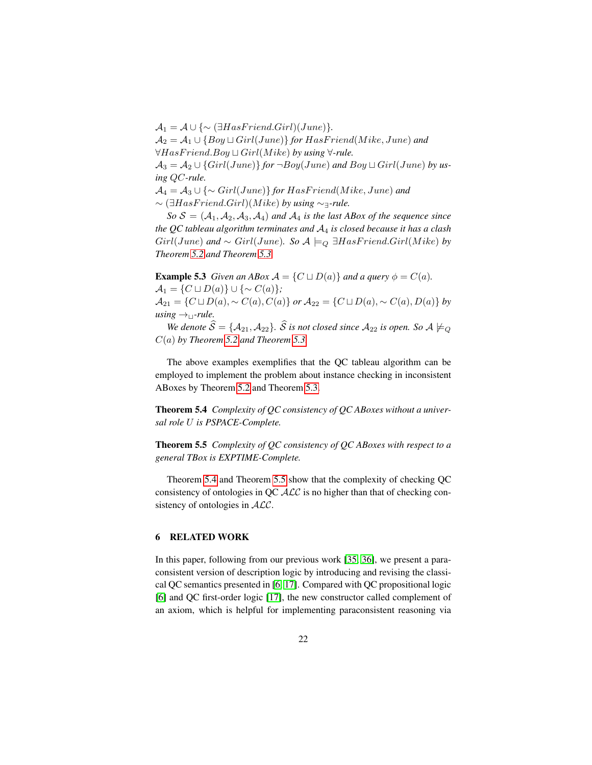$\mathcal{A}_1 = \mathcal{A} \cup \{\sim (\exists HasFriend.Girl)(June)\}$.
$\mathcal{A}_2 = \mathcal{A}_1 \cup \{Boy \sqcup Girl(June)\}$ *for* $HasFriend(Mike, June)$ *and* $\forall HasFriend.Boy \sqcup Girl(Mike)$ *by using* $\forall$*-rule.*
$\mathcal{A}_3 = \mathcal{A}_2 \cup \{Girl(June)\}$ *for* $\neg Boy(June)$ *and* $Boy \sqcup Girl(June)$ *by using* $QC$*-rule.*
$\mathcal{A}_4 = \mathcal{A}_3 \cup \{\sim Girl(June)\}$ *for* $HasFriend(Mike, June)$ *and* $\sim (\exists HasFriend.Girl)(Mike)$ *by using* $\sim_\exists$*-rule.*

*So* $\mathcal{S} = (\mathcal{A}_1, \mathcal{A}_2, \mathcal{A}_3, \mathcal{A}_4)$ *and* $\mathcal{A}_4$ *is the last ABox of the sequence since the QC tableau algorithm terminates and* $\mathcal{A}_4$ *is closed because it has a clash* $Girl(June)$ *and* $\sim Girl(June)$*. So* $\mathcal{A} \models_Q \exists HasFriend.Girl(Mike)$ *by Theorem 5.2 and Theorem 5.3.*

**Example 5.3** *Given an ABox* $\mathcal{A} = \{C \sqcup D(a)\}$ *and a query* $\phi = C(a)$*.*
$\mathcal{A}_1 = \{C \sqcup D(a)\} \cup \{\sim C(a)\}$*;*
$\mathcal{A}_{21} = \{C \sqcup D(a), \sim C(a), C(a)\}$ *or* $\mathcal{A}_{22} = \{C \sqcup D(a), \sim C(a), D(a)\}$ *by using* $\rightarrow_\sqcup$*-rule.*

*We denote* $\widehat{\mathcal{S}} = \{\mathcal{A}_{21}, \mathcal{A}_{22}\}$*.* $\widehat{\mathcal{S}}$ *is not closed since* $\mathcal{A}_{22}$ *is open. So* $\mathcal{A} \not\models_Q C(a)$ *by Theorem 5.2 and Theorem 5.3.*

The above examples exemplifies that the QC tableau algorithm can be employed to implement the problem about instance checking in inconsistent ABoxes by Theorem 5.2 and Theorem 5.3.

**Theorem 5.4** *Complexity of QC consistency of QC ABoxes without a universal role* $U$ *is PSPACE-Complete.*

**Theorem 5.5** *Complexity of QC consistency of QC ABoxes with respect to a general TBox is EXPTIME-Complete.*

Theorem 5.4 and Theorem 5.5 show that the complexity of checking QC consistency of ontologies in QC $\mathcal{ALC}$ is no higher than that of checking consistency of ontologies in $\mathcal{ALC}$.

## 6 RELATED WORK

In this paper, following from our previous work [35, 36], we present a paraconsistent version of description logic by introducing and revising the classical QC semantics presented in [6, 17]. Compared with QC propositional logic [6] and QC first-order logic [17], the new constructor called complement of an axiom, which is helpful for implementing paraconsistent reasoning via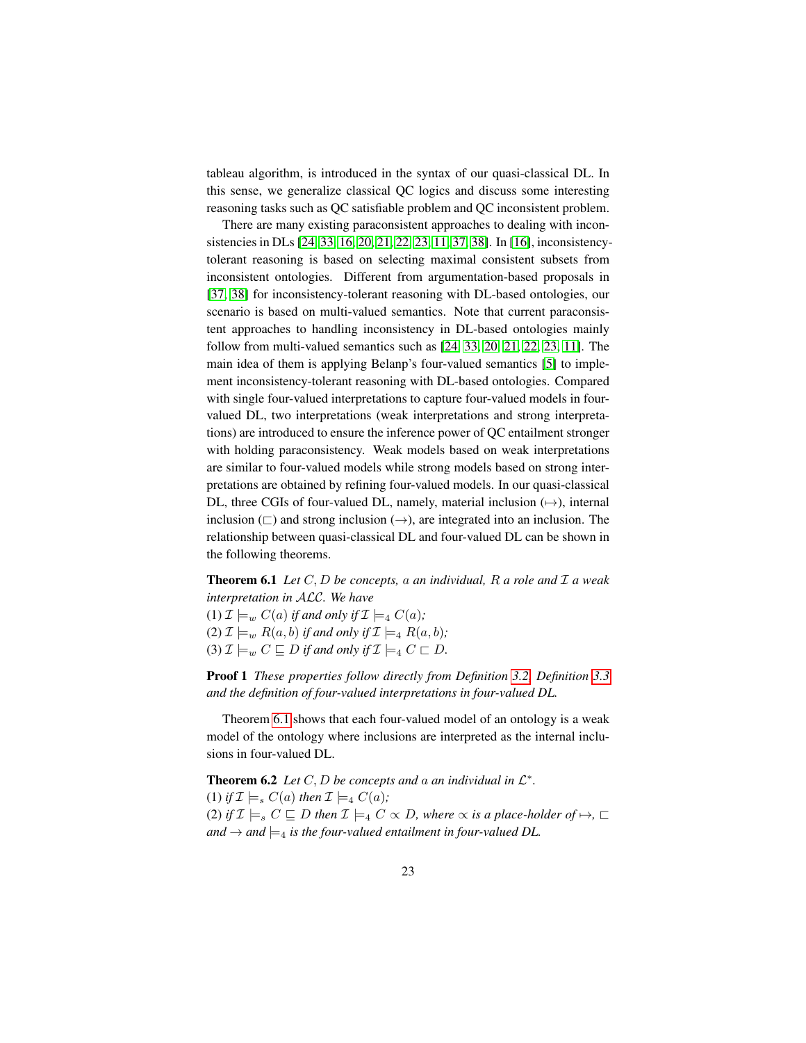tableau algorithm, is introduced in the syntax of our quasi-classical DL. In this sense, we generalize classical QC logics and discuss some interesting reasoning tasks such as QC satisfiable problem and QC inconsistent problem.

There are many existing paraconsistent approaches to dealing with inconsistencies in DLs [24, 33, 16, 20, 21, 22, 23, 11, 37, 38]. In [16], inconsistency-tolerant reasoning is based on selecting maximal consistent subsets from inconsistent ontologies. Different from argumentation-based proposals in [37, 38] for inconsistency-tolerant reasoning with DL-based ontologies, our scenario is based on multi-valued semantics. Note that current paraconsistent approaches to handling inconsistency in DL-based ontologies mainly follow from multi-valued semantics such as [24, 33, 20, 21, 22, 23, 11]. The main idea of them is applying Belanp's four-valued semantics [5] to implement inconsistency-tolerant reasoning with DL-based ontologies. Compared with single four-valued interpretations to capture four-valued models in four-valued DL, two interpretations (weak interpretations and strong interpretations) are introduced to ensure the inference power of QC entailment stronger with holding paraconsistency. Weak models based on weak interpretations are similar to four-valued models while strong models based on strong interpretations are obtained by refining four-valued models. In our quasi-classical DL, three CGIs of four-valued DL, namely, material inclusion ($\mapsto$), internal inclusion ($\sqsubset$) and strong inclusion ($\rightarrow$), are integrated into an inclusion. The relationship between quasi-classical DL and four-valued DL can be shown in the following theorems.

**Theorem 6.1** *Let $C, D$ be concepts, $a$ an individual, $R$ a role and $\mathcal{I}$ a weak interpretation in $\mathcal{ALC}$. We have*
(1) $\mathcal{I} \models_w C(a)$ *if and only if* $\mathcal{I} \models_4 C(a)$*;*
(2) $\mathcal{I} \models_w R(a,b)$ *if and only if* $\mathcal{I} \models_4 R(a,b)$*;*
(3) $\mathcal{I} \models_w C \sqsubseteq D$ *if and only if* $\mathcal{I} \models_4 C \sqsubset D$*.*

**Proof 1** *These properties follow directly from Definition 3.2, Definition 3.3 and the definition of four-valued interpretations in four-valued DL.*

Theorem 6.1 shows that each four-valued model of an ontology is a weak model of the ontology where inclusions are interpreted as the internal inclusions in four-valued DL.

**Theorem 6.2** *Let $C, D$ be concepts and $a$ an individual in $\mathcal{L}^*$.*
(1) *if* $\mathcal{I} \models_s C(a)$ *then* $\mathcal{I} \models_4 C(a)$*;*
(2) *if* $\mathcal{I} \models_s C \sqsubseteq D$ *then* $\mathcal{I} \models_4 C \propto D$*, where $\propto$ is a place-holder of $\mapsto$, $\sqsubset$ and $\rightarrow$ and $\models_4$ is the four-valued entailment in four-valued DL.*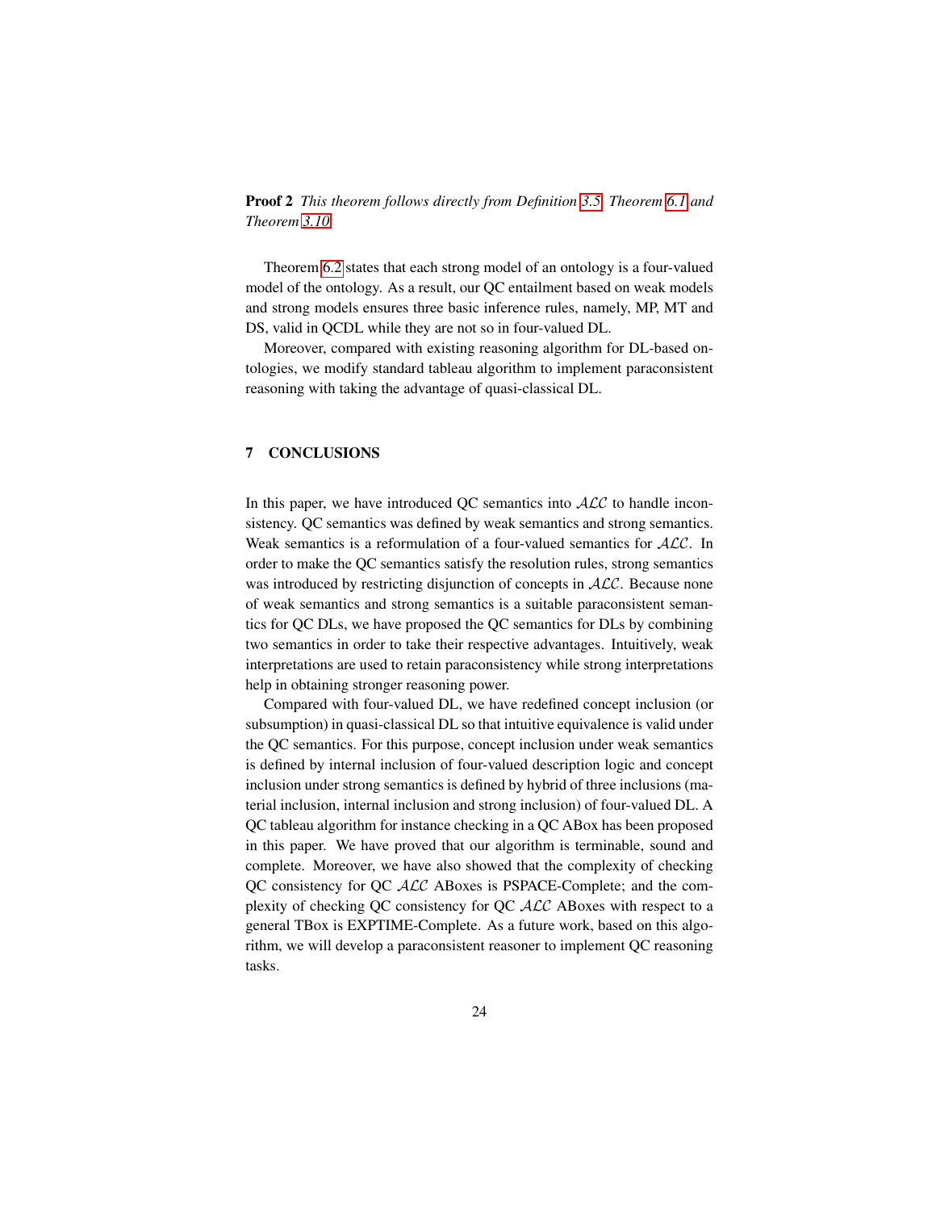**Proof 2** *This theorem follows directly from Definition 3.5, Theorem 6.1 and Theorem 3.10.*

Theorem 6.2 states that each strong model of an ontology is a four-valued model of the ontology. As a result, our QC entailment based on weak models and strong models ensures three basic inference rules, namely, MP, MT and DS, valid in QCDL while they are not so in four-valued DL.

Moreover, compared with existing reasoning algorithm for DL-based ontologies, we modify standard tableau algorithm to implement paraconsistent reasoning with taking the advantage of quasi-classical DL.

## 7 CONCLUSIONS

In this paper, we have introduced QC semantics into $\mathcal{ALC}$ to handle inconsistency. QC semantics was defined by weak semantics and strong semantics. Weak semantics is a reformulation of a four-valued semantics for $\mathcal{ALC}$. In order to make the QC semantics satisfy the resolution rules, strong semantics was introduced by restricting disjunction of concepts in $\mathcal{ALC}$. Because none of weak semantics and strong semantics is a suitable paraconsistent semantics for QC DLs, we have proposed the QC semantics for DLs by combining two semantics in order to take their respective advantages. Intuitively, weak interpretations are used to retain paraconsistency while strong interpretations help in obtaining stronger reasoning power.

Compared with four-valued DL, we have redefined concept inclusion (or subsumption) in quasi-classical DL so that intuitive equivalence is valid under the QC semantics. For this purpose, concept inclusion under weak semantics is defined by internal inclusion of four-valued description logic and concept inclusion under strong semantics is defined by hybrid of three inclusions (material inclusion, internal inclusion and strong inclusion) of four-valued DL. A QC tableau algorithm for instance checking in a QC ABox has been proposed in this paper. We have proved that our algorithm is terminable, sound and complete. Moreover, we have also showed that the complexity of checking QC consistency for QC $\mathcal{ALC}$ ABoxes is PSPACE-Complete; and the complexity of checking QC consistency for QC $\mathcal{ALC}$ ABoxes with respect to a general TBox is EXPTIME-Complete. As a future work, based on this algorithm, we will develop a paraconsistent reasoner to implement QC reasoning tasks.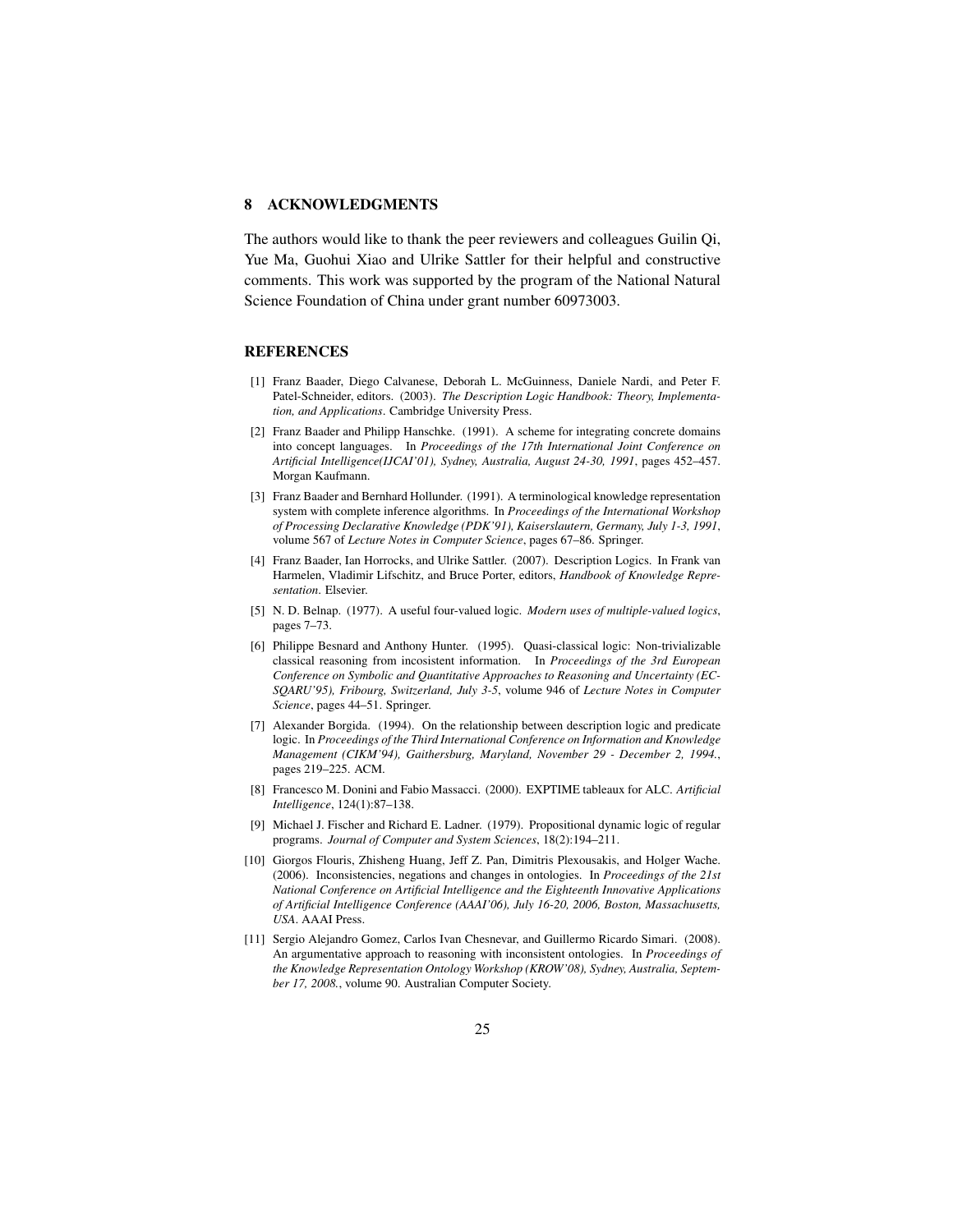## 8 ACKNOWLEDGMENTS

The authors would like to thank the peer reviewers and colleagues Guilin Qi, Yue Ma, Guohui Xiao and Ulrike Sattler for their helpful and constructive comments. This work was supported by the program of the National Natural Science Foundation of China under grant number 60973003.

## REFERENCES

[1] Franz Baader, Diego Calvanese, Deborah L. McGuinness, Daniele Nardi, and Peter F. Patel-Schneider, editors. (2003). *The Description Logic Handbook: Theory, Implementation, and Applications*. Cambridge University Press.

[2] Franz Baader and Philipp Hanschke. (1991). A scheme for integrating concrete domains into concept languages. In *Proceedings of the 17th International Joint Conference on Artificial Intelligence(IJCAI'01), Sydney, Australia, August 24-30, 1991*, pages 452–457. Morgan Kaufmann.

[3] Franz Baader and Bernhard Hollunder. (1991). A terminological knowledge representation system with complete inference algorithms. In *Proceedings of the International Workshop of Processing Declarative Knowledge (PDK'91), Kaiserslautern, Germany, July 1-3, 1991*, volume 567 of *Lecture Notes in Computer Science*, pages 67–86. Springer.

[4] Franz Baader, Ian Horrocks, and Ulrike Sattler. (2007). Description Logics. In Frank van Harmelen, Vladimir Lifschitz, and Bruce Porter, editors, *Handbook of Knowledge Representation*. Elsevier.

[5] N. D. Belnap. (1977). A useful four-valued logic. *Modern uses of multiple-valued logics*, pages 7–73.

[6] Philippe Besnard and Anthony Hunter. (1995). Quasi-classical logic: Non-trivializable classical reasoning from incosistent information. In *Proceedings of the 3rd European Conference on Symbolic and Quantitative Approaches to Reasoning and Uncertainty (ECSQARU'95), Fribourg, Switzerland, July 3-5*, volume 946 of *Lecture Notes in Computer Science*, pages 44–51. Springer.

[7] Alexander Borgida. (1994). On the relationship between description logic and predicate logic. In *Proceedings of the Third International Conference on Information and Knowledge Management (CIKM'94), Gaithersburg, Maryland, November 29 - December 2, 1994.*, pages 219–225. ACM.

[8] Francesco M. Donini and Fabio Massacci. (2000). EXPTIME tableaux for ALC. *Artificial Intelligence*, 124(1):87–138.

[9] Michael J. Fischer and Richard E. Ladner. (1979). Propositional dynamic logic of regular programs. *Journal of Computer and System Sciences*, 18(2):194–211.

[10] Giorgos Flouris, Zhisheng Huang, Jeff Z. Pan, Dimitris Plexousakis, and Holger Wache. (2006). Inconsistencies, negations and changes in ontologies. In *Proceedings of the 21st National Conference on Artificial Intelligence and the Eighteenth Innovative Applications of Artificial Intelligence Conference (AAAI'06), July 16-20, 2006, Boston, Massachusetts, USA*. AAAI Press.

[11] Sergio Alejandro Gomez, Carlos Ivan Chesnevar, and Guillermo Ricardo Simari. (2008). An argumentative approach to reasoning with inconsistent ontologies. In *Proceedings of the Knowledge Representation Ontology Workshop (KROW'08), Sydney, Australia, September 17, 2008.*, volume 90. Australian Computer Society.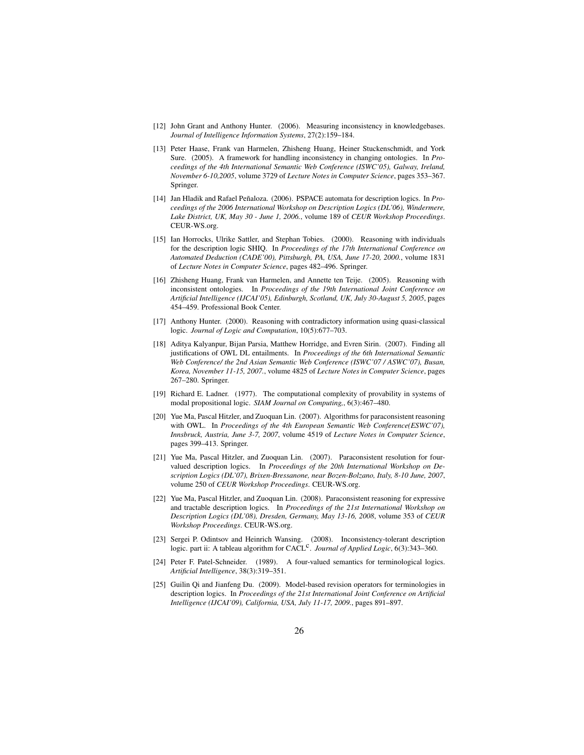[12] John Grant and Anthony Hunter. (2006). Measuring inconsistency in knowledgebases. *Journal of Intelligence Information Systems*, 27(2):159–184.

[13] Peter Haase, Frank van Harmelen, Zhisheng Huang, Heiner Stuckenschmidt, and York Sure. (2005). A framework for handling inconsistency in changing ontologies. In *Proceedings of the 4th International Semantic Web Conference (ISWC'05), Galway, Ireland, November 6-10,2005*, volume 3729 of *Lecture Notes in Computer Science*, pages 353–367. Springer.

[14] Jan Hladik and Rafael Peñaloza. (2006). PSPACE automata for description logics. In *Proceedings of the 2006 International Workshop on Description Logics (DL'06), Windermere, Lake District, UK, May 30 - June 1, 2006.*, volume 189 of *CEUR Workshop Proceedings*. CEUR-WS.org.

[15] Ian Horrocks, Ulrike Sattler, and Stephan Tobies. (2000). Reasoning with individuals for the description logic SHIQ. In *Proceedings of the 17th International Conference on Automated Deduction (CADE'00), Pittsburgh, PA, USA, June 17-20, 2000.*, volume 1831 of *Lecture Notes in Computer Science*, pages 482–496. Springer.

[16] Zhisheng Huang, Frank van Harmelen, and Annette ten Teije. (2005). Reasoning with inconsistent ontologies. In *Proceedings of the 19th International Joint Conference on Artificial Intelligence (IJCAI'05), Edinburgh, Scotland, UK, July 30-August 5, 2005*, pages 454–459. Professional Book Center.

[17] Anthony Hunter. (2000). Reasoning with contradictory information using quasi-classical logic. *Journal of Logic and Computation*, 10(5):677–703.

[18] Aditya Kalyanpur, Bijan Parsia, Matthew Horridge, and Evren Sirin. (2007). Finding all justifications of OWL DL entailments. In *Proceedings of the 6th International Semantic Web Conference/ the 2nd Asian Semantic Web Conference (ISWC'07 / ASWC'07), Busan, Korea, November 11-15, 2007.*, volume 4825 of *Lecture Notes in Computer Science*, pages 267–280. Springer.

[19] Richard E. Ladner. (1977). The computational complexity of provability in systems of modal propositional logic. *SIAM Journal on Computing,*, 6(3):467–480.

[20] Yue Ma, Pascal Hitzler, and Zuoquan Lin. (2007). Algorithms for paraconsistent reasoning with OWL. In *Proceedings of the 4th European Semantic Web Conference(ESWC'07), Innsbruck, Austria, June 3-7, 2007*, volume 4519 of *Lecture Notes in Computer Science*, pages 399–413. Springer.

[21] Yue Ma, Pascal Hitzler, and Zuoquan Lin. (2007). Paraconsistent resolution for four-valued description logics. In *Proceedings of the 20th International Workshop on Description Logics (DL'07), Brixen-Bressanone, near Bozen-Bolzano, Italy, 8-10 June, 2007*, volume 250 of *CEUR Workshop Proceedings*. CEUR-WS.org.

[22] Yue Ma, Pascal Hitzler, and Zuoquan Lin. (2008). Paraconsistent reasoning for expressive and tractable description logics. In *Proceedings of the 21st International Workshop on Description Logics (DL'08), Dresden, Germany, May 13-16, 2008*, volume 353 of *CEUR Workshop Proceedings*. CEUR-WS.org.

[23] Sergei P. Odintsov and Heinrich Wansing. (2008). Inconsistency-tolerant description logic. part ii: A tableau algorithm for $\mathrm{CACL}^{\mathrm{c}}$. *Journal of Applied Logic*, 6(3):343–360.

[24] Peter F. Patel-Schneider. (1989). A four-valued semantics for terminological logics. *Artificial Intelligence*, 38(3):319–351.

[25] Guilin Qi and Jianfeng Du. (2009). Model-based revision operators for terminologies in description logics. In *Proceedings of the 21st International Joint Conference on Artificial Intelligence (IJCAI'09), California, USA, July 11-17, 2009.*, pages 891–897.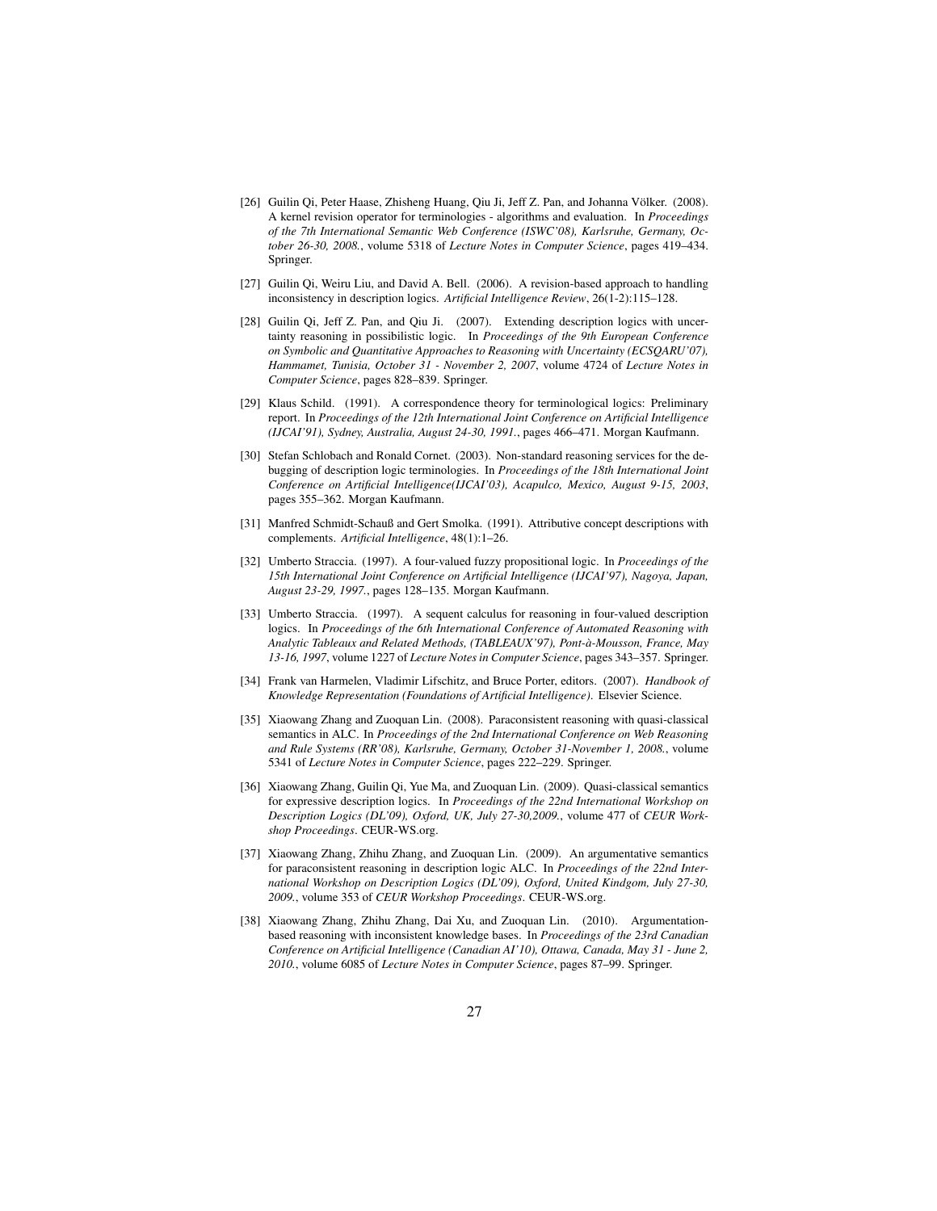[26] Guilin Qi, Peter Haase, Zhisheng Huang, Qiu Ji, Jeff Z. Pan, and Johanna Völker. (2008). A kernel revision operator for terminologies - algorithms and evaluation. In *Proceedings of the 7th International Semantic Web Conference (ISWC'08), Karlsruhe, Germany, October 26-30, 2008.*, volume 5318 of *Lecture Notes in Computer Science*, pages 419–434. Springer.

[27] Guilin Qi, Weiru Liu, and David A. Bell. (2006). A revision-based approach to handling inconsistency in description logics. *Artificial Intelligence Review*, 26(1-2):115–128.

[28] Guilin Qi, Jeff Z. Pan, and Qiu Ji. (2007). Extending description logics with uncertainty reasoning in possibilistic logic. In *Proceedings of the 9th European Conference on Symbolic and Quantitative Approaches to Reasoning with Uncertainty (ECSQARU'07), Hammamet, Tunisia, October 31 - November 2, 2007*, volume 4724 of *Lecture Notes in Computer Science*, pages 828–839. Springer.

[29] Klaus Schild. (1991). A correspondence theory for terminological logics: Preliminary report. In *Proceedings of the 12th International Joint Conference on Artificial Intelligence (IJCAI'91), Sydney, Australia, August 24-30, 1991.*, pages 466–471. Morgan Kaufmann.

[30] Stefan Schlobach and Ronald Cornet. (2003). Non-standard reasoning services for the debugging of description logic terminologies. In *Proceedings of the 18th International Joint Conference on Artificial Intelligence(IJCAI'03), Acapulco, Mexico, August 9-15, 2003*, pages 355–362. Morgan Kaufmann.

[31] Manfred Schmidt-Schauß and Gert Smolka. (1991). Attributive concept descriptions with complements. *Artificial Intelligence*, 48(1):1–26.

[32] Umberto Straccia. (1997). A four-valued fuzzy propositional logic. In *Proceedings of the 15th International Joint Conference on Artificial Intelligence (IJCAI'97), Nagoya, Japan, August 23-29, 1997.*, pages 128–135. Morgan Kaufmann.

[33] Umberto Straccia. (1997). A sequent calculus for reasoning in four-valued description logics. In *Proceedings of the 6th International Conference of Automated Reasoning with Analytic Tableaux and Related Methods, (TABLEAUX'97), Pont-à-Mousson, France, May 13-16, 1997*, volume 1227 of *Lecture Notes in Computer Science*, pages 343–357. Springer.

[34] Frank van Harmelen, Vladimir Lifschitz, and Bruce Porter, editors. (2007). *Handbook of Knowledge Representation (Foundations of Artificial Intelligence)*. Elsevier Science.

[35] Xiaowang Zhang and Zuoquan Lin. (2008). Paraconsistent reasoning with quasi-classical semantics in ALC. In *Proceedings of the 2nd International Conference on Web Reasoning and Rule Systems (RR'08), Karlsruhe, Germany, October 31-November 1, 2008.*, volume 5341 of *Lecture Notes in Computer Science*, pages 222–229. Springer.

[36] Xiaowang Zhang, Guilin Qi, Yue Ma, and Zuoquan Lin. (2009). Quasi-classical semantics for expressive description logics. In *Proceedings of the 22nd International Workshop on Description Logics (DL'09), Oxford, UK, July 27-30,2009.*, volume 477 of *CEUR Workshop Proceedings*. CEUR-WS.org.

[37] Xiaowang Zhang, Zhihu Zhang, and Zuoquan Lin. (2009). An argumentative semantics for paraconsistent reasoning in description logic ALC. In *Proceedings of the 22nd International Workshop on Description Logics (DL'09), Oxford, United Kindgom, July 27-30, 2009.*, volume 353 of *CEUR Workshop Proceedings*. CEUR-WS.org.

[38] Xiaowang Zhang, Zhihu Zhang, Dai Xu, and Zuoquan Lin. (2010). Argumentation-based reasoning with inconsistent knowledge bases. In *Proceedings of the 23rd Canadian Conference on Artificial Intelligence (Canadian AI'10), Ottawa, Canada, May 31 - June 2, 2010.*, volume 6085 of *Lecture Notes in Computer Science*, pages 87–99. Springer.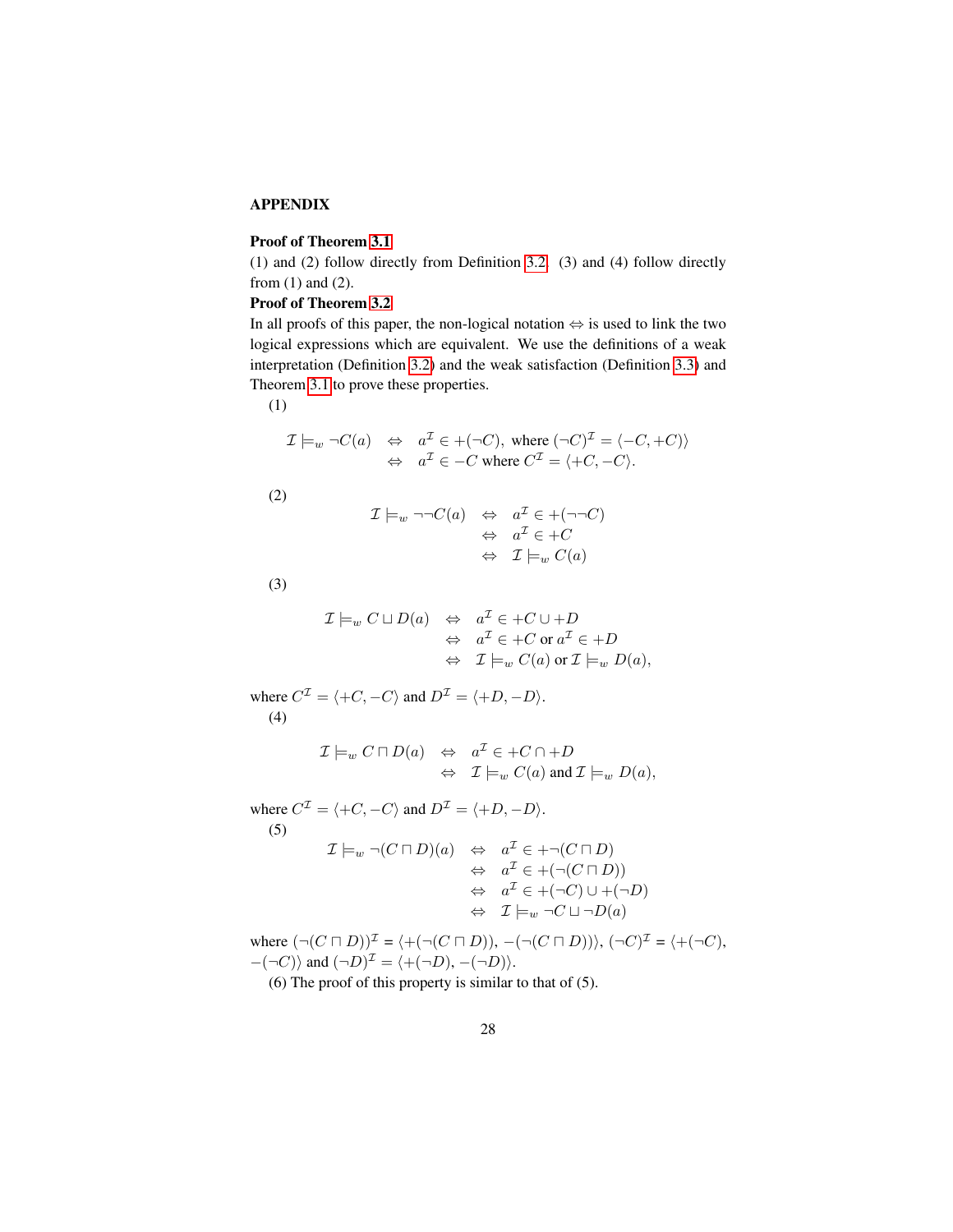**APPENDIX**

**Proof of Theorem 3.1**

(1) and (2) follow directly from Definition 3.2. (3) and (4) follow directly from (1) and (2).

**Proof of Theorem 3.2**

In all proofs of this paper, the non-logical notation $\Leftrightarrow$ is used to link the two logical expressions which are equivalent. We use the definitions of a weak interpretation (Definition 3.2) and the weak satisfaction (Definition 3.3) and Theorem 3.1 to prove these properties.

(1)

$$
\begin{array}{rcl}
\mathcal{I} \models_w \neg C(a) & \Leftrightarrow & a^{\mathcal{I}} \in +(\neg C), \text{ where } (\neg C)^{\mathcal{I}} = \langle -C, +C) \rangle \\
& \Leftrightarrow & a^{\mathcal{I}} \in -C \text{ where } C^{\mathcal{I}} = \langle +C, -C \rangle.
\end{array}
$$

(2)

$$
\begin{array}{rcl}
\mathcal{I} \models_w \neg\neg C(a) & \Leftrightarrow & a^{\mathcal{I}} \in +(\neg\neg C) \\
& \Leftrightarrow & a^{\mathcal{I}} \in +C \\
& \Leftrightarrow & \mathcal{I} \models_w C(a)
\end{array}
$$

(3)

$$
\begin{array}{rcl}
\mathcal{I} \models_w C \sqcup D(a) & \Leftrightarrow & a^{\mathcal{I}} \in +C \cup +D \\
& \Leftrightarrow & a^{\mathcal{I}} \in +C \text{ or } a^{\mathcal{I}} \in +D \\
& \Leftrightarrow & \mathcal{I} \models_w C(a) \text{ or } \mathcal{I} \models_w D(a),
\end{array}
$$

where $C^{\mathcal{I}} = \langle +C, -C \rangle$ and $D^{\mathcal{I}} = \langle +D, -D \rangle$.

(4)

$$
\begin{array}{rcl}
\mathcal{I} \models_w C \sqcap D(a) & \Leftrightarrow & a^{\mathcal{I}} \in +C \cap +D \\
& \Leftrightarrow & \mathcal{I} \models_w C(a) \text{ and } \mathcal{I} \models_w D(a),
\end{array}
$$

where $C^{\mathcal{I}} = \langle +C, -C \rangle$ and $D^{\mathcal{I}} = \langle +D, -D \rangle$.

(5)

$$
\begin{array}{rcl}
\mathcal{I} \models_w \neg(C \sqcap D)(a) & \Leftrightarrow & a^{\mathcal{I}} \in +\neg(C \sqcap D) \\
& \Leftrightarrow & a^{\mathcal{I}} \in +(\neg(C \sqcap D)) \\
& \Leftrightarrow & a^{\mathcal{I}} \in +(\neg C) \cup +(\neg D) \\
& \Leftrightarrow & \mathcal{I} \models_w \neg C \sqcup \neg D(a)
\end{array}
$$

where $(\neg(C \sqcap D))^{\mathcal{I}} = \langle +(\neg(C \sqcap D)), -(\neg(C \sqcap D)) \rangle$, $(\neg C)^{\mathcal{I}} = \langle +(\neg C), -(\neg C) \rangle$ and $(\neg D)^{\mathcal{I}} = \langle +(\neg D), -(\neg D) \rangle$.

(6) The proof of this property is similar to that of (5).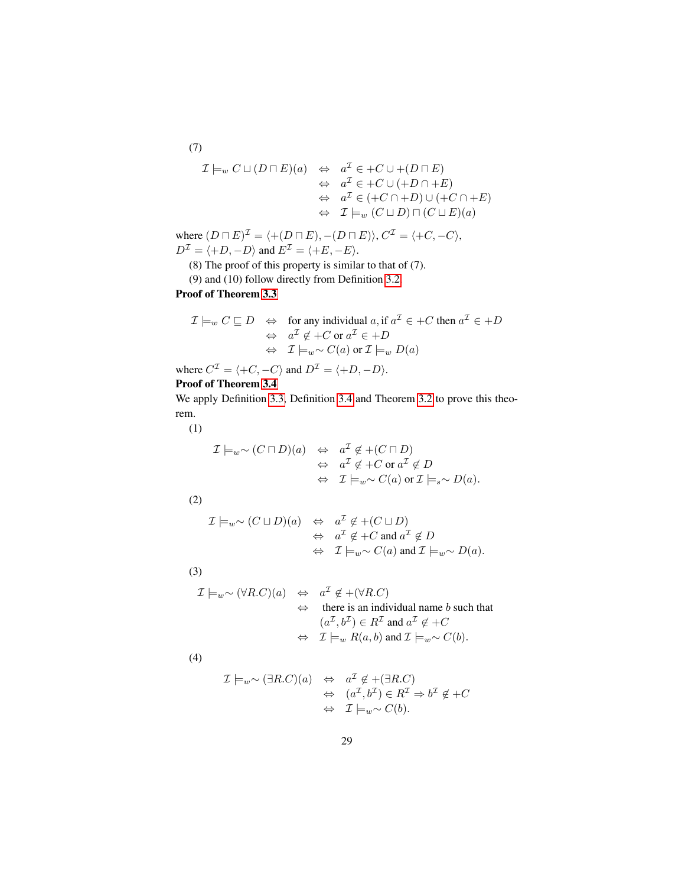(7)

$$
\begin{aligned}
\mathcal{I} \models_w C \sqcup (D \sqcap E)(a) \quad &\Leftrightarrow \quad a^{\mathcal{I}} \in +C \cup +(D \sqcap E) \\
&\Leftrightarrow \quad a^{\mathcal{I}} \in +C \cup (+D \cap +E) \\
&\Leftrightarrow \quad a^{\mathcal{I}} \in (+C \cap +D) \cup (+C \cap +E) \\
&\Leftrightarrow \quad \mathcal{I} \models_w (C \sqcup D) \sqcap (C \sqcup E)(a)
\end{aligned}
$$

where $(D \sqcap E)^{\mathcal{I}} = \langle +(D \sqcap E), -(D \sqcap E) \rangle$, $C^{\mathcal{I}} = \langle +C, -C \rangle$, $D^{\mathcal{I}} = \langle +D, -D \rangle$ and $E^{\mathcal{I}} = \langle +E, -E \rangle$.

(8) The proof of this property is similar to that of (7).

(9) and (10) follow directly from Definition 3.2.

**Proof of Theorem 3.3**

$$
\begin{aligned}
\mathcal{I} \models_w C \sqsubseteq D \quad &\Leftrightarrow \quad \text{for any individual } a, \text{if } a^{\mathcal{I}} \in +C \text{ then } a^{\mathcal{I}} \in +D \\
&\Leftrightarrow \quad a^{\mathcal{I}} \notin +C \text{ or } a^{\mathcal{I}} \in +D \\
&\Leftrightarrow \quad \mathcal{I} \models_w \sim C(a) \text{ or } \mathcal{I} \models_w D(a)
\end{aligned}
$$

where $C^{\mathcal{I}} = \langle +C, -C \rangle$ and $D^{\mathcal{I}} = \langle +D, -D \rangle$.

**Proof of Theorem 3.4**

We apply Definition 3.3, Definition 3.4 and Theorem 3.2 to prove this theorem.

(1)

$$
\begin{aligned}
\mathcal{I} \models_w \sim (C \sqcap D)(a) \quad &\Leftrightarrow \quad a^{\mathcal{I}} \notin +(C \sqcap D) \\
&\Leftrightarrow \quad a^{\mathcal{I}} \notin +C \text{ or } a^{\mathcal{I}} \notin D \\
&\Leftrightarrow \quad \mathcal{I} \models_w \sim C(a) \text{ or } \mathcal{I} \models_s \sim D(a).
\end{aligned}
$$

(2)

$$
\begin{aligned}
\mathcal{I} \models_w \sim (C \sqcup D)(a) \quad &\Leftrightarrow \quad a^{\mathcal{I}} \notin +(C \sqcup D) \\
&\Leftrightarrow \quad a^{\mathcal{I}} \notin +C \text{ and } a^{\mathcal{I}} \notin D \\
&\Leftrightarrow \quad \mathcal{I} \models_w \sim C(a) \text{ and } \mathcal{I} \models_w \sim D(a).
\end{aligned}
$$

(3)

$$
\begin{aligned}
\mathcal{I} \models_w \sim (\forall R.C)(a) \quad &\Leftrightarrow \quad a^{\mathcal{I}} \notin +(\forall R.C) \\
&\Leftrightarrow \quad \text{there is an individual name } b \text{ such that} \\
&\qquad (a^{\mathcal{I}}, b^{\mathcal{I}}) \in R^{\mathcal{I}} \text{ and } a^{\mathcal{I}} \notin +C \\
&\Leftrightarrow \quad \mathcal{I} \models_w R(a,b) \text{ and } \mathcal{I} \models_w \sim C(b).
\end{aligned}
$$

(4)

$$
\begin{aligned}
\mathcal{I} \models_w \sim (\exists R.C)(a) \quad &\Leftrightarrow \quad a^{\mathcal{I}} \notin +(\exists R.C) \\
&\Leftrightarrow \quad (a^{\mathcal{I}}, b^{\mathcal{I}}) \in R^{\mathcal{I}} \Rightarrow b^{\mathcal{I}} \notin +C \\
&\Leftrightarrow \quad \mathcal{I} \models_w \sim C(b).
\end{aligned}
$$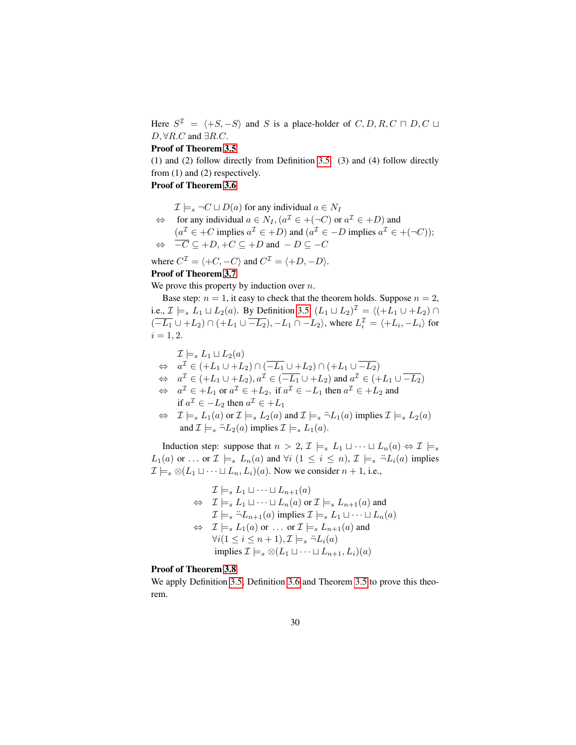Here $S^{\mathcal{I}} = \langle +S, -S\rangle$ and $S$ is a place-holder of $C, D, R, C \sqcap D, C \sqcup D, \forall R.C$ and $\exists R.C$.

**Proof of Theorem 3.5**

(1) and (2) follow directly from Definition 3.5. (3) and (4) follow directly from (1) and (2) respectively.

**Proof of Theorem 3.6**

$$
\begin{aligned}
& \mathcal{I} \models_s \neg C \sqcup D(a) \text{ for any individual } a \in N_I \\
\Leftrightarrow\ & \text{for any individual } a \in N_I, (a^{\mathcal{I}} \in +(\neg C) \text{ or } a^{\mathcal{I}} \in +D) \text{ and} \\
& (a^{\mathcal{I}} \in +C \text{ implies } a^{\mathcal{I}} \in +D) \text{ and } (a^{\mathcal{I}} \in -D \text{ implies } a^{\mathcal{I}} \in +(\neg C)); \\
\Leftrightarrow\ & \overline{-C} \subseteq +D, +C \subseteq +D \text{ and } -D \subseteq -C
\end{aligned}
$$

where $C^{\mathcal{I}} = \langle +C, -C\rangle$ and $C^{\mathcal{I}} = \langle +D, -D\rangle$.

**Proof of Theorem 3.7**

We prove this property by induction over $n$.

Base step: $n = 1$, it easy to check that the theorem holds. Suppose $n = 2$, i.e., $\mathcal{I} \models_s L_1 \sqcup L_2(a)$. By Definition 3.5, $(L_1 \sqcup L_2)^{\mathcal{I}} = \langle (+L_1 \cup +L_2) \cap (\overline{-L_1} \cup +L_2) \cap (+L_1 \cup \overline{-L_2}), -L_1 \cap -L_2\rangle$, where $L_i^{\mathcal{I}} = \langle +L_i, -L_i\rangle$ for $i = 1, 2$.

$$
\begin{aligned}
& \mathcal{I} \models_s L_1 \sqcup L_2(a) \\
\Leftrightarrow\ & a^{\mathcal{I}} \in (+L_1 \cup +L_2) \cap (\overline{-L_1} \cup +L_2) \cap (+L_1 \cup \overline{-L_2}) \\
\Leftrightarrow\ & a^{\mathcal{I}} \in (+L_1 \cup +L_2), a^{\mathcal{I}} \in (\overline{-L_1} \cup +L_2) \text{ and } a^{\mathcal{I}} \in (+L_1 \cup \overline{-L_2}) \\
\Leftrightarrow\ & a^{\mathcal{I}} \in +L_1 \text{ or } a^{\mathcal{I}} \in +L_2,\ \text{if } a^{\mathcal{I}} \in -L_1 \text{ then } a^{\mathcal{I}} \in +L_2 \text{ and} \\
& \text{if } a^{\mathcal{I}} \in -L_2 \text{ then } a^{\mathcal{I}} \in +L_1 \\
\Leftrightarrow\ & \mathcal{I} \models_s L_1(a) \text{ or } \mathcal{I} \models_s L_2(a) \text{ and } \mathcal{I} \models_s \ddot{\neg} L_1(a) \text{ implies } \mathcal{I} \models_s L_2(a) \\
& \text{and } \mathcal{I} \models_s \ddot{\neg} L_2(a) \text{ implies } \mathcal{I} \models_s L_1(a).
\end{aligned}
$$

Induction step: suppose that $n > 2$, $\mathcal{I} \models_s L_1 \sqcup \cdots \sqcup L_n(a) \Leftrightarrow \mathcal{I} \models_s L_1(a)$ or $\ldots$ or $\mathcal{I} \models_s L_n(a)$ and $\forall i\ (1 \leq i \leq n)$, $\mathcal{I} \models_s \ddot{\neg} L_i(a)$ implies $\mathcal{I} \models_s \otimes(L_1 \sqcup \cdots \sqcup L_n, L_i)(a)$. Now we consider $n + 1$, i.e.,

$$
\begin{aligned}
& \mathcal{I} \models_s L_1 \sqcup \cdots \sqcup L_{n+1}(a) \\
\Leftrightarrow\ & \mathcal{I} \models_s L_1 \sqcup \cdots \sqcup L_n(a) \text{ or } \mathcal{I} \models_s L_{n+1}(a) \text{ and} \\
& \mathcal{I} \models_s \ddot{\neg} L_{n+1}(a) \text{ implies } \mathcal{I} \models_s L_1 \sqcup \cdots \sqcup L_n(a) \\
\Leftrightarrow\ & \mathcal{I} \models_s L_1(a) \text{ or } \ldots \text{ or } \mathcal{I} \models_s L_{n+1}(a) \text{ and} \\
& \forall i (1 \leq i \leq n+1), \mathcal{I} \models_s \ddot{\neg} L_i(a) \\
& \text{implies } \mathcal{I} \models_s \otimes(L_1 \sqcup \cdots \sqcup L_{n+1}, L_i)(a)
\end{aligned}
$$

**Proof of Theorem 3.8**

We apply Definition 3.5, Definition 3.6 and Theorem 3.5 to prove this theorem.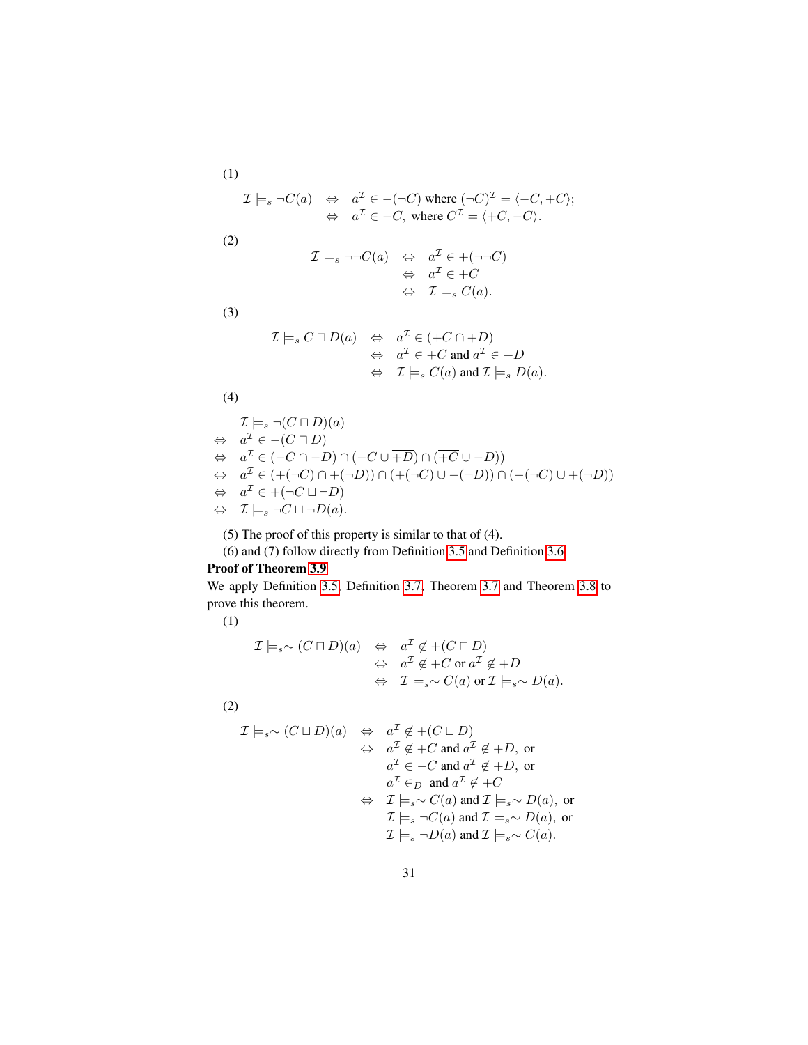(1)

$$
\begin{aligned}
\mathcal{I} \models_s \neg C(a) \quad &\Leftrightarrow \quad a^{\mathcal{I}} \in -(\neg C) \text{ where } (\neg C)^{\mathcal{I}} = \langle -C, +C \rangle; \\
&\Leftrightarrow \quad a^{\mathcal{I}} \in -C, \text{ where } C^{\mathcal{I}} = \langle +C, -C \rangle.
\end{aligned}
$$

(2)

$$
\begin{aligned}
\mathcal{I} \models_s \neg\neg C(a) \quad &\Leftrightarrow \quad a^{\mathcal{I}} \in +(\neg\neg C) \\
&\Leftrightarrow \quad a^{\mathcal{I}} \in +C \\
&\Leftrightarrow \quad \mathcal{I} \models_s C(a).
\end{aligned}
$$

(3)

$$
\begin{aligned}
\mathcal{I} \models_s C \sqcap D(a) \quad &\Leftrightarrow \quad a^{\mathcal{I}} \in (+C \cap +D) \\
&\Leftrightarrow \quad a^{\mathcal{I}} \in +C \text{ and } a^{\mathcal{I}} \in +D \\
&\Leftrightarrow \quad \mathcal{I} \models_s C(a) \text{ and } \mathcal{I} \models_s D(a).
\end{aligned}
$$

(4)

$$
\begin{aligned}
&\mathcal{I} \models_s \neg(C \sqcap D)(a) \\
\Leftrightarrow \quad & a^{\mathcal{I}} \in -(C \sqcap D) \\
\Leftrightarrow \quad & a^{\mathcal{I}} \in (-C \cap -D) \cap (-C \cup \overline{+D}) \cap (\overline{+C} \cup -D)) \\
\Leftrightarrow \quad & a^{\mathcal{I}} \in (+(\neg C) \cap +(\neg D)) \cap (+(\neg C) \cup \overline{-(\neg D)}) \cap (\overline{-(\neg C)} \cup +(\neg D)) \\
\Leftrightarrow \quad & a^{\mathcal{I}} \in +(\neg C \sqcup \neg D) \\
\Leftrightarrow \quad & \mathcal{I} \models_s \neg C \sqcup \neg D(a).
\end{aligned}
$$

(5) The proof of this property is similar to that of (4).

(6) and (7) follow directly from Definition 3.5 and Definition 3.6.

**Proof of Theorem 3.9**

We apply Definition 3.5, Definition 3.7, Theorem 3.7 and Theorem 3.8 to prove this theorem.

(1)

$$
\begin{aligned}
\mathcal{I} \models_s \sim (C \sqcap D)(a) \quad &\Leftrightarrow \quad a^{\mathcal{I}} \notin +(C \sqcap D) \\
&\Leftrightarrow \quad a^{\mathcal{I}} \notin +C \text{ or } a^{\mathcal{I}} \notin +D \\
&\Leftrightarrow \quad \mathcal{I} \models_s \sim C(a) \text{ or } \mathcal{I} \models_s \sim D(a).
\end{aligned}
$$

(2)

$$
\begin{aligned}
\mathcal{I} \models_s \sim (C \sqcup D)(a) \quad &\Leftrightarrow \quad a^{\mathcal{I}} \notin +(C \sqcup D) \\
&\Leftrightarrow \quad a^{\mathcal{I}} \notin +C \text{ and } a^{\mathcal{I}} \notin +D, \text{ or} \\
&\phantom{\Leftrightarrow} \quad a^{\mathcal{I}} \in -C \text{ and } a^{\mathcal{I}} \notin +D, \text{ or} \\
&\phantom{\Leftrightarrow} \quad a^{\mathcal{I}} \in_D \text{ and } a^{\mathcal{I}} \notin +C \\
&\Leftrightarrow \quad \mathcal{I} \models_s \sim C(a) \text{ and } \mathcal{I} \models_s \sim D(a), \text{ or} \\
&\phantom{\Leftrightarrow} \quad \mathcal{I} \models_s \neg C(a) \text{ and } \mathcal{I} \models_s \sim D(a), \text{ or} \\
&\phantom{\Leftrightarrow} \quad \mathcal{I} \models_s \neg D(a) \text{ and } \mathcal{I} \models_s \sim C(a).
\end{aligned}
$$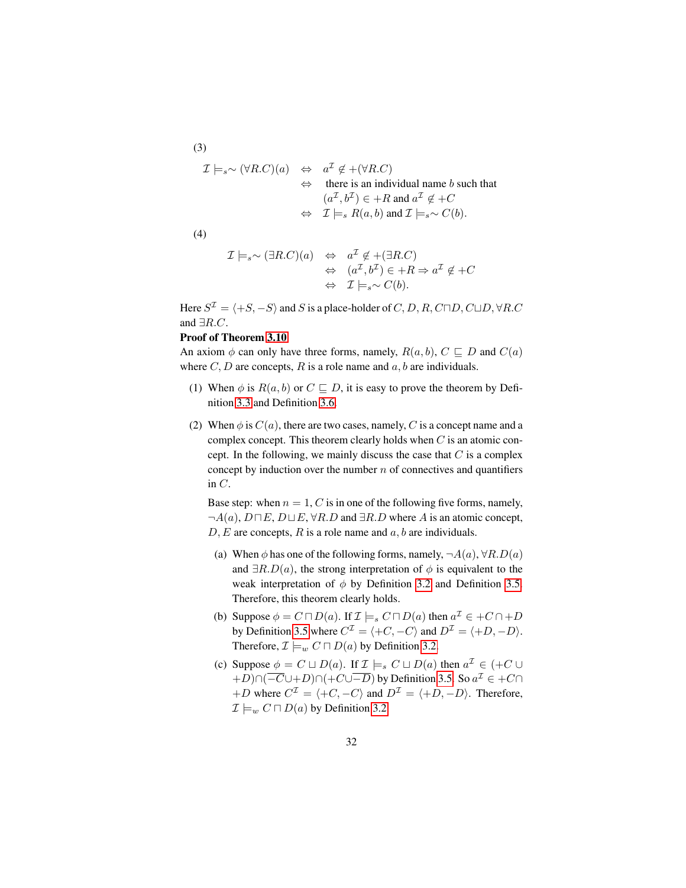(3)

$$
\begin{aligned}
\mathcal{I} \models_s \sim (\forall R.C)(a) \quad &\Leftrightarrow \quad a^{\mathcal{I}} \notin +(\forall R.C) \\
&\Leftrightarrow \quad \text{there is an individual name } b \text{ such that} \\
&\qquad\ (a^{\mathcal{I}}, b^{\mathcal{I}}) \in +R \text{ and } a^{\mathcal{I}} \notin +C \\
&\Leftrightarrow \quad \mathcal{I} \models_s R(a,b) \text{ and } \mathcal{I} \models_s \sim C(b).
\end{aligned}
$$

(4)

$$
\begin{aligned}
\mathcal{I} \models_s \sim (\exists R.C)(a) \quad &\Leftrightarrow \quad a^{\mathcal{I}} \notin +(\exists R.C) \\
&\Leftrightarrow \quad (a^{\mathcal{I}}, b^{\mathcal{I}}) \in +R \Rightarrow a^{\mathcal{I}} \notin +C \\
&\Leftrightarrow \quad \mathcal{I} \models_s \sim C(b).
\end{aligned}
$$

Here $S^{\mathcal{I}} = \langle +S, -S \rangle$ and $S$ is a place-holder of $C, D, R, C \sqcap D, C \sqcup D, \forall R.C$ and $\exists R.C$.

**Proof of Theorem 3.10**

An axiom $\phi$ can only have three forms, namely, $R(a,b)$, $C \sqsubseteq D$ and $C(a)$ where $C, D$ are concepts, $R$ is a role name and $a, b$ are individuals.

(1) When $\phi$ is $R(a,b)$ or $C \sqsubseteq D$, it is easy to prove the theorem by Definition 3.3 and Definition 3.6.

(2) When $\phi$ is $C(a)$, there are two cases, namely, $C$ is a concept name and a complex concept. This theorem clearly holds when $C$ is an atomic concept. In the following, we mainly discuss the case that $C$ is a complex concept by induction over the number $n$ of connectives and quantifiers in $C$.

Base step: when $n = 1$, $C$ is in one of the following five forms, namely, $\neg A(a)$, $D \sqcap E$, $D \sqcup E$, $\forall R.D$ and $\exists R.D$ where $A$ is an atomic concept, $D, E$ are concepts, $R$ is a role name and $a, b$ are individuals.

(a) When $\phi$ has one of the following forms, namely, $\neg A(a)$, $\forall R.D(a)$ and $\exists R.D(a)$, the strong interpretation of $\phi$ is equivalent to the weak interpretation of $\phi$ by Definition 3.2 and Definition 3.5. Therefore, this theorem clearly holds.

(b) Suppose $\phi = C \sqcap D(a)$. If $\mathcal{I} \models_s C \sqcap D(a)$ then $a^{\mathcal{I}} \in +C \cap +D$ by Definition 3.5 where $C^{\mathcal{I}} = \langle +C, -C \rangle$ and $D^{\mathcal{I}} = \langle +D, -D \rangle$. Therefore, $\mathcal{I} \models_w C \sqcap D(a)$ by Definition 3.2.

(c) Suppose $\phi = C \sqcup D(a)$. If $\mathcal{I} \models_s C \sqcup D(a)$ then $a^{\mathcal{I}} \in (+C \cup +D) \cap (\overline{-C} \cup +D) \cap (+C \cup \overline{-D})$ by Definition 3.5. So $a^{\mathcal{I}} \in +C \cap +D$ where $C^{\mathcal{I}} = \langle +C, -C \rangle$ and $D^{\mathcal{I}} = \langle +D, -D \rangle$. Therefore, $\mathcal{I} \models_w C \sqcap D(a)$ by Definition 3.2.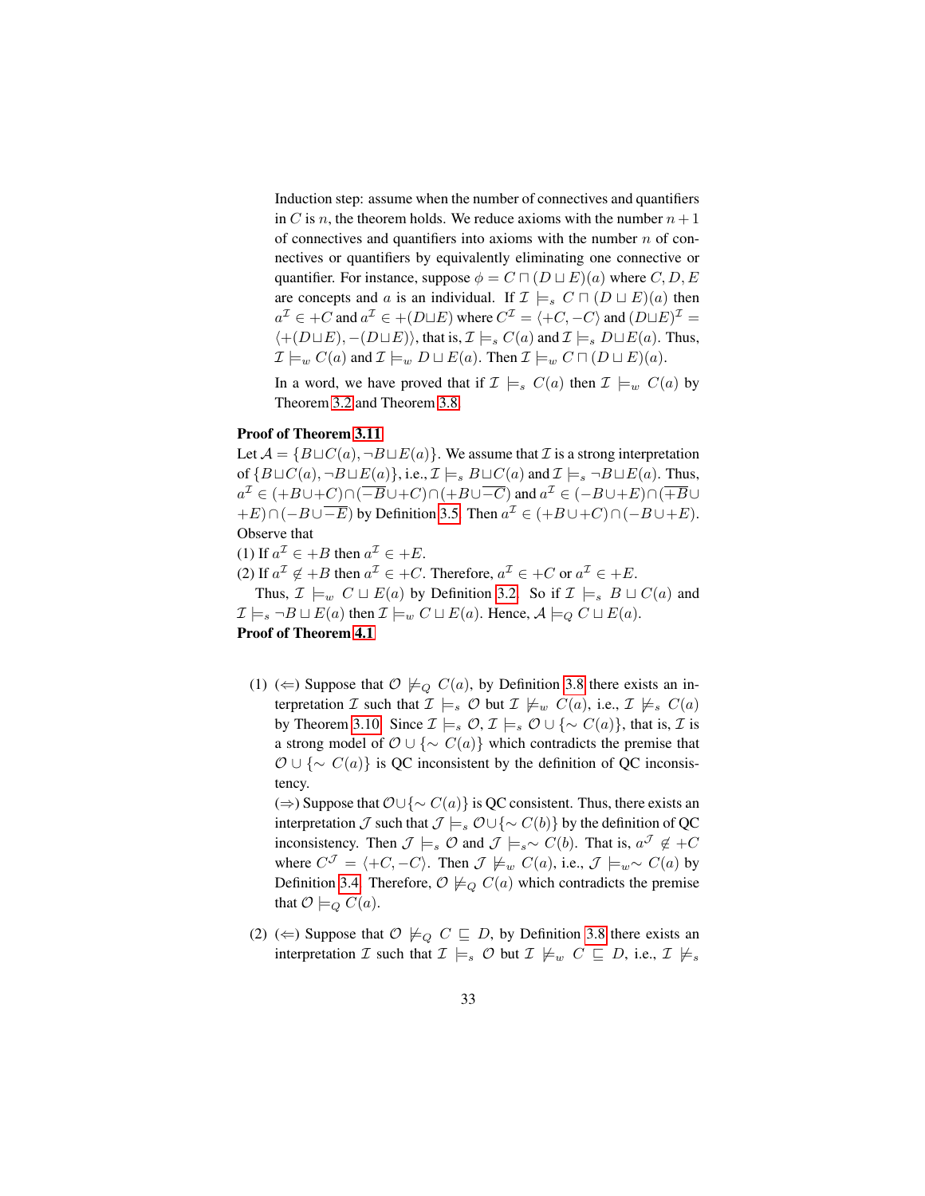Induction step: assume when the number of connectives and quantifiers in $C$ is $n$, the theorem holds. We reduce axioms with the number $n+1$ of connectives and quantifiers into axioms with the number $n$ of connectives or quantifiers by equivalently eliminating one connective or quantifier. For instance, suppose $\phi = C \sqcap (D \sqcup E)(a)$ where $C, D, E$ are concepts and $a$ is an individual. If $\mathcal{I} \models_s C \sqcap (D \sqcup E)(a)$ then $a^{\mathcal{I}} \in +C$ and $a^{\mathcal{I}} \in +(D \sqcup E)$ where $C^{\mathcal{I}} = \langle +C, -C \rangle$ and $(D \sqcup E)^{\mathcal{I}} = \langle +(D \sqcup E), -(D \sqcup E) \rangle$, that is, $\mathcal{I} \models_s C(a)$ and $\mathcal{I} \models_s D \sqcup E(a)$. Thus, $\mathcal{I} \models_w C(a)$ and $\mathcal{I} \models_w D \sqcup E(a)$. Then $\mathcal{I} \models_w C \sqcap (D \sqcup E)(a)$.

In a word, we have proved that if $\mathcal{I} \models_s C(a)$ then $\mathcal{I} \models_w C(a)$ by Theorem 3.2 and Theorem 3.8.

**Proof of Theorem 3.11**

Let $\mathcal{A} = \{B \sqcup C(a), \neg B \sqcup E(a)\}$. We assume that $\mathcal{I}$ is a strong interpretation of $\{B \sqcup C(a), \neg B \sqcup E(a)\}$, i.e., $\mathcal{I} \models_s B \sqcup C(a)$ and $\mathcal{I} \models_s \neg B \sqcup E(a)$. Thus, $a^{\mathcal{I}} \in (+B \cup +C) \cap (\overline{-B} \cup +C) \cap (+B \cup \overline{-C})$ and $a^{\mathcal{I}} \in (-B \cup +E) \cap (\overline{+B} \cup +E) \cap (-B \cup \overline{-E})$ by Definition 3.5. Then $a^{\mathcal{I}} \in (+B \cup +C) \cap (-B \cup +E)$. Observe that

(1) If $a^{\mathcal{I}} \in +B$ then $a^{\mathcal{I}} \in +E$.

(2) If $a^{\mathcal{I}} \notin +B$ then $a^{\mathcal{I}} \in +C$. Therefore, $a^{\mathcal{I}} \in +C$ or $a^{\mathcal{I}} \in +E$.

Thus, $\mathcal{I} \models_w C \sqcup E(a)$ by Definition 3.2. So if $\mathcal{I} \models_s B \sqcup C(a)$ and $\mathcal{I} \models_s \neg B \sqcup E(a)$ then $\mathcal{I} \models_w C \sqcup E(a)$. Hence, $\mathcal{A} \models_Q C \sqcup E(a)$.

**Proof of Theorem 4.1**

(1) ($\Leftarrow$) Suppose that $\mathcal{O} \not\models_Q C(a)$, by Definition 3.8 there exists an interpretation $\mathcal{I}$ such that $\mathcal{I} \models_s \mathcal{O}$ but $\mathcal{I} \not\models_w C(a)$, i.e., $\mathcal{I} \not\models_s C(a)$ by Theorem 3.10. Since $\mathcal{I} \models_s \mathcal{O}$, $\mathcal{I} \models_s \mathcal{O} \cup \{\sim C(a)\}$, that is, $\mathcal{I}$ is a strong model of $\mathcal{O} \cup \{\sim C(a)\}$ which contradicts the premise that $\mathcal{O} \cup \{\sim C(a)\}$ is QC inconsistent by the definition of QC inconsistency.

($\Rightarrow$) Suppose that $\mathcal{O} \cup \{\sim C(a)\}$ is QC consistent. Thus, there exists an interpretation $\mathcal{J}$ such that $\mathcal{J} \models_s \mathcal{O} \cup \{\sim C(b)\}$ by the definition of QC inconsistency. Then $\mathcal{J} \models_s \mathcal{O}$ and $\mathcal{J} \models_s \sim C(b)$. That is, $a^{\mathcal{J}} \notin +C$ where $C^{\mathcal{J}} = \langle +C, -C \rangle$. Then $\mathcal{J} \not\models_w C(a)$, i.e., $\mathcal{J} \models_w \sim C(a)$ by Definition 3.4. Therefore, $\mathcal{O} \not\models_Q C(a)$ which contradicts the premise that $\mathcal{O} \models_Q C(a)$.

(2) ($\Leftarrow$) Suppose that $\mathcal{O} \not\models_Q C \sqsubseteq D$, by Definition 3.8 there exists an interpretation $\mathcal{I}$ such that $\mathcal{I} \models_s \mathcal{O}$ but $\mathcal{I} \not\models_w C \sqsubseteq D$, i.e., $\mathcal{I} \not\models_s$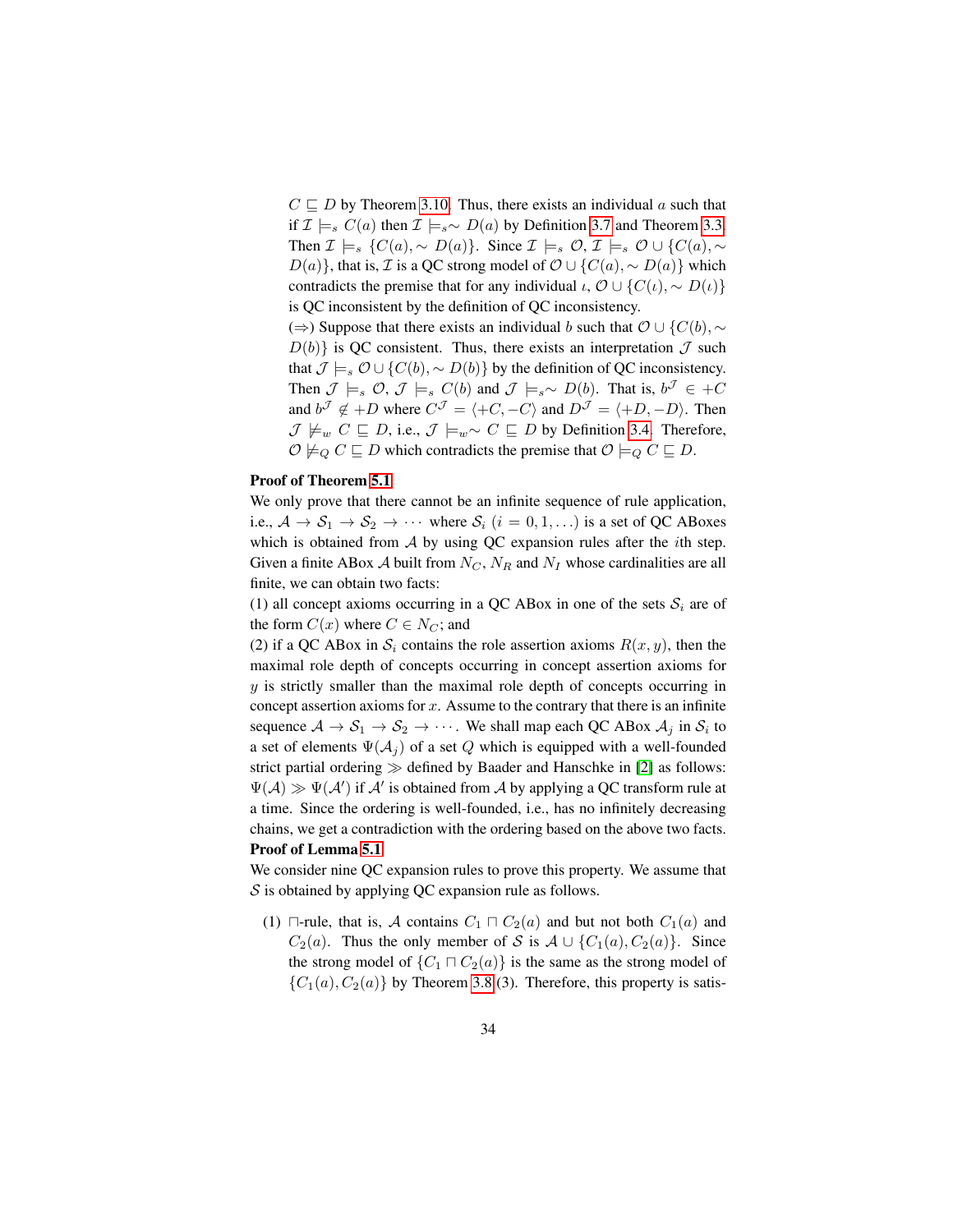$C \sqsubseteq D$ by Theorem 3.10. Thus, there exists an individual $a$ such that if $\mathcal{I} \models_s C(a)$ then $\mathcal{I} \models_s \sim D(a)$ by Definition 3.7 and Theorem 3.3. Then $\mathcal{I} \models_s \{C(a), \sim D(a)\}$. Since $\mathcal{I} \models_s \mathcal{O}$, $\mathcal{I} \models_s \mathcal{O} \cup \{C(a), \sim D(a)\}$, that is, $\mathcal{I}$ is a QC strong model of $\mathcal{O} \cup \{C(a), \sim D(a)\}$ which contradicts the premise that for any individual $\iota$, $\mathcal{O} \cup \{C(\iota), \sim D(\iota)\}$ is QC inconsistent by the definition of QC inconsistency.

($\Rightarrow$) Suppose that there exists an individual $b$ such that $\mathcal{O} \cup \{C(b), \sim D(b)\}$ is QC consistent. Thus, there exists an interpretation $\mathcal{J}$ such that $\mathcal{J} \models_s \mathcal{O} \cup \{C(b), \sim D(b)\}$ by the definition of QC inconsistency. Then $\mathcal{J} \models_s \mathcal{O}$, $\mathcal{J} \models_s C(b)$ and $\mathcal{J} \models_s \sim D(b)$. That is, $b^{\mathcal{J}} \in +C$ and $b^{\mathcal{J}} \notin +D$ where $C^{\mathcal{J}} = \langle +C, -C \rangle$ and $D^{\mathcal{J}} = \langle +D, -D \rangle$. Then $\mathcal{J} \not\models_w C \sqsubseteq D$, i.e., $\mathcal{J} \models_w \sim C \sqsubseteq D$ by Definition 3.4. Therefore, $\mathcal{O} \not\models_Q C \sqsubseteq D$ which contradicts the premise that $\mathcal{O} \models_Q C \sqsubseteq D$.

**Proof of Theorem 5.1**

We only prove that there cannot be an infinite sequence of rule application, i.e., $\mathcal{A} \to \mathcal{S}_1 \to \mathcal{S}_2 \to \cdots$ where $\mathcal{S}_i$ $(i = 0, 1, \ldots)$ is a set of QC ABoxes which is obtained from $\mathcal{A}$ by using QC expansion rules after the $i$th step. Given a finite ABox $\mathcal{A}$ built from $N_C$, $N_R$ and $N_I$ whose cardinalities are all finite, we can obtain two facts:

(1) all concept axioms occurring in a QC ABox in one of the sets $\mathcal{S}_i$ are of the form $C(x)$ where $C \in N_C$; and

(2) if a QC ABox in $\mathcal{S}_i$ contains the role assertion axioms $R(x, y)$, then the maximal role depth of concepts occurring in concept assertion axioms for $y$ is strictly smaller than the maximal role depth of concepts occurring in concept assertion axioms for $x$. Assume to the contrary that there is an infinite sequence $\mathcal{A} \to \mathcal{S}_1 \to \mathcal{S}_2 \to \cdots$. We shall map each QC ABox $\mathcal{A}_j$ in $\mathcal{S}_i$ to a set of elements $\Psi(\mathcal{A}_j)$ of a set $Q$ which is equipped with a well-founded strict partial ordering $\gg$ defined by Baader and Hanschke in [2] as follows: $\Psi(\mathcal{A}) \gg \Psi(\mathcal{A}')$ if $\mathcal{A}'$ is obtained from $\mathcal{A}$ by applying a QC transform rule at a time. Since the ordering is well-founded, i.e., has no infinitely decreasing chains, we get a contradiction with the ordering based on the above two facts.

**Proof of Lemma 5.1**

We consider nine QC expansion rules to prove this property. We assume that $\mathcal{S}$ is obtained by applying QC expansion rule as follows.

(1) $\sqcap$-rule, that is, $\mathcal{A}$ contains $C_1 \sqcap C_2(a)$ and but not both $C_1(a)$ and $C_2(a)$. Thus the only member of $\mathcal{S}$ is $\mathcal{A} \cup \{C_1(a), C_2(a)\}$. Since the strong model of $\{C_1 \sqcap C_2(a)\}$ is the same as the strong model of $\{C_1(a), C_2(a)\}$ by Theorem 3.8 (3). Therefore, this property is satis-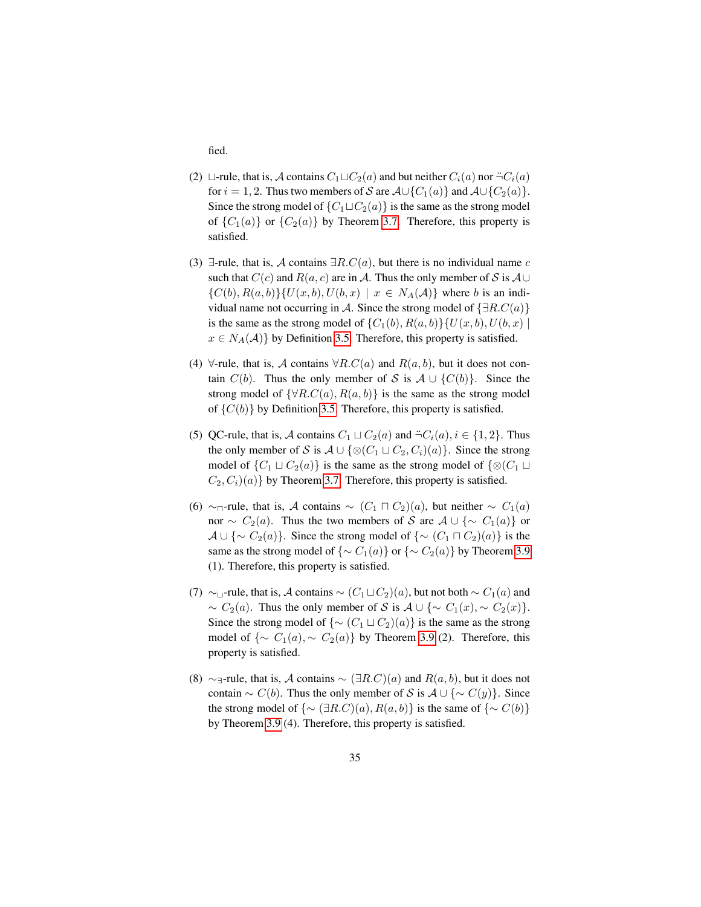fied.

(2) $\sqcup$-rule, that is, $\mathcal{A}$ contains $C_1 \sqcup C_2(a)$ and but neither $C_i(a)$ nor $\ddot{\neg}C_i(a)$ for $i = 1, 2$. Thus two members of $\mathcal{S}$ are $\mathcal{A} \cup \{C_1(a)\}$ and $\mathcal{A} \cup \{C_2(a)\}$. Since the strong model of $\{C_1 \sqcup C_2(a)\}$ is the same as the strong model of $\{C_1(a)\}$ or $\{C_2(a)\}$ by Theorem 3.7. Therefore, this property is satisfied.

(3) $\exists$-rule, that is, $\mathcal{A}$ contains $\exists R.C(a)$, but there is no individual name $c$ such that $C(c)$ and $R(a, c)$ are in $\mathcal{A}$. Thus the only member of $\mathcal{S}$ is $\mathcal{A} \cup \{C(b), R(a, b)\}\{U(x, b), U(b, x) \mid x \in N_A(\mathcal{A})\}$ where $b$ is an individual name not occurring in $\mathcal{A}$. Since the strong model of $\{\exists R.C(a)\}$ is the same as the strong model of $\{C_1(b), R(a, b)\}\{U(x, b), U(b, x) \mid x \in N_A(\mathcal{A})\}$ by Definition 3.5. Therefore, this property is satisfied.

(4) $\forall$-rule, that is, $\mathcal{A}$ contains $\forall R.C(a)$ and $R(a, b)$, but it does not contain $C(b)$. Thus the only member of $\mathcal{S}$ is $\mathcal{A} \cup \{C(b)\}$. Since the strong model of $\{\forall R.C(a), R(a, b)\}$ is the same as the strong model of $\{C(b)\}$ by Definition 3.5. Therefore, this property is satisfied.

(5) QC-rule, that is, $\mathcal{A}$ contains $C_1 \sqcup C_2(a)$ and $\ddot{\neg}C_i(a), i \in \{1, 2\}$. Thus the only member of $\mathcal{S}$ is $\mathcal{A} \cup \{\otimes(C_1 \sqcup C_2, C_i)(a)\}$. Since the strong model of $\{C_1 \sqcup C_2(a)\}$ is the same as the strong model of $\{\otimes(C_1 \sqcup C_2, C_i)(a)\}$ by Theorem 3.7. Therefore, this property is satisfied.

(6) $\sim_{\sqcap}$-rule, that is, $\mathcal{A}$ contains $\sim (C_1 \sqcap C_2)(a)$, but neither $\sim C_1(a)$ nor $\sim C_2(a)$. Thus the two members of $\mathcal{S}$ are $\mathcal{A} \cup \{\sim C_1(a)\}$ or $\mathcal{A} \cup \{\sim C_2(a)\}$. Since the strong model of $\{\sim (C_1 \sqcap C_2)(a)\}$ is the same as the strong model of $\{\sim C_1(a)\}$ or $\{\sim C_2(a)\}$ by Theorem 3.9 (1). Therefore, this property is satisfied.

(7) $\sim_{\sqcup}$-rule, that is, $\mathcal{A}$ contains $\sim (C_1 \sqcup C_2)(a)$, but not both $\sim C_1(a)$ and $\sim C_2(a)$. Thus the only member of $\mathcal{S}$ is $\mathcal{A} \cup \{\sim C_1(x), \sim C_2(x)\}$. Since the strong model of $\{\sim (C_1 \sqcup C_2)(a)\}$ is the same as the strong model of $\{\sim C_1(a), \sim C_2(a)\}$ by Theorem 3.9 (2). Therefore, this property is satisfied.

(8) $\sim_{\exists}$-rule, that is, $\mathcal{A}$ contains $\sim (\exists R.C)(a)$ and $R(a, b)$, but it does not contain $\sim C(b)$. Thus the only member of $\mathcal{S}$ is $\mathcal{A} \cup \{\sim C(y)\}$. Since the strong model of $\{\sim (\exists R.C)(a), R(a, b)\}$ is the same of $\{\sim C(b)\}$ by Theorem 3.9 (4). Therefore, this property is satisfied.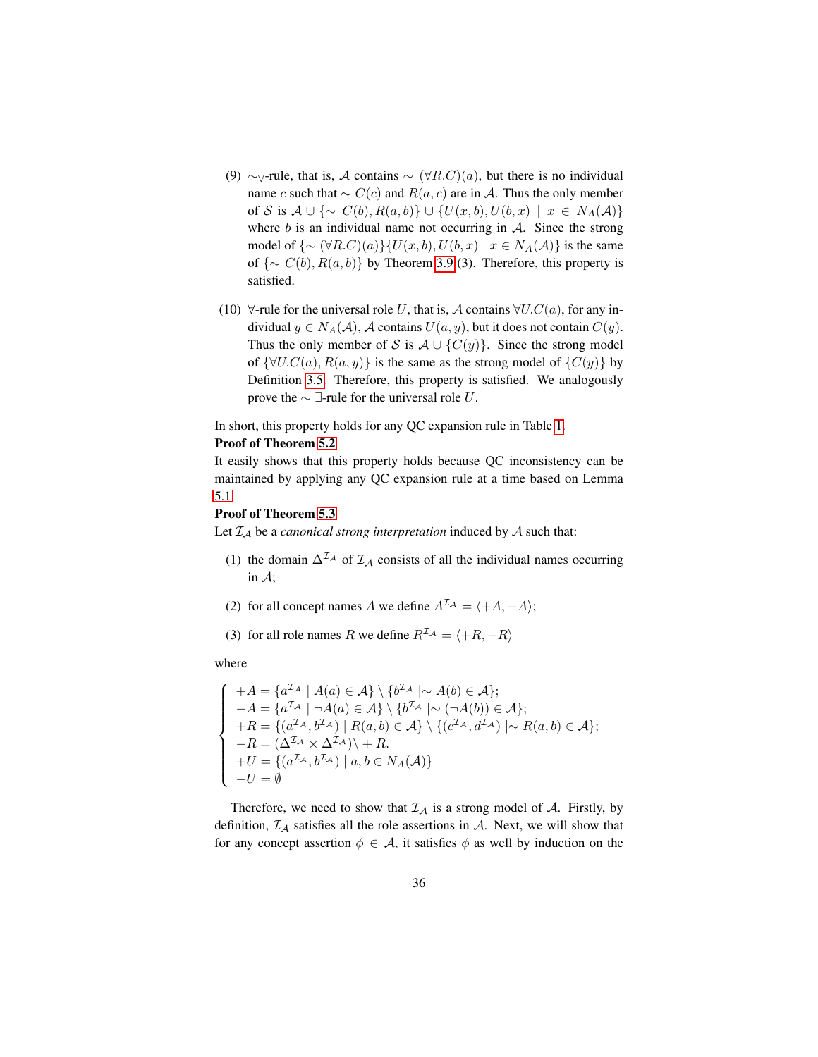(9) $\sim_\forall$-rule, that is, $\mathcal{A}$ contains $\sim (\forall R.C)(a)$, but there is no individual name $c$ such that $\sim C(c)$ and $R(a,c)$ are in $\mathcal{A}$. Thus the only member of $\mathcal{S}$ is $\mathcal{A} \cup \{\sim C(b), R(a,b)\} \cup \{U(x,b), U(b,x) \mid x \in N_A(\mathcal{A})\}$ where $b$ is an individual name not occurring in $\mathcal{A}$. Since the strong model of $\{\sim (\forall R.C)(a)\}\{U(x,b), U(b,x) \mid x \in N_A(\mathcal{A})\}$ is the same of $\{\sim C(b), R(a,b)\}$ by Theorem 3.9 (3). Therefore, this property is satisfied.

(10) $\forall$-rule for the universal role $U$, that is, $\mathcal{A}$ contains $\forall U.C(a)$, for any individual $y \in N_A(\mathcal{A})$, $\mathcal{A}$ contains $U(a,y)$, but it does not contain $C(y)$. Thus the only member of $\mathcal{S}$ is $\mathcal{A} \cup \{C(y)\}$. Since the strong model of $\{\forall U.C(a), R(a,y)\}$ is the same as the strong model of $\{C(y)\}$ by Definition 3.5. Therefore, this property is satisfied. We analogously prove the $\sim \exists$-rule for the universal role $U$.

In short, this property holds for any QC expansion rule in Table 1.

**Proof of Theorem 5.2**

It easily shows that this property holds because QC inconsistency can be maintained by applying any QC expansion rule at a time based on Lemma 5.1.

**Proof of Theorem 5.3**

Let $\mathcal{I}_\mathcal{A}$ be a *canonical strong interpretation* induced by $\mathcal{A}$ such that:

(1) the domain $\Delta^{\mathcal{I}_\mathcal{A}}$ of $\mathcal{I}_\mathcal{A}$ consists of all the individual names occurring in $\mathcal{A}$;

(2) for all concept names $A$ we define $A^{\mathcal{I}_\mathcal{A}} = \langle +A, -A \rangle$;

(3) for all role names $R$ we define $R^{\mathcal{I}_\mathcal{A}} = \langle +R, -R \rangle$

where

$$
\begin{cases}
+A = \{a^{\mathcal{I}_\mathcal{A}} \mid A(a) \in \mathcal{A}\} \setminus \{b^{\mathcal{I}_\mathcal{A}} \mid \sim A(b) \in \mathcal{A}\}; \\
-A = \{a^{\mathcal{I}_\mathcal{A}} \mid \neg A(a) \in \mathcal{A}\} \setminus \{b^{\mathcal{I}_\mathcal{A}} \mid \sim (\neg A(b)) \in \mathcal{A}\}; \\
+R = \{(a^{\mathcal{I}_\mathcal{A}}, b^{\mathcal{I}_\mathcal{A}}) \mid R(a,b) \in \mathcal{A}\} \setminus \{(c^{\mathcal{I}_\mathcal{A}}, d^{\mathcal{I}_\mathcal{A}}) \mid \sim R(a,b) \in \mathcal{A}\}; \\
-R = (\Delta^{\mathcal{I}_\mathcal{A}} \times \Delta^{\mathcal{I}_\mathcal{A}}) \setminus +R. \\
+U = \{(a^{\mathcal{I}_\mathcal{A}}, b^{\mathcal{I}_\mathcal{A}}) \mid a, b \in N_A(\mathcal{A})\} \\
-U = \emptyset
\end{cases}
$$

Therefore, we need to show that $\mathcal{I}_\mathcal{A}$ is a strong model of $\mathcal{A}$. Firstly, by definition, $\mathcal{I}_\mathcal{A}$ satisfies all the role assertions in $\mathcal{A}$. Next, we will show that for any concept assertion $\phi \in \mathcal{A}$, it satisfies $\phi$ as well by induction on the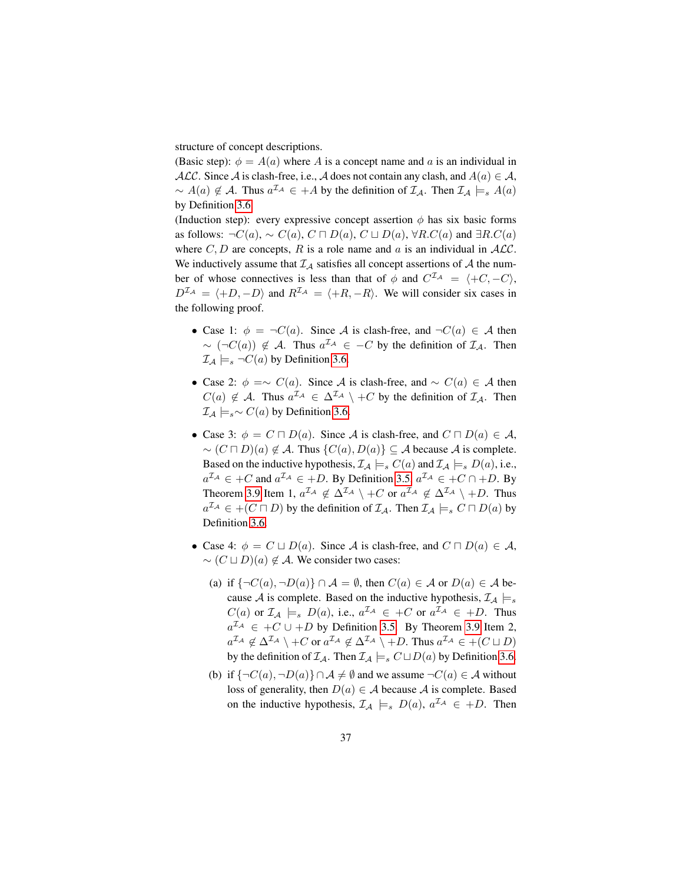structure of concept descriptions.

(Basic step): $\phi = A(a)$ where $A$ is a concept name and $a$ is an individual in $\mathcal{ALC}$. Since $\mathcal{A}$ is clash-free, i.e., $\mathcal{A}$ does not contain any clash, and $A(a) \in \mathcal{A}$, $\sim A(a) \notin \mathcal{A}$. Thus $a^{\mathcal{I}_\mathcal{A}} \in +A$ by the definition of $\mathcal{I}_\mathcal{A}$. Then $\mathcal{I}_\mathcal{A} \models_s A(a)$ by Definition 3.6.

(Induction step): every expressive concept assertion $\phi$ has six basic forms as follows: $\neg C(a)$, $\sim C(a)$, $C \sqcap D(a)$, $C \sqcup D(a)$, $\forall R.C(a)$ and $\exists R.C(a)$ where $C, D$ are concepts, $R$ is a role name and $a$ is an individual in $\mathcal{ALC}$. We inductively assume that $\mathcal{I}_\mathcal{A}$ satisfies all concept assertions of $\mathcal{A}$ the number of whose connectives is less than that of $\phi$ and $C^{\mathcal{I}_\mathcal{A}} = \langle +C, -C \rangle$, $D^{\mathcal{I}_\mathcal{A}} = \langle +D, -D \rangle$ and $R^{\mathcal{I}_\mathcal{A}} = \langle +R, -R \rangle$. We will consider six cases in the following proof.

- Case 1: $\phi = \neg C(a)$. Since $\mathcal{A}$ is clash-free, and $\neg C(a) \in \mathcal{A}$ then $\sim (\neg C(a)) \notin \mathcal{A}$. Thus $a^{\mathcal{I}_\mathcal{A}} \in -C$ by the definition of $\mathcal{I}_\mathcal{A}$. Then $\mathcal{I}_\mathcal{A} \models_s \neg C(a)$ by Definition 3.6.

- Case 2: $\phi = \sim C(a)$. Since $\mathcal{A}$ is clash-free, and $\sim C(a) \in \mathcal{A}$ then $C(a) \notin \mathcal{A}$. Thus $a^{\mathcal{I}_\mathcal{A}} \in \Delta^{\mathcal{I}_\mathcal{A}} \setminus +C$ by the definition of $\mathcal{I}_\mathcal{A}$. Then $\mathcal{I}_\mathcal{A} \models_s \sim C(a)$ by Definition 3.6.

- Case 3: $\phi = C \sqcap D(a)$. Since $\mathcal{A}$ is clash-free, and $C \sqcap D(a) \in \mathcal{A}$, $\sim (C \sqcap D)(a) \notin \mathcal{A}$. Thus $\{C(a), D(a)\} \subseteq \mathcal{A}$ because $\mathcal{A}$ is complete. Based on the inductive hypothesis, $\mathcal{I}_\mathcal{A} \models_s C(a)$ and $\mathcal{I}_\mathcal{A} \models_s D(a)$, i.e., $a^{\mathcal{I}_\mathcal{A}} \in +C$ and $a^{\mathcal{I}_\mathcal{A}} \in +D$. By Definition 3.5, $a^{\mathcal{I}_\mathcal{A}} \in +C \cap +D$. By Theorem 3.9 Item 1, $a^{\mathcal{I}_\mathcal{A}} \notin \Delta^{\mathcal{I}_\mathcal{A}} \setminus +C$ or $a^{\mathcal{I}_\mathcal{A}} \notin \Delta^{\mathcal{I}_\mathcal{A}} \setminus +D$. Thus $a^{\mathcal{I}_\mathcal{A}} \in +(C \sqcap D)$ by the definition of $\mathcal{I}_\mathcal{A}$. Then $\mathcal{I}_\mathcal{A} \models_s C \sqcap D(a)$ by Definition 3.6.

- Case 4: $\phi = C \sqcup D(a)$. Since $\mathcal{A}$ is clash-free, and $C \sqcap D(a) \in \mathcal{A}$, $\sim (C \sqcup D)(a) \notin \mathcal{A}$. We consider two cases:

  (a) if $\{\neg C(a), \neg D(a)\} \cap \mathcal{A} = \emptyset$, then $C(a) \in \mathcal{A}$ or $D(a) \in \mathcal{A}$ because $\mathcal{A}$ is complete. Based on the inductive hypothesis, $\mathcal{I}_\mathcal{A} \models_s C(a)$ or $\mathcal{I}_\mathcal{A} \models_s D(a)$, i.e., $a^{\mathcal{I}_\mathcal{A}} \in +C$ or $a^{\mathcal{I}_\mathcal{A}} \in +D$. Thus $a^{\mathcal{I}_\mathcal{A}} \in +C \cup +D$ by Definition 3.5. By Theorem 3.9 Item 2, $a^{\mathcal{I}_\mathcal{A}} \notin \Delta^{\mathcal{I}_\mathcal{A}} \setminus +C$ or $a^{\mathcal{I}_\mathcal{A}} \notin \Delta^{\mathcal{I}_\mathcal{A}} \setminus +D$. Thus $a^{\mathcal{I}_\mathcal{A}} \in +(C \sqcup D)$ by the definition of $\mathcal{I}_\mathcal{A}$. Then $\mathcal{I}_\mathcal{A} \models_s C \sqcup D(a)$ by Definition 3.6.

  (b) if $\{\neg C(a), \neg D(a)\} \cap \mathcal{A} \neq \emptyset$ and we assume $\neg C(a) \in \mathcal{A}$ without loss of generality, then $D(a) \in \mathcal{A}$ because $\mathcal{A}$ is complete. Based on the inductive hypothesis, $\mathcal{I}_\mathcal{A} \models_s D(a)$, $a^{\mathcal{I}_\mathcal{A}} \in +D$. Then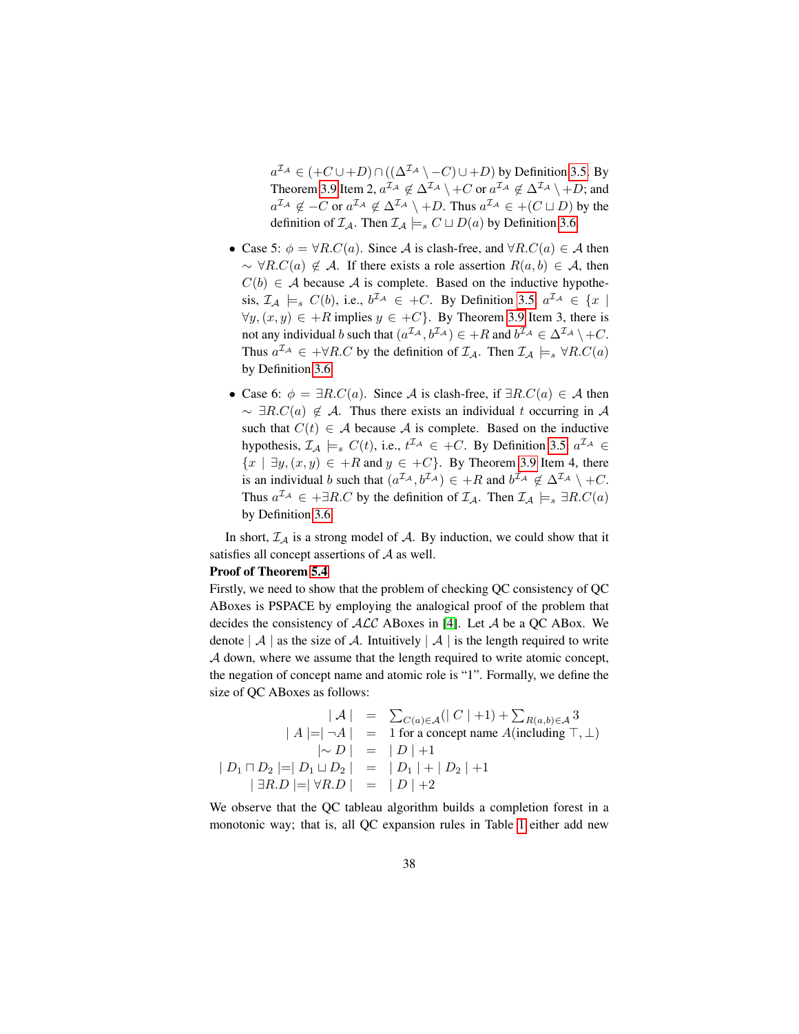$a^{\mathcal{I}_\mathcal{A}} \in (+C \cup +D) \cap ((\Delta^{\mathcal{I}_\mathcal{A}} \setminus -C) \cup +D)$ by Definition 3.5. By Theorem 3.9 Item 2, $a^{\mathcal{I}_\mathcal{A}} \notin \Delta^{\mathcal{I}_\mathcal{A}} \setminus +C$ or $a^{\mathcal{I}_\mathcal{A}} \notin \Delta^{\mathcal{I}_\mathcal{A}} \setminus +D$; and $a^{\mathcal{I}_\mathcal{A}} \notin -C$ or $a^{\mathcal{I}_\mathcal{A}} \notin \Delta^{\mathcal{I}_\mathcal{A}} \setminus +D$. Thus $a^{\mathcal{I}_\mathcal{A}} \in +(C \sqcup D)$ by the definition of $\mathcal{I}_\mathcal{A}$. Then $\mathcal{I}_\mathcal{A} \models_s C \sqcup D(a)$ by Definition 3.6.

- Case 5: $\phi = \forall R.C(a)$. Since $\mathcal{A}$ is clash-free, and $\forall R.C(a) \in \mathcal{A}$ then $\sim \forall R.C(a) \notin \mathcal{A}$. If there exists a role assertion $R(a, b) \in \mathcal{A}$, then $C(b) \in \mathcal{A}$ because $\mathcal{A}$ is complete. Based on the inductive hypothesis, $\mathcal{I}_\mathcal{A} \models_s C(b)$, i.e., $b^{\mathcal{I}_\mathcal{A}} \in +C$. By Definition 3.5, $a^{\mathcal{I}_\mathcal{A}} \in \{x \mid \forall y, (x, y) \in +R \text{ implies } y \in +C\}$. By Theorem 3.9 Item 3, there is not any individual $b$ such that $(a^{\mathcal{I}_\mathcal{A}}, b^{\mathcal{I}_\mathcal{A}}) \in +R$ and $b^{\mathcal{I}_\mathcal{A}} \in \Delta^{\mathcal{I}_\mathcal{A}} \setminus +C$. Thus $a^{\mathcal{I}_\mathcal{A}} \in +\forall R.C$ by the definition of $\mathcal{I}_\mathcal{A}$. Then $\mathcal{I}_\mathcal{A} \models_s \forall R.C(a)$ by Definition 3.6.

- Case 6: $\phi = \exists R.C(a)$. Since $\mathcal{A}$ is clash-free, if $\exists R.C(a) \in \mathcal{A}$ then $\sim \exists R.C(a) \notin \mathcal{A}$. Thus there exists an individual $t$ occurring in $\mathcal{A}$ such that $C(t) \in \mathcal{A}$ because $\mathcal{A}$ is complete. Based on the inductive hypothesis, $\mathcal{I}_\mathcal{A} \models_s C(t)$, i.e., $t^{\mathcal{I}_\mathcal{A}} \in +C$. By Definition 3.5, $a^{\mathcal{I}_\mathcal{A}} \in \{x \mid \exists y, (x, y) \in +R \text{ and } y \in +C\}$. By Theorem 3.9 Item 4, there is an individual $b$ such that $(a^{\mathcal{I}_\mathcal{A}}, b^{\mathcal{I}_\mathcal{A}}) \in +R$ and $b^{\mathcal{I}_\mathcal{A}} \notin \Delta^{\mathcal{I}_\mathcal{A}} \setminus +C$. Thus $a^{\mathcal{I}_\mathcal{A}} \in +\exists R.C$ by the definition of $\mathcal{I}_\mathcal{A}$. Then $\mathcal{I}_\mathcal{A} \models_s \exists R.C(a)$ by Definition 3.6.

In short, $\mathcal{I}_\mathcal{A}$ is a strong model of $\mathcal{A}$. By induction, we could show that it satisfies all concept assertions of $\mathcal{A}$ as well.

**Proof of Theorem 5.4**

Firstly, we need to show that the problem of checking QC consistency of QC ABoxes is PSPACE by employing the analogical proof of the problem that decides the consistency of $\mathcal{ALC}$ ABoxes in [4]. Let $\mathcal{A}$ be a QC ABox. We denote $|\mathcal{A}|$ as the size of $\mathcal{A}$. Intuitively $|\mathcal{A}|$ is the length required to write $\mathcal{A}$ down, where we assume that the length required to write atomic concept, the negation of concept name and atomic role is "1". Formally, we define the size of QC ABoxes as follows:

$$
\begin{array}{rcl}
|\mathcal{A}| & = & \sum_{C(a)\in\mathcal{A}}(|C|+1) + \sum_{R(a,b)\in\mathcal{A}} 3 \\
|A| = |\neg A| & = & 1 \text{ for a concept name } A (\text{including } \top, \bot) \\
|\sim D| & = & |D| + 1 \\
|D_1 \sqcap D_2| = |D_1 \sqcup D_2| & = & |D_1| + |D_2| + 1 \\
|\exists R.D| = |\forall R.D| & = & |D| + 2
\end{array}
$$

We observe that the QC tableau algorithm builds a completion forest in a monotonic way; that is, all QC expansion rules in Table 1 either add new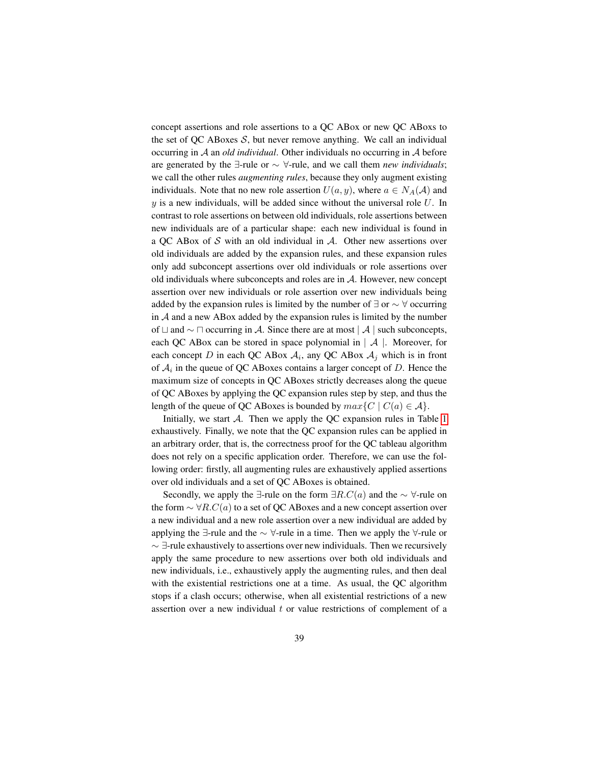concept assertions and role assertions to a QC ABox or new QC ABoxs to the set of QC ABoxes $\mathcal{S}$, but never remove anything. We call an individual occurring in $\mathcal{A}$ an *old individual*. Other individuals no occurring in $\mathcal{A}$ before are generated by the $\exists$-rule or $\sim \forall$-rule, and we call them *new individuals*; we call the other rules *augmenting rules*, because they only augment existing individuals. Note that no new role assertion $U(a, y)$, where $a \in N_A(\mathcal{A})$ and $y$ is a new individuals, will be added since without the universal role $U$. In contrast to role assertions on between old individuals, role assertions between new individuals are of a particular shape: each new individual is found in a QC ABox of $\mathcal{S}$ with an old individual in $\mathcal{A}$. Other new assertions over old individuals are added by the expansion rules, and these expansion rules only add subconcept assertions over old individuals or role assertions over old individuals where subconcepts and roles are in $\mathcal{A}$. However, new concept assertion over new individuals or role assertion over new individuals being added by the expansion rules is limited by the number of $\exists$ or $\sim \forall$ occurring in $\mathcal{A}$ and a new ABox added by the expansion rules is limited by the number of $\sqcup$ and $\sim \sqcap$ occurring in $\mathcal{A}$. Since there are at most $\mid \mathcal{A} \mid$ such subconcepts, each QC ABox can be stored in space polynomial in $\mid \mathcal{A} \mid$. Moreover, for each concept $D$ in each QC ABox $\mathcal{A}_i$, any QC ABox $\mathcal{A}_j$ which is in front of $\mathcal{A}_i$ in the queue of QC ABoxes contains a larger concept of $D$. Hence the maximum size of concepts in QC ABoxes strictly decreases along the queue of QC ABoxes by applying the QC expansion rules step by step, and thus the length of the queue of QC ABoxes is bounded by $max\{C \mid C(a) \in \mathcal{A}\}$.

Initially, we start $\mathcal{A}$. Then we apply the QC expansion rules in Table 1 exhaustively. Finally, we note that the QC expansion rules can be applied in an arbitrary order, that is, the correctness proof for the QC tableau algorithm does not rely on a specific application order. Therefore, we can use the following order: firstly, all augmenting rules are exhaustively applied assertions over old individuals and a set of QC ABoxes is obtained.

Secondly, we apply the $\exists$-rule on the form $\exists R.C(a)$ and the $\sim \forall$-rule on the form $\sim \forall R.C(a)$ to a set of QC ABoxes and a new concept assertion over a new individual and a new role assertion over a new individual are added by applying the $\exists$-rule and the $\sim \forall$-rule in a time. Then we apply the $\forall$-rule or $\sim \exists$-rule exhaustively to assertions over new individuals. Then we recursively apply the same procedure to new assertions over both old individuals and new individuals, i.e., exhaustively apply the augmenting rules, and then deal with the existential restrictions one at a time. As usual, the QC algorithm stops if a clash occurs; otherwise, when all existential restrictions of a new assertion over a new individual $t$ or value restrictions of complement of a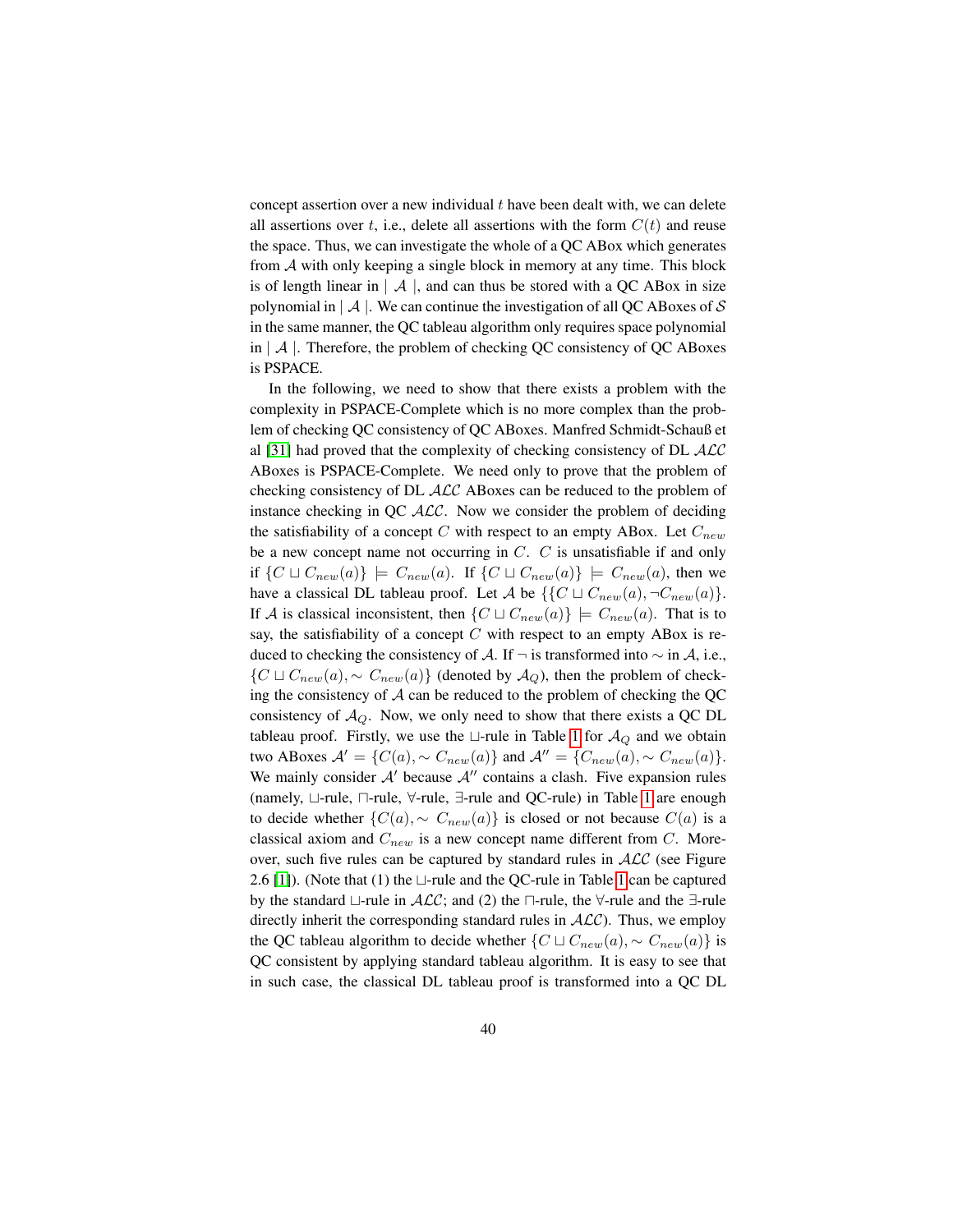concept assertion over a new individual $t$ have been dealt with, we can delete all assertions over $t$, i.e., delete all assertions with the form $C(t)$ and reuse the space. Thus, we can investigate the whole of a QC ABox which generates from $\mathcal{A}$ with only keeping a single block in memory at any time. This block is of length linear in $\mid \mathcal{A} \mid$, and can thus be stored with a QC ABox in size polynomial in $\mid \mathcal{A} \mid$. We can continue the investigation of all QC ABoxes of $\mathcal{S}$ in the same manner, the QC tableau algorithm only requires space polynomial in $\mid \mathcal{A} \mid$. Therefore, the problem of checking QC consistency of QC ABoxes is PSPACE.

In the following, we need to show that there exists a problem with the complexity in PSPACE-Complete which is no more complex than the problem of checking QC consistency of QC ABoxes. Manfred Schmidt-Schauß et al [31] had proved that the complexity of checking consistency of DL $\mathcal{ALC}$ ABoxes is PSPACE-Complete. We need only to prove that the problem of checking consistency of DL $\mathcal{ALC}$ ABoxes can be reduced to the problem of instance checking in QC $\mathcal{ALC}$. Now we consider the problem of deciding the satisfiability of a concept $C$ with respect to an empty ABox. Let $C_{new}$ be a new concept name not occurring in $C$. $C$ is unsatisfiable if and only if $\{C \sqcup C_{new}(a)\} \models C_{new}(a)$. If $\{C \sqcup C_{new}(a)\} \models C_{new}(a)$, then we have a classical DL tableau proof. Let $\mathcal{A}$ be $\{\{C \sqcup C_{new}(a), \neg C_{new}(a)\}$. If $\mathcal{A}$ is classical inconsistent, then $\{C \sqcup C_{new}(a)\} \models C_{new}(a)$. That is to say, the satisfiability of a concept $C$ with respect to an empty ABox is reduced to checking the consistency of $\mathcal{A}$. If $\neg$ is transformed into $\sim$ in $\mathcal{A}$, i.e., $\{C \sqcup C_{new}(a), \sim C_{new}(a)\}$ (denoted by $\mathcal{A}_Q$), then the problem of checking the consistency of $\mathcal{A}$ can be reduced to the problem of checking the QC consistency of $\mathcal{A}_Q$. Now, we only need to show that there exists a QC DL tableau proof. Firstly, we use the $\sqcup$-rule in Table 1 for $\mathcal{A}_Q$ and we obtain two ABoxes $\mathcal{A}' = \{C(a), \sim C_{new}(a)\}$ and $\mathcal{A}'' = \{C_{new}(a), \sim C_{new}(a)\}$. We mainly consider $\mathcal{A}'$ because $\mathcal{A}''$ contains a clash. Five expansion rules (namely, $\sqcup$-rule, $\sqcap$-rule, $\forall$-rule, $\exists$-rule and QC-rule) in Table 1 are enough to decide whether $\{C(a), \sim C_{new}(a)\}$ is closed or not because $C(a)$ is a classical axiom and $C_{new}$ is a new concept name different from $C$. Moreover, such five rules can be captured by standard rules in $\mathcal{ALC}$ (see Figure 2.6 [1]). (Note that (1) the $\sqcup$-rule and the QC-rule in Table 1 can be captured by the standard $\sqcup$-rule in $\mathcal{ALC}$; and (2) the $\sqcap$-rule, the $\forall$-rule and the $\exists$-rule directly inherit the corresponding standard rules in $\mathcal{ALC}$). Thus, we employ the QC tableau algorithm to decide whether $\{C \sqcup C_{new}(a), \sim C_{new}(a)\}$ is QC consistent by applying standard tableau algorithm. It is easy to see that in such case, the classical DL tableau proof is transformed into a QC DL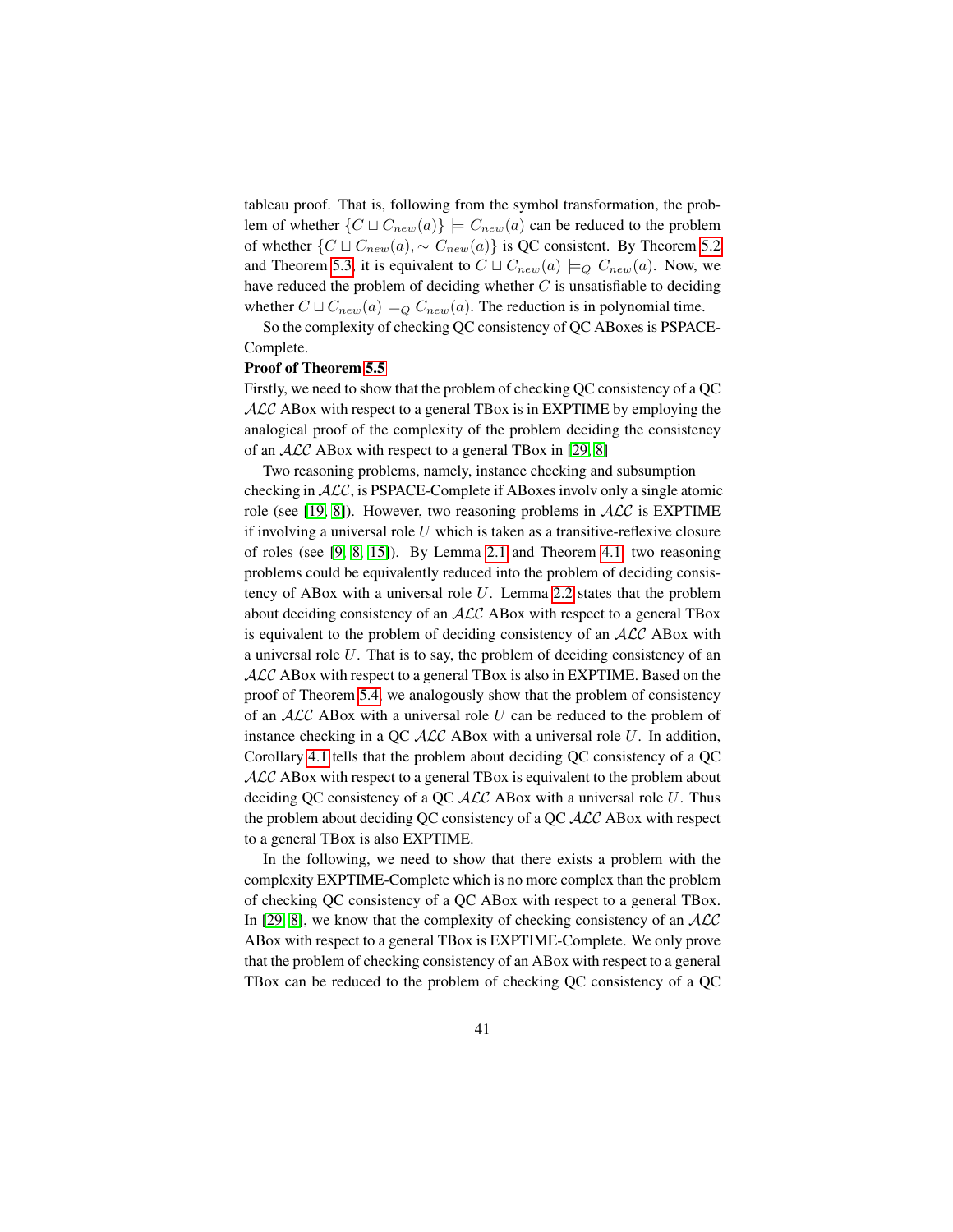tableau proof. That is, following from the symbol transformation, the problem of whether $\{C \sqcup C_{new}(a)\} \models C_{new}(a)$ can be reduced to the problem of whether $\{C \sqcup C_{new}(a), \sim C_{new}(a)\}$ is QC consistent. By Theorem 5.2 and Theorem 5.3, it is equivalent to $C \sqcup C_{new}(a) \models_Q C_{new}(a)$. Now, we have reduced the problem of deciding whether $C$ is unsatisfiable to deciding whether $C \sqcup C_{new}(a) \models_Q C_{new}(a)$. The reduction is in polynomial time.

So the complexity of checking QC consistency of QC ABoxes is PSPACE-Complete.

**Proof of Theorem 5.5**

Firstly, we need to show that the problem of checking QC consistency of a QC $\mathcal{ALC}$ ABox with respect to a general TBox is in EXPTIME by employing the analogical proof of the complexity of the problem deciding the consistency of an $\mathcal{ALC}$ ABox with respect to a general TBox in [29, 8]

Two reasoning problems, namely, instance checking and subsumption checking in $\mathcal{ALC}$, is PSPACE-Complete if ABoxes involv only a single atomic role (see [19, 8]). However, two reasoning problems in $\mathcal{ALC}$ is EXPTIME if involving a universal role $U$ which is taken as a transitive-reflexive closure of roles (see [9, 8, 15]). By Lemma 2.1 and Theorem 4.1, two reasoning problems could be equivalently reduced into the problem of deciding consistency of ABox with a universal role $U$. Lemma 2.2 states that the problem about deciding consistency of an $\mathcal{ALC}$ ABox with respect to a general TBox is equivalent to the problem of deciding consistency of an $\mathcal{ALC}$ ABox with a universal role $U$. That is to say, the problem of deciding consistency of an $\mathcal{ALC}$ ABox with respect to a general TBox is also in EXPTIME. Based on the proof of Theorem 5.4, we analogously show that the problem of consistency of an $\mathcal{ALC}$ ABox with a universal role $U$ can be reduced to the problem of instance checking in a QC $\mathcal{ALC}$ ABox with a universal role $U$. In addition, Corollary 4.1 tells that the problem about deciding QC consistency of a QC $\mathcal{ALC}$ ABox with respect to a general TBox is equivalent to the problem about deciding QC consistency of a QC $\mathcal{ALC}$ ABox with a universal role $U$. Thus the problem about deciding QC consistency of a QC $\mathcal{ALC}$ ABox with respect to a general TBox is also EXPTIME.

In the following, we need to show that there exists a problem with the complexity EXPTIME-Complete which is no more complex than the problem of checking QC consistency of a QC ABox with respect to a general TBox. In [29, 8], we know that the complexity of checking consistency of an $\mathcal{ALC}$ ABox with respect to a general TBox is EXPTIME-Complete. We only prove that the problem of checking consistency of an ABox with respect to a general TBox can be reduced to the problem of checking QC consistency of a QC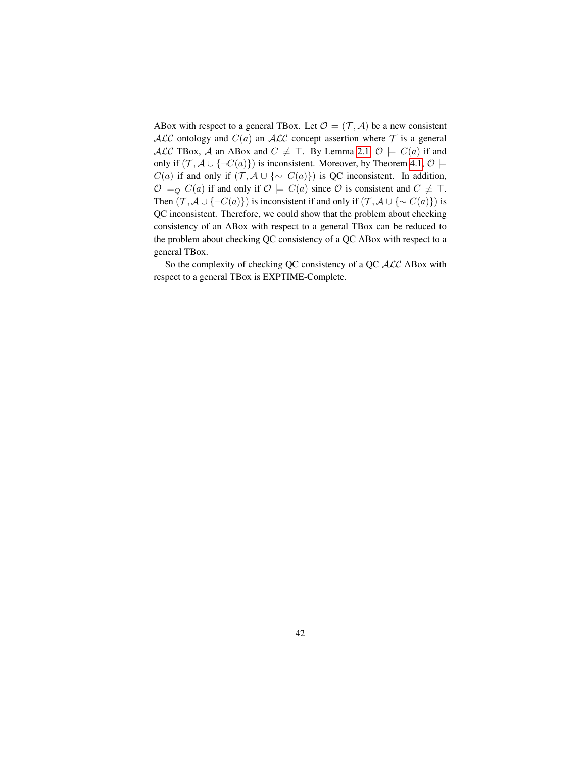ABox with respect to a general TBox. Let $\mathcal{O} = (\mathcal{T}, \mathcal{A})$ be a new consistent $\mathcal{ALC}$ ontology and $C(a)$ an $\mathcal{ALC}$ concept assertion where $\mathcal{T}$ is a general $\mathcal{ALC}$ TBox, $\mathcal{A}$ an ABox and $C \not\equiv \top$. By Lemma 2.1, $\mathcal{O} \models C(a)$ if and only if $(\mathcal{T}, \mathcal{A} \cup \{\neg C(a)\})$ is inconsistent. Moreover, by Theorem 4.1, $\mathcal{O} \models C(a)$ if and only if $(\mathcal{T}, \mathcal{A} \cup \{\sim C(a)\})$ is QC inconsistent. In addition, $\mathcal{O} \models_Q C(a)$ if and only if $\mathcal{O} \models C(a)$ since $\mathcal{O}$ is consistent and $C \not\equiv \top$. Then $(\mathcal{T}, \mathcal{A} \cup \{\neg C(a)\})$ is inconsistent if and only if $(\mathcal{T}, \mathcal{A} \cup \{\sim C(a)\})$ is QC inconsistent. Therefore, we could show that the problem about checking consistency of an ABox with respect to a general TBox can be reduced to the problem about checking QC consistency of a QC ABox with respect to a general TBox.

So the complexity of checking QC consistency of a QC $\mathcal{ALC}$ ABox with respect to a general TBox is EXPTIME-Complete.